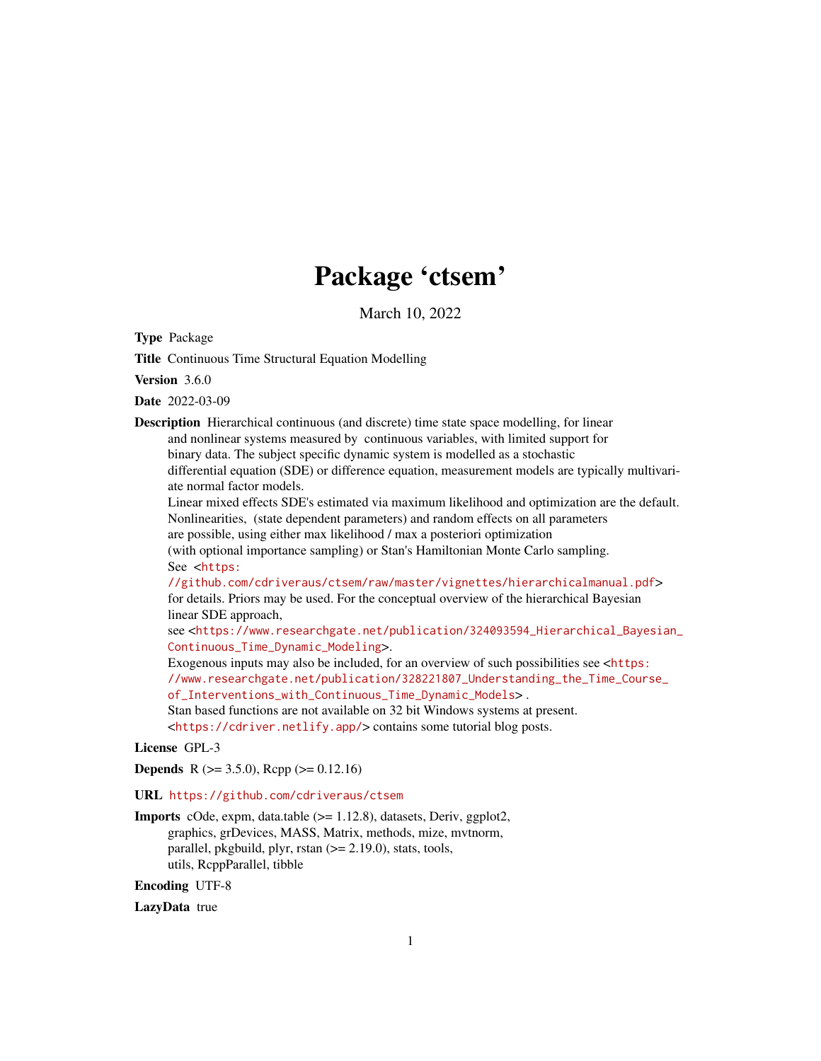# Package 'ctsem'

March 10, 2022

**Type** Package

**Title** Continuous Time Structural Equation Modelling

**Version** 3.6.0

**Date** 2022-03-09

**Description** Hierarchical continuous (and discrete) time state space modelling, for linear and nonlinear systems measured by continuous variables, with limited support for binary data. The subject specific dynamic system is modelled as a stochastic differential equation (SDE) or difference equation, measurement models are typically multivariate normal factor models.
Linear mixed effects SDE's estimated via maximum likelihood and optimization are the default. Nonlinearities, (state dependent parameters) and random effects on all parameters are possible, using either max likelihood / max a posteriori optimization (with optional importance sampling) or Stan's Hamiltonian Monte Carlo sampling.
See <https://github.com/cdriveraus/ctsem/raw/master/vignettes/hierarchicalmanual.pdf> for details. Priors may be used. For the conceptual overview of the hierarchical Bayesian linear SDE approach,
see <https://www.researchgate.net/publication/324093594_Hierarchical_Bayesian_Continuous_Time_Dynamic_Modeling>.
Exogenous inputs may also be included, for an overview of such possibilities see <https://www.researchgate.net/publication/328221807_Understanding_the_Time_Course_of_Interventions_with_Continuous_Time_Dynamic_Models> .
Stan based functions are not available on 32 bit Windows systems at present.
<https://cdriver.netlify.app/> contains some tutorial blog posts.

**License** GPL-3

**Depends** R (>= 3.5.0), Rcpp (>= 0.12.16)

**URL** https://github.com/cdriveraus/ctsem

**Imports** cOde, expm, data.table (>= 1.12.8), datasets, Deriv, ggplot2, graphics, grDevices, MASS, Matrix, methods, mize, mvtnorm, parallel, pkgbuild, plyr, rstan (>= 2.19.0), stats, tools, utils, RcppParallel, tibble

**Encoding** UTF-8

**LazyData** true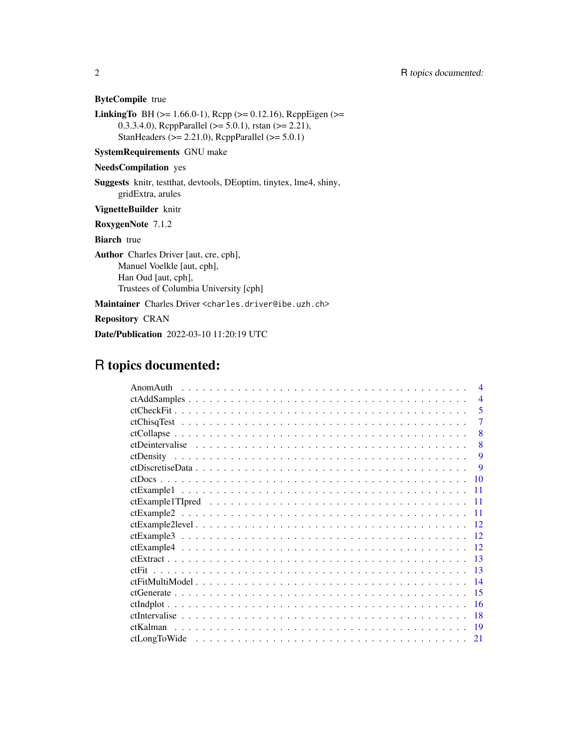**ByteCompile** true

**LinkingTo** BH (>= 1.66.0-1), Rcpp (>= 0.12.16), RcppEigen (>= 0.3.3.4.0), RcppParallel (>= 5.0.1), rstan (>= 2.21), StanHeaders (>= 2.21.0), RcppParallel (>= 5.0.1)

**SystemRequirements** GNU make

**NeedsCompilation** yes

**Suggests** knitr, testthat, devtools, DEoptim, tinytex, lme4, shiny, gridExtra, arules

**VignetteBuilder** knitr

**RoxygenNote** 7.1.2

**Biarch** true

**Author** Charles Driver [aut, cre, cph],
Manuel Voelkle [aut, cph],
Han Oud [aut, cph],
Trustees of Columbia University [cph]

**Maintainer** Charles Driver <charles.driver@ibe.uzh.ch>

**Repository** CRAN

**Date/Publication** 2022-03-10 11:20:19 UTC

# R topics documented:

| | |
|---|---|
| AnomAuth | 4 |
| ctAddSamples | 4 |
| ctCheckFit | 5 |
| ctChisqTest | 7 |
| ctCollapse | 8 |
| ctDeintervalise | 8 |
| ctDensity | 9 |
| ctDiscretiseData | 9 |
| ctDocs | 10 |
| ctExample1 | 11 |
| ctExample1TIpred | 11 |
| ctExample2 | 11 |
| ctExample2level | 12 |
| ctExample3 | 12 |
| ctExample4 | 12 |
| ctExtract | 13 |
| ctFit | 13 |
| ctFitMultiModel | 14 |
| ctGenerate | 15 |
| ctIndplot | 16 |
| ctIntervalise | 18 |
| ctKalman | 19 |
| ctLongToWide | 21 |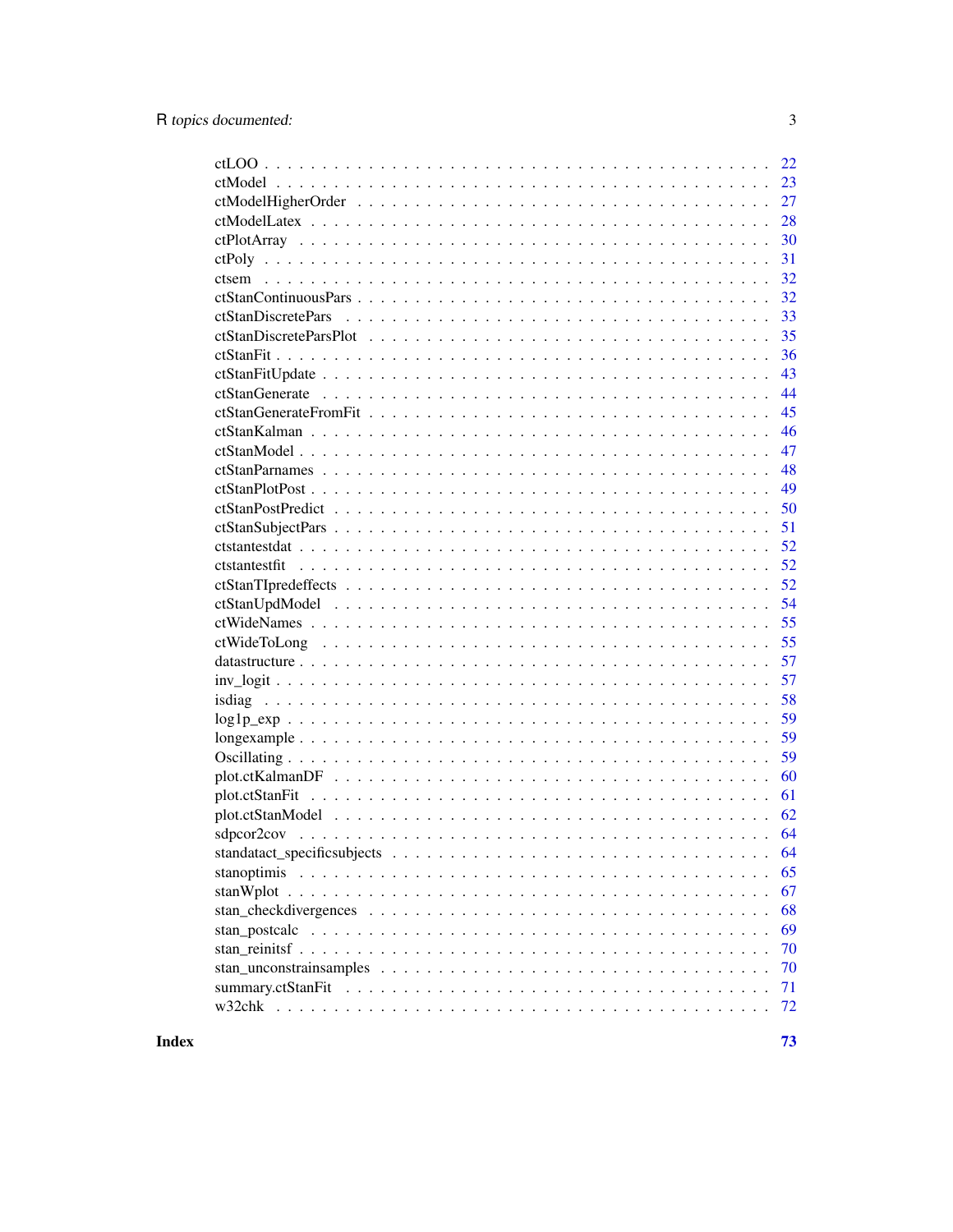ctLOO . . . . . . . . . . . . . . . . . . . . . . . . . . . . . . . . . . . . . . . . . . 22
ctModel . . . . . . . . . . . . . . . . . . . . . . . . . . . . . . . . . . . . . . . . . 23
ctModelHigherOrder . . . . . . . . . . . . . . . . . . . . . . . . . . . . . . . . . . . 27
ctModelLatex . . . . . . . . . . . . . . . . . . . . . . . . . . . . . . . . . . . . . . 28
ctPlotArray . . . . . . . . . . . . . . . . . . . . . . . . . . . . . . . . . . . . . . . 30
ctPoly . . . . . . . . . . . . . . . . . . . . . . . . . . . . . . . . . . . . . . . . . . 31
ctsem . . . . . . . . . . . . . . . . . . . . . . . . . . . . . . . . . . . . . . . . . . 32
ctStanContinuousPars . . . . . . . . . . . . . . . . . . . . . . . . . . . . . . . . . . 32
ctStanDiscretePars . . . . . . . . . . . . . . . . . . . . . . . . . . . . . . . . . . . 33
ctStanDiscreteParsPlot . . . . . . . . . . . . . . . . . . . . . . . . . . . . . . . . . 35
ctStanFit . . . . . . . . . . . . . . . . . . . . . . . . . . . . . . . . . . . . . . . . 36
ctStanFitUpdate . . . . . . . . . . . . . . . . . . . . . . . . . . . . . . . . . . . . . 43
ctStanGenerate . . . . . . . . . . . . . . . . . . . . . . . . . . . . . . . . . . . . . 44
ctStanGenerateFromFit . . . . . . . . . . . . . . . . . . . . . . . . . . . . . . . . . 45
ctStanKalman . . . . . . . . . . . . . . . . . . . . . . . . . . . . . . . . . . . . . . 46
ctStanModel . . . . . . . . . . . . . . . . . . . . . . . . . . . . . . . . . . . . . . . 47
ctStanParnames . . . . . . . . . . . . . . . . . . . . . . . . . . . . . . . . . . . . . 48
ctStanPlotPost . . . . . . . . . . . . . . . . . . . . . . . . . . . . . . . . . . . . . . 49
ctStanPostPredict . . . . . . . . . . . . . . . . . . . . . . . . . . . . . . . . . . . . 50
ctStanSubjectPars . . . . . . . . . . . . . . . . . . . . . . . . . . . . . . . . . . . . 51
ctstantestdat . . . . . . . . . . . . . . . . . . . . . . . . . . . . . . . . . . . . . . 52
ctstantestfit . . . . . . . . . . . . . . . . . . . . . . . . . . . . . . . . . . . . . . 52
ctStanTIpredeffects . . . . . . . . . . . . . . . . . . . . . . . . . . . . . . . . . . . 52
ctStanUpdModel . . . . . . . . . . . . . . . . . . . . . . . . . . . . . . . . . . . . . 54
ctWideNames . . . . . . . . . . . . . . . . . . . . . . . . . . . . . . . . . . . . . . . 55
ctWideToLong . . . . . . . . . . . . . . . . . . . . . . . . . . . . . . . . . . . . . . 55
datastructure . . . . . . . . . . . . . . . . . . . . . . . . . . . . . . . . . . . . . . 57
inv_logit . . . . . . . . . . . . . . . . . . . . . . . . . . . . . . . . . . . . . . . . 57
isdiag . . . . . . . . . . . . . . . . . . . . . . . . . . . . . . . . . . . . . . . . . . 58
log1p_exp . . . . . . . . . . . . . . . . . . . . . . . . . . . . . . . . . . . . . . . . 59
longexample . . . . . . . . . . . . . . . . . . . . . . . . . . . . . . . . . . . . . . . 59
Oscillating . . . . . . . . . . . . . . . . . . . . . . . . . . . . . . . . . . . . . . . . 59
plot.ctKalmanDF . . . . . . . . . . . . . . . . . . . . . . . . . . . . . . . . . . . . . 60
plot.ctStanFit . . . . . . . . . . . . . . . . . . . . . . . . . . . . . . . . . . . . . . 61
plot.ctStanModel . . . . . . . . . . . . . . . . . . . . . . . . . . . . . . . . . . . . . 62
sdpcor2cov . . . . . . . . . . . . . . . . . . . . . . . . . . . . . . . . . . . . . . . . 64
standatact_specificsubjects . . . . . . . . . . . . . . . . . . . . . . . . . . . . . . . 64
stanoptimis . . . . . . . . . . . . . . . . . . . . . . . . . . . . . . . . . . . . . . . 65
stanWplot . . . . . . . . . . . . . . . . . . . . . . . . . . . . . . . . . . . . . . . . . 67
stan_checkdivergences . . . . . . . . . . . . . . . . . . . . . . . . . . . . . . . . . . 68
stan_postcalc . . . . . . . . . . . . . . . . . . . . . . . . . . . . . . . . . . . . . . 69
stan_reinitsf . . . . . . . . . . . . . . . . . . . . . . . . . . . . . . . . . . . . . . . 70
stan_unconstrainsamples . . . . . . . . . . . . . . . . . . . . . . . . . . . . . . . . . 70
summary.ctStanFit . . . . . . . . . . . . . . . . . . . . . . . . . . . . . . . . . . . . 71
w32chk . . . . . . . . . . . . . . . . . . . . . . . . . . . . . . . . . . . . . . . . . . 72

**Index** **73**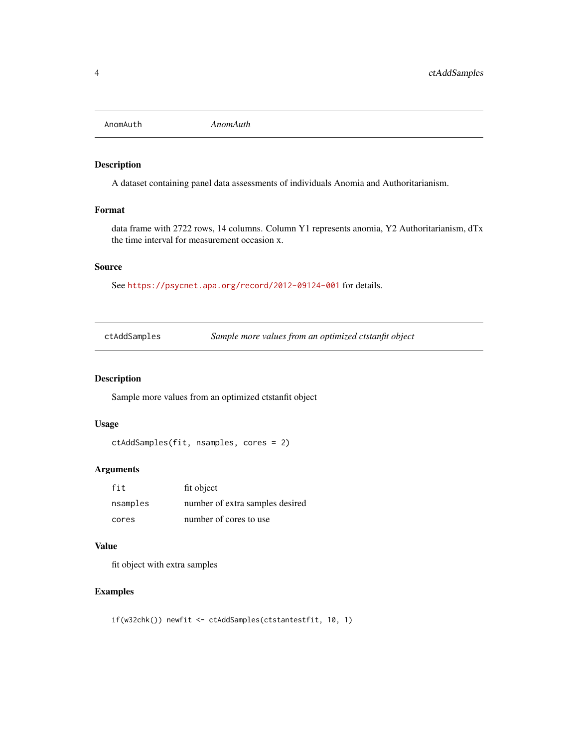## AnomAuth — *AnomAuth*

### Description

A dataset containing panel data assessments of individuals Anomia and Authoritarianism.

### Format

data frame with 2722 rows, 14 columns. Column Y1 represents anomia, Y2 Authoritarianism, dTx the time interval for measurement occasion x.

### Source

See https://psycnet.apa.org/record/2012-09124-001 for details.

## ctAddSamples — *Sample more values from an optimized ctstanfit object*

### Description

Sample more values from an optimized ctstanfit object

### Usage

```
ctAddSamples(fit, nsamples, cores = 2)
```

### Arguments

| | |
|---|---|
| fit | fit object |
| nsamples | number of extra samples desired |
| cores | number of cores to use |

### Value

fit object with extra samples

### Examples

```
if(w32chk()) newfit <- ctAddSamples(ctstantestfit, 10, 1)
```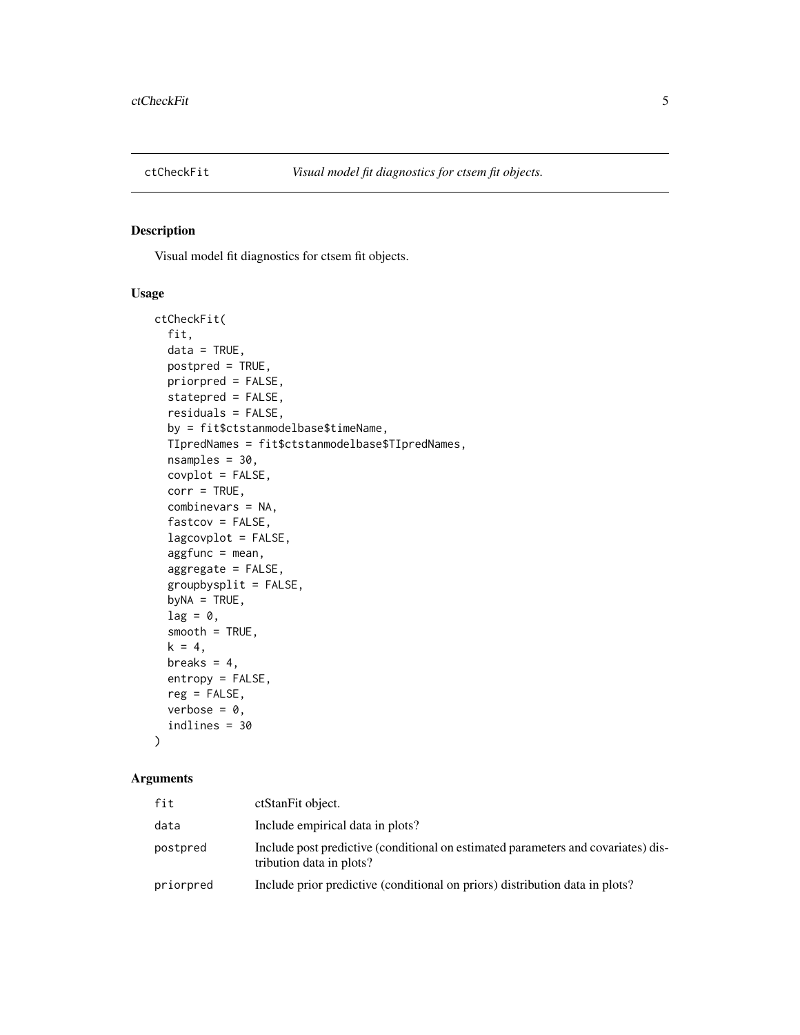## ctCheckFit — *Visual model fit diagnostics for ctsem fit objects.*

### Description

Visual model fit diagnostics for ctsem fit objects.

### Usage

```
ctCheckFit(
  fit,
  data = TRUE,
  postpred = TRUE,
  priorpred = FALSE,
  statepred = FALSE,
  residuals = FALSE,
  by = fit$ctstanmodelbase$timeName,
  TIpredNames = fit$ctstanmodelbase$TIpredNames,
  nsamples = 30,
  covplot = FALSE,
  corr = TRUE,
  combinevars = NA,
  fastcov = FALSE,
  lagcovplot = FALSE,
  aggfunc = mean,
  aggregate = FALSE,
  groupbysplit = FALSE,
  byNA = TRUE,
  lag = 0,
  smooth = TRUE,
  k = 4,
  breaks = 4,
  entropy = FALSE,
  reg = FALSE,
  verbose = 0,
  indlines = 30
)
```

### Arguments

| | |
|---|---|
| fit | ctStanFit object. |
| data | Include empirical data in plots? |
| postpred | Include post predictive (conditional on estimated parameters and covariates) distribution data in plots? |
| priorpred | Include prior predictive (conditional on priors) distribution data in plots? |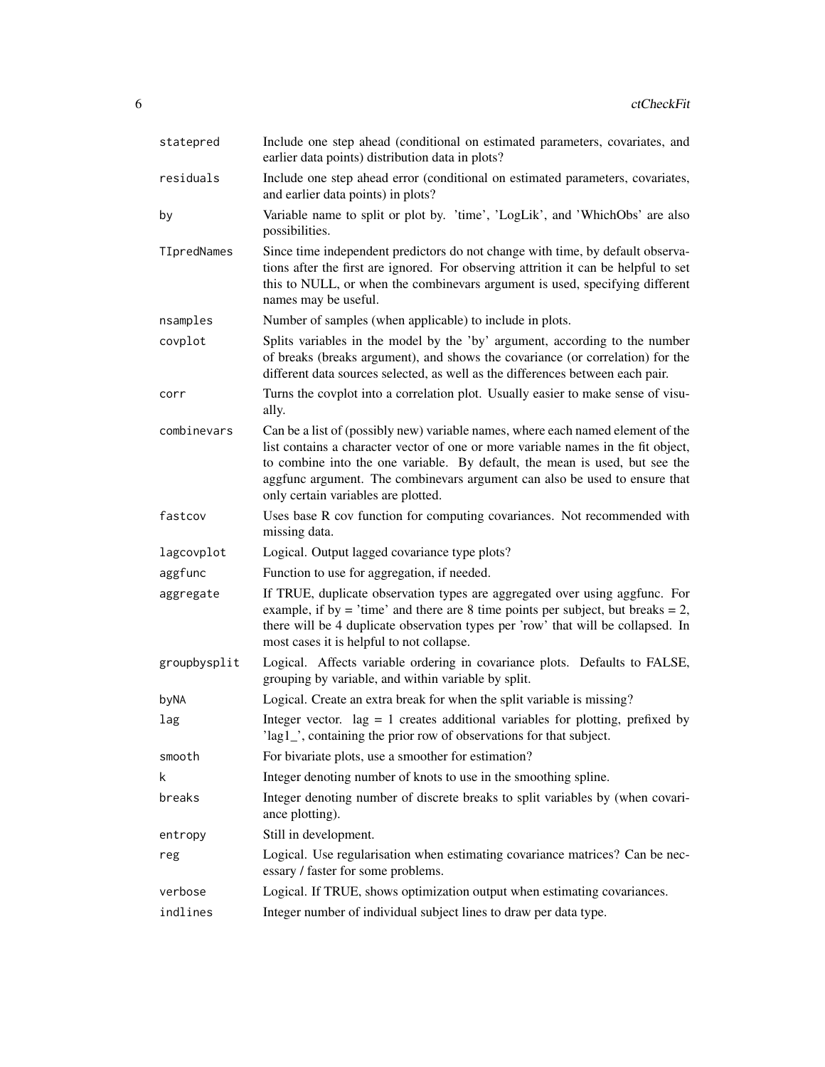| | |
|---|---|
| statepred | Include one step ahead (conditional on estimated parameters, covariates, and earlier data points) distribution data in plots? |
| residuals | Include one step ahead error (conditional on estimated parameters, covariates, and earlier data points) in plots? |
| by | Variable name to split or plot by. 'time', 'LogLik', and 'WhichObs' are also possibilities. |
| TIpredNames | Since time independent predictors do not change with time, by default observations after the first are ignored. For observing attrition it can be helpful to set this to NULL, or when the combinevars argument is used, specifying different names may be useful. |
| nsamples | Number of samples (when applicable) to include in plots. |
| covplot | Splits variables in the model by the 'by' argument, according to the number of breaks (breaks argument), and shows the covariance (or correlation) for the different data sources selected, as well as the differences between each pair. |
| corr | Turns the covplot into a correlation plot. Usually easier to make sense of visually. |
| combinevars | Can be a list of (possibly new) variable names, where each named element of the list contains a character vector of one or more variable names in the fit object, to combine into the one variable. By default, the mean is used, but see the aggfunc argument. The combinevars argument can also be used to ensure that only certain variables are plotted. |
| fastcov | Uses base R cov function for computing covariances. Not recommended with missing data. |
| lagcovplot | Logical. Output lagged covariance type plots? |
| aggfunc | Function to use for aggregation, if needed. |
| aggregate | If TRUE, duplicate observation types are aggregated over using aggfunc. For example, if by = 'time' and there are 8 time points per subject, but breaks = 2, there will be 4 duplicate observation types per 'row' that will be collapsed. In most cases it is helpful to not collapse. |
| groupbysplit | Logical. Affects variable ordering in covariance plots. Defaults to FALSE, grouping by variable, and within variable by split. |
| byNA | Logical. Create an extra break for when the split variable is missing? |
| lag | Integer vector. lag = 1 creates additional variables for plotting, prefixed by 'lag1_', containing the prior row of observations for that subject. |
| smooth | For bivariate plots, use a smoother for estimation? |
| k | Integer denoting number of knots to use in the smoothing spline. |
| breaks | Integer denoting number of discrete breaks to split variables by (when covariance plotting). |
| entropy | Still in development. |
| reg | Logical. Use regularisation when estimating covariance matrices? Can be necessary / faster for some problems. |
| verbose | Logical. If TRUE, shows optimization output when estimating covariances. |
| indlines | Integer number of individual subject lines to draw per data type. |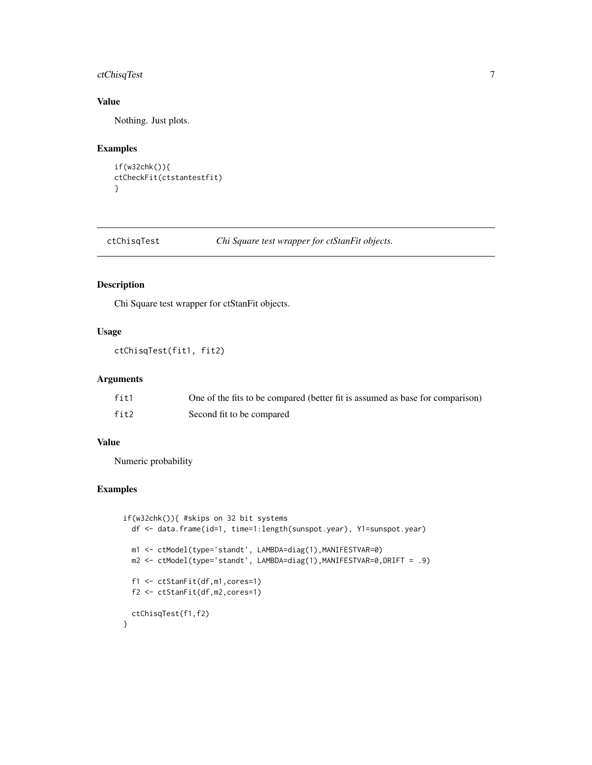### Value

Nothing. Just plots.

### Examples

```
if(w32chk()){
ctCheckFit(ctstantestfit)
}
```

---

## ctChisqTest — *Chi Square test wrapper for ctStanFit objects.*

---

### Description

Chi Square test wrapper for ctStanFit objects.

### Usage

```
ctChisqTest(fit1, fit2)
```

### Arguments

| | |
|---|---|
| fit1 | One of the fits to be compared (better fit is assumed as base for comparison) |
| fit2 | Second fit to be compared |

### Value

Numeric probability

### Examples

```
if(w32chk()){ #skips on 32 bit systems
  df <- data.frame(id=1, time=1:length(sunspot.year), Y1=sunspot.year)

  m1 <- ctModel(type='standt', LAMBDA=diag(1),MANIFESTVAR=0)
  m2 <- ctModel(type='standt', LAMBDA=diag(1),MANIFESTVAR=0,DRIFT = .9)

  f1 <- ctStanFit(df,m1,cores=1)
  f2 <- ctStanFit(df,m2,cores=1)

  ctChisqTest(f1,f2)
}
```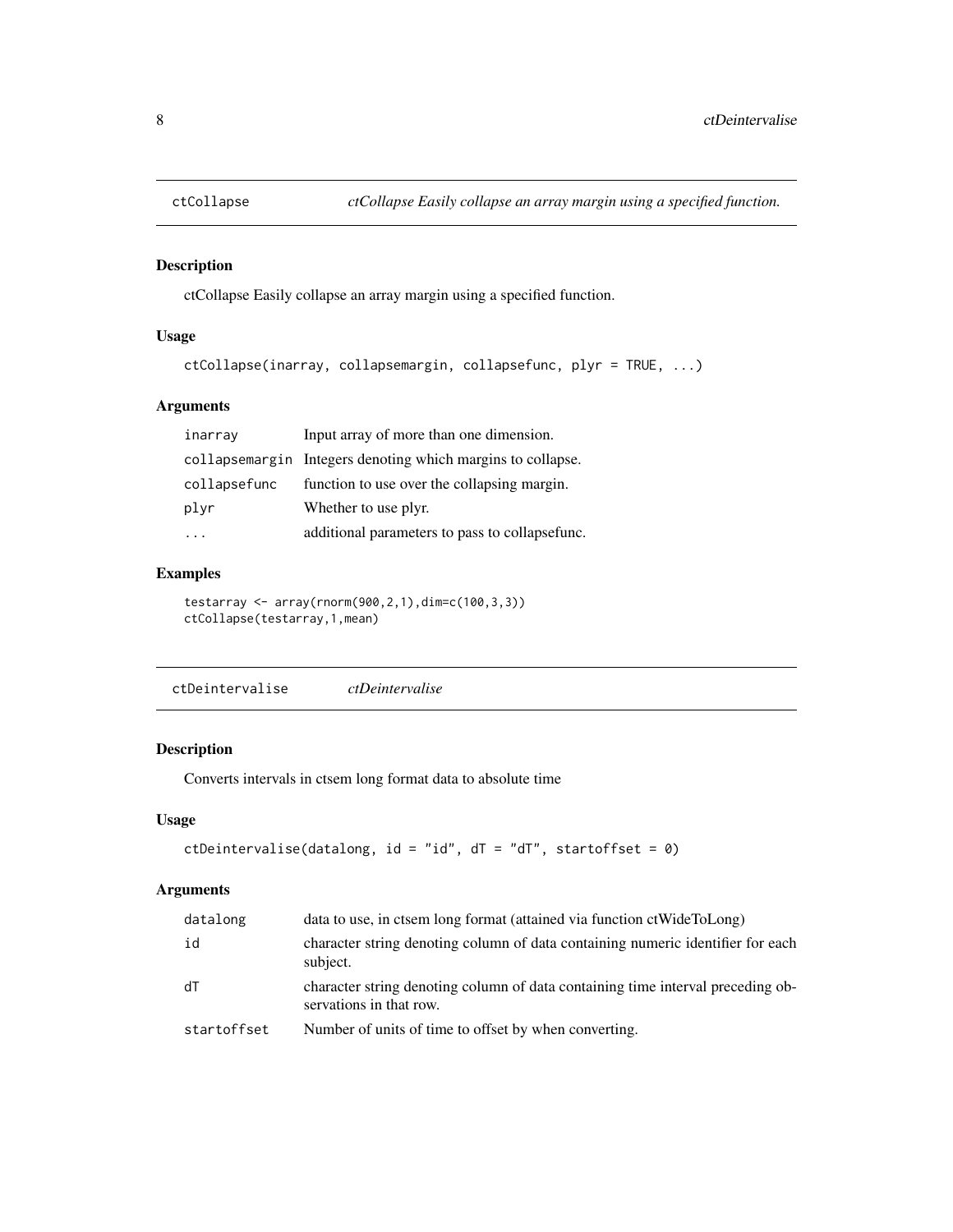## ctCollapse *ctCollapse Easily collapse an array margin using a specified function.*

### Description

ctCollapse Easily collapse an array margin using a specified function.

### Usage

```
ctCollapse(inarray, collapsemargin, collapsefunc, plyr = TRUE, ...)
```

### Arguments

| | |
|---|---|
| inarray | Input array of more than one dimension. |
| collapsemargin | Integers denoting which margins to collapse. |
| collapsefunc | function to use over the collapsing margin. |
| plyr | Whether to use plyr. |
| ... | additional parameters to pass to collapsefunc. |

### Examples

```
testarray <- array(rnorm(900,2,1),dim=c(100,3,3))
ctCollapse(testarray,1,mean)
```

## ctDeintervalise *ctDeintervalise*

### Description

Converts intervals in ctsem long format data to absolute time

### Usage

```
ctDeintervalise(datalong, id = "id", dT = "dT", startoffset = 0)
```

### Arguments

| | |
|---|---|
| datalong | data to use, in ctsem long format (attained via function ctWideToLong) |
| id | character string denoting column of data containing numeric identifier for each subject. |
| dT | character string denoting column of data containing time interval preceding observations in that row. |
| startoffset | Number of units of time to offset by when converting. |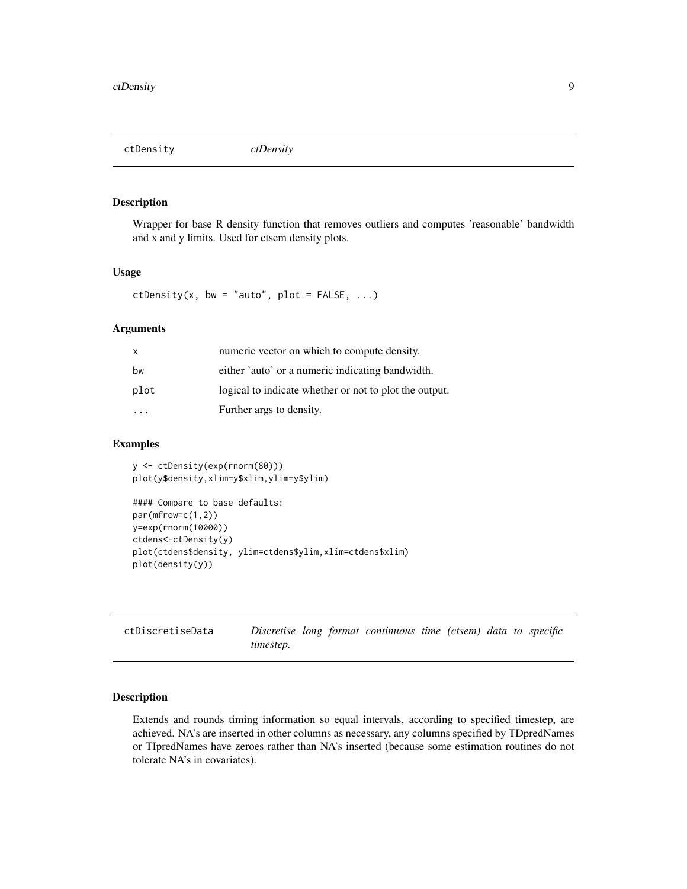## ctDensity *ctDensity*

### Description

Wrapper for base R density function that removes outliers and computes 'reasonable' bandwidth and x and y limits. Used for ctsem density plots.

### Usage

```
ctDensity(x, bw = "auto", plot = FALSE, ...)
```

### Arguments

| | |
|---|---|
| x | numeric vector on which to compute density. |
| bw | either 'auto' or a numeric indicating bandwidth. |
| plot | logical to indicate whether or not to plot the output. |
| ... | Further args to density. |

### Examples

```
y <- ctDensity(exp(rnorm(80)))
plot(y$density,xlim=y$xlim,ylim=y$ylim)

#### Compare to base defaults:
par(mfrow=c(1,2))
y=exp(rnorm(10000))
ctdens<-ctDensity(y)
plot(ctdens$density, ylim=ctdens$ylim,xlim=ctdens$xlim)
plot(density(y))
```

## ctDiscretiseData *Discretise long format continuous time (ctsem) data to specific timestep.*

### Description

Extends and rounds timing information so equal intervals, according to specified timestep, are achieved. NA's are inserted in other columns as necessary, any columns specified by TDpredNames or TIpredNames have zeroes rather than NA's inserted (because some estimation routines do not tolerate NA's in covariates).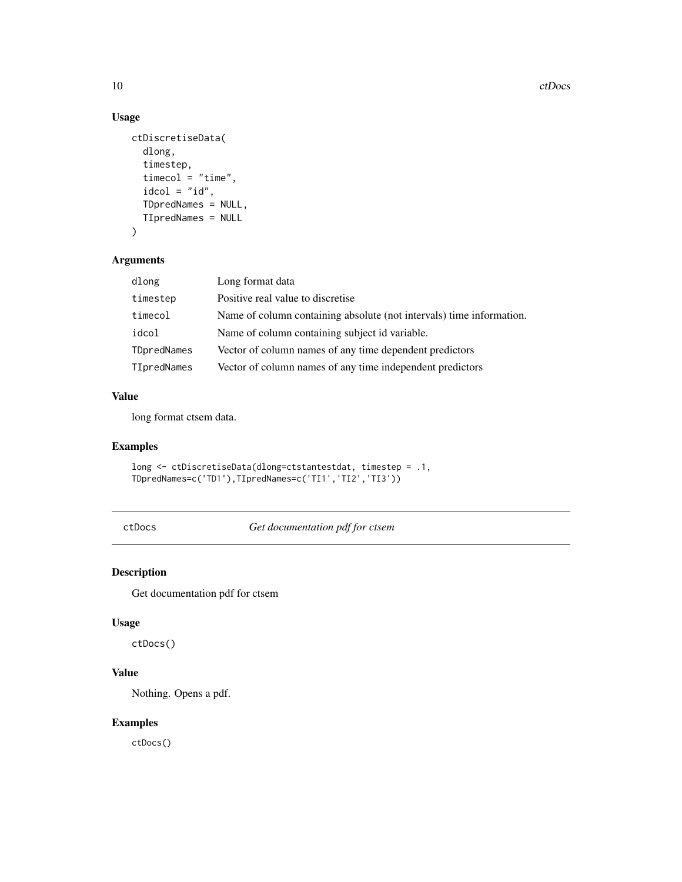## Usage

```
ctDiscretiseData(
  dlong,
  timestep,
  timecol = "time",
  idcol = "id",
  TDpredNames = NULL,
  TIpredNames = NULL
)
```

## Arguments

| | |
|---|---|
| dlong | Long format data |
| timestep | Positive real value to discretise |
| timecol | Name of column containing absolute (not intervals) time information. |
| idcol | Name of column containing subject id variable. |
| TDpredNames | Vector of column names of any time dependent predictors |
| TIpredNames | Vector of column names of any time independent predictors |

## Value

long format ctsem data.

## Examples

```
long <- ctDiscretiseData(dlong=ctstantestdat, timestep = .1,
TDpredNames=c('TD1'),TIpredNames=c('TI1','TI2','TI3'))
```

---

# ctDocs — *Get documentation pdf for ctsem*

## Description

Get documentation pdf for ctsem

## Usage

```
ctDocs()
```

## Value

Nothing. Opens a pdf.

## Examples

```
ctDocs()
```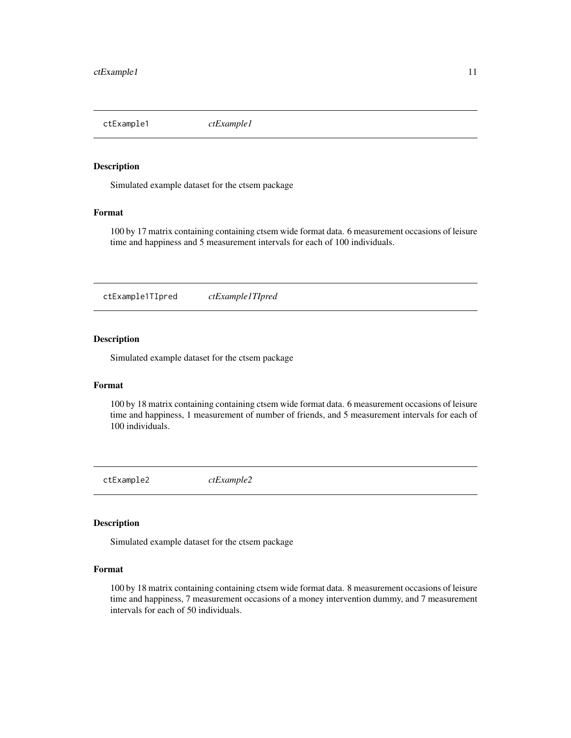## ctExample1 — *ctExample1*

### Description

Simulated example dataset for the ctsem package

### Format

100 by 17 matrix containing containing ctsem wide format data. 6 measurement occasions of leisure time and happiness and 5 measurement intervals for each of 100 individuals.

## ctExample1TIpred — *ctExample1TIpred*

### Description

Simulated example dataset for the ctsem package

### Format

100 by 18 matrix containing containing ctsem wide format data. 6 measurement occasions of leisure time and happiness, 1 measurement of number of friends, and 5 measurement intervals for each of 100 individuals.

## ctExample2 — *ctExample2*

### Description

Simulated example dataset for the ctsem package

### Format

100 by 18 matrix containing containing ctsem wide format data. 8 measurement occasions of leisure time and happiness, 7 measurement occasions of a money intervention dummy, and 7 measurement intervals for each of 50 individuals.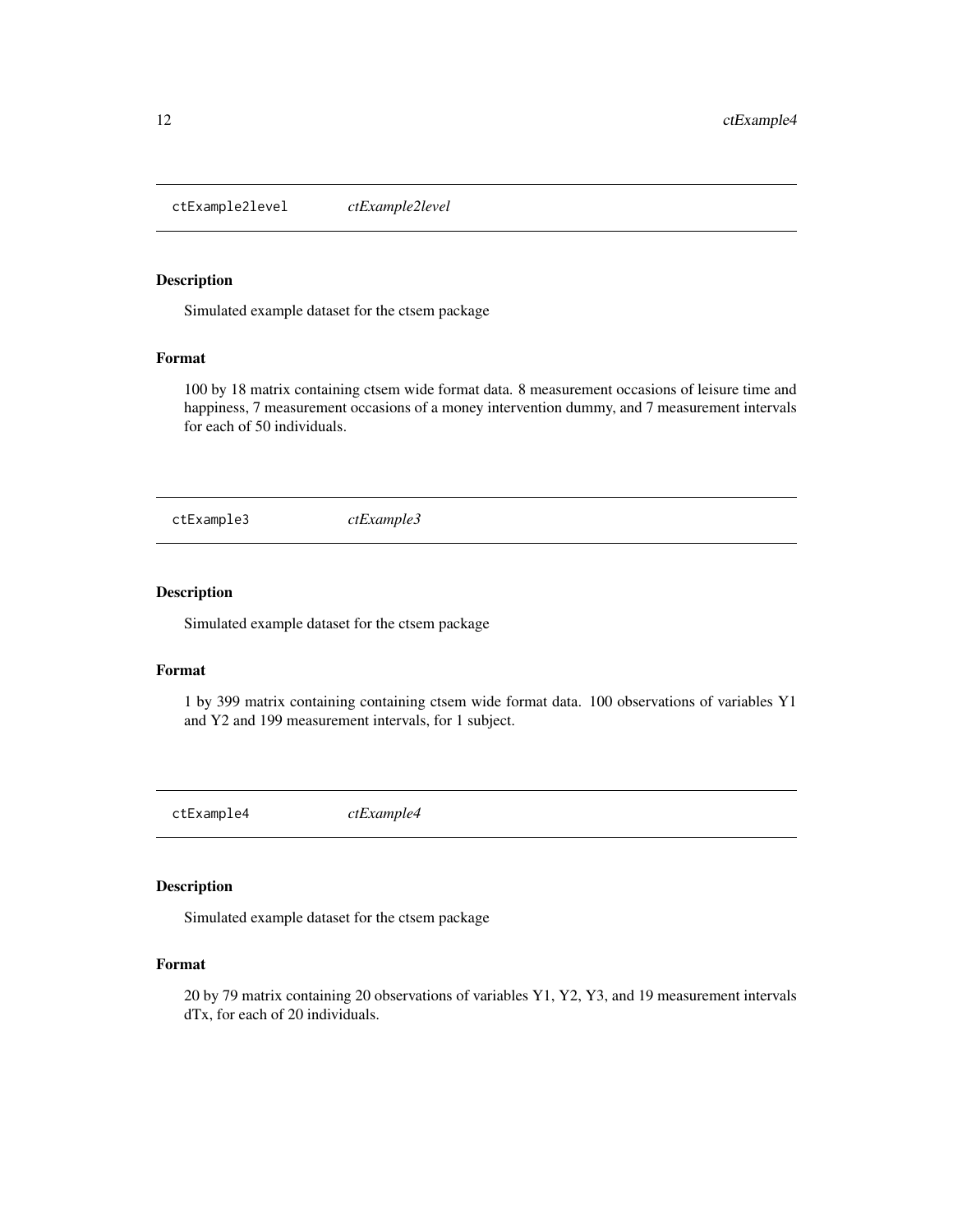## ctExample2level — *ctExample2level*

### Description

Simulated example dataset for the ctsem package

### Format

100 by 18 matrix containing ctsem wide format data. 8 measurement occasions of leisure time and happiness, 7 measurement occasions of a money intervention dummy, and 7 measurement intervals for each of 50 individuals.

## ctExample3 — *ctExample3*

### Description

Simulated example dataset for the ctsem package

### Format

1 by 399 matrix containing containing ctsem wide format data. 100 observations of variables Y1 and Y2 and 199 measurement intervals, for 1 subject.

## ctExample4 — *ctExample4*

### Description

Simulated example dataset for the ctsem package

### Format

20 by 79 matrix containing 20 observations of variables Y1, Y2, Y3, and 19 measurement intervals dTx, for each of 20 individuals.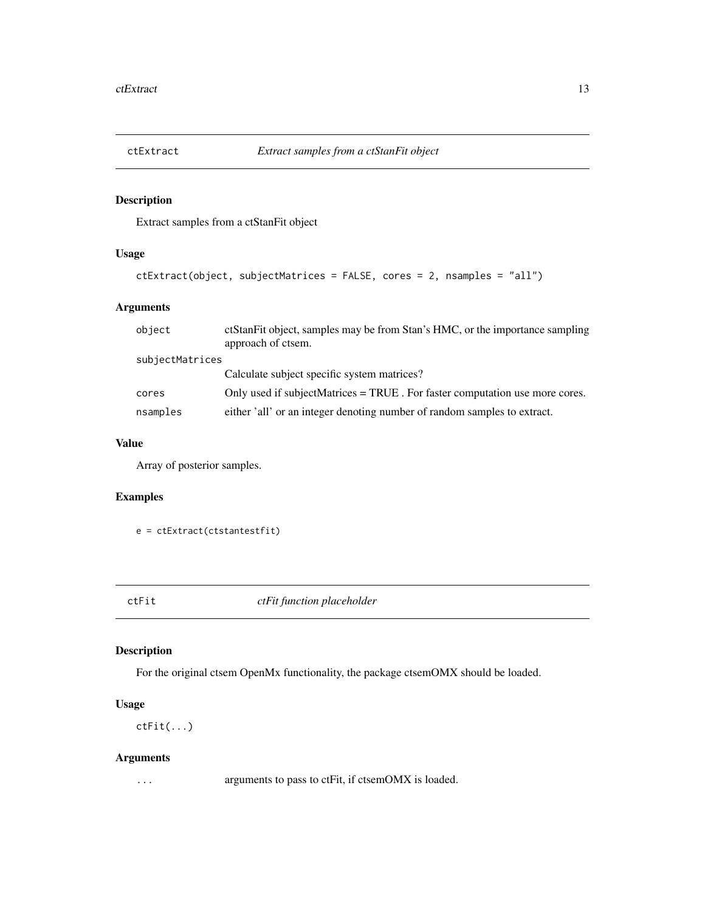## ctExtract — *Extract samples from a ctStanFit object*

### Description

Extract samples from a ctStanFit object

### Usage

```
ctExtract(object, subjectMatrices = FALSE, cores = 2, nsamples = "all")
```

### Arguments

| | |
|---|---|
| `object` | ctStanFit object, samples may be from Stan's HMC, or the importance sampling approach of ctsem. |
| `subjectMatrices` | Calculate subject specific system matrices? |
| `cores` | Only used if subjectMatrices = TRUE . For faster computation use more cores. |
| `nsamples` | either 'all' or an integer denoting number of random samples to extract. |

### Value

Array of posterior samples.

### Examples

```
e = ctExtract(ctstantestfit)
```

## ctFit — *ctFit function placeholder*

### Description

For the original ctsem OpenMx functionality, the package ctsemOMX should be loaded.

### Usage

```
ctFit(...)
```

### Arguments

| | |
|---|---|
| `...` | arguments to pass to ctFit, if ctsemOMX is loaded. |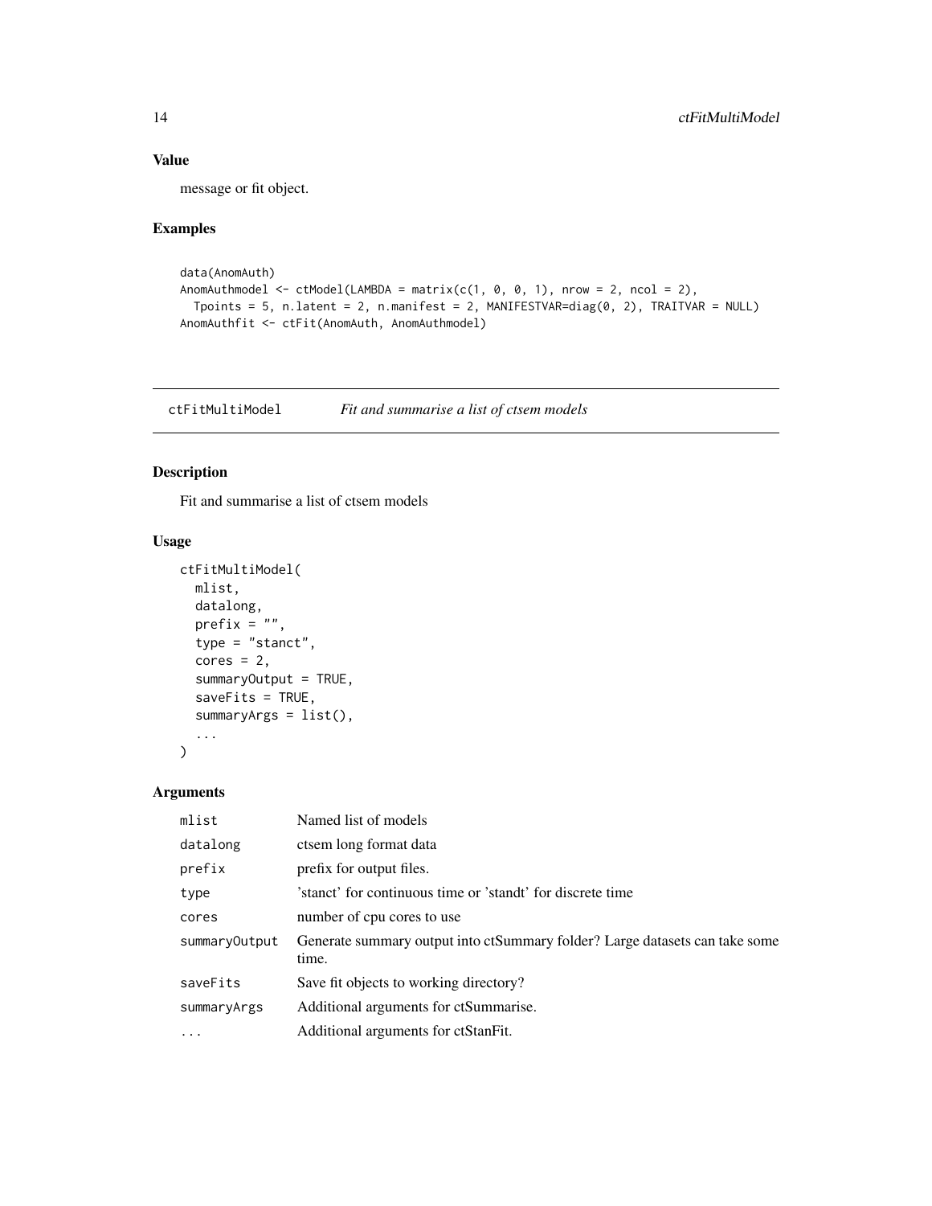### Value

message or fit object.

### Examples

```
data(AnomAuth)
AnomAuthmodel <- ctModel(LAMBDA = matrix(c(1, 0, 0, 1), nrow = 2, ncol = 2),
  Tpoints = 5, n.latent = 2, n.manifest = 2, MANIFESTVAR=diag(0, 2), TRAITVAR = NULL)
AnomAuthfit <- ctFit(AnomAuth, AnomAuthmodel)
```

## ctFitMultiModel *Fit and summarise a list of ctsem models*

### Description

Fit and summarise a list of ctsem models

### Usage

```
ctFitMultiModel(
  mlist,
  datalong,
  prefix = "",
  type = "stanct",
  cores = 2,
  summaryOutput = TRUE,
  saveFits = TRUE,
  summaryArgs = list(),
  ...
)
```

### Arguments

| | |
|---|---|
| mlist | Named list of models |
| datalong | ctsem long format data |
| prefix | prefix for output files. |
| type | 'stanct' for continuous time or 'standt' for discrete time |
| cores | number of cpu cores to use |
| summaryOutput | Generate summary output into ctSummary folder? Large datasets can take some time. |
| saveFits | Save fit objects to working directory? |
| summaryArgs | Additional arguments for ctSummarise. |
| ... | Additional arguments for ctStanFit. |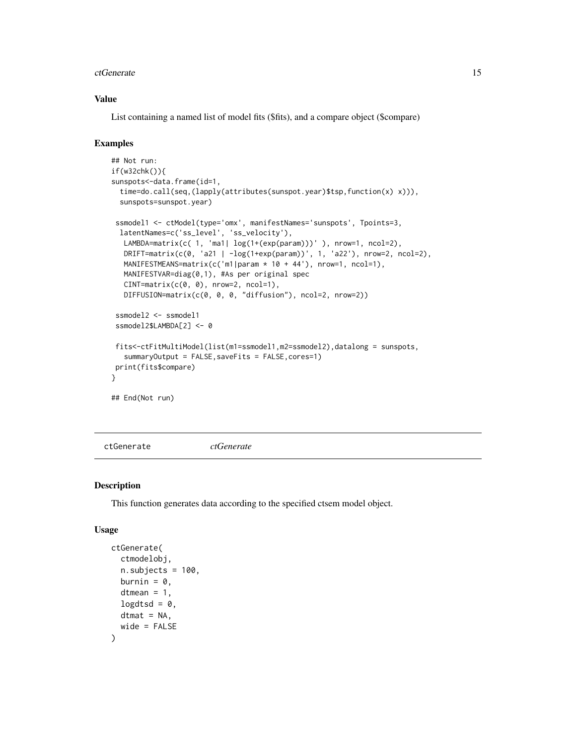## Value

List containing a named list of model fits ($fits), and a compare object ($compare)

## Examples

```
## Not run:
if(w32chk()){
sunspots<-data.frame(id=1,
  time=do.call(seq,(lapply(attributes(sunspot.year)$tsp,function(x) x))),
  sunspots=sunspot.year)

 ssmodel1 <- ctModel(type='omx', manifestNames='sunspots', Tpoints=3,
  latentNames=c('ss_level', 'ss_velocity'),
   LAMBDA=matrix(c( 1, 'ma1| log(1+(exp(param)))' ), nrow=1, ncol=2),
   DRIFT=matrix(c(0, 'a21 | -log(1+exp(param))', 1, 'a22'), nrow=2, ncol=2),
   MANIFESTMEANS=matrix(c('m1|param * 10 + 44'), nrow=1, ncol=1),
   MANIFESTVAR=diag(0,1), #As per original spec
   CINT=matrix(c(0, 0), nrow=2, ncol=1),
   DIFFUSION=matrix(c(0, 0, 0, "diffusion"), ncol=2, nrow=2))

 ssmodel2 <- ssmodel1
 ssmodel2$LAMBDA[2] <- 0

 fits<-ctFitMultiModel(list(m1=ssmodel1,m2=ssmodel2),datalong = sunspots,
   summaryOutput = FALSE,saveFits = FALSE,cores=1)
 print(fits$compare)
}

## End(Not run)
```

---

# ctGenerate *ctGenerate*

## Description

This function generates data according to the specified ctsem model object.

## Usage

```
ctGenerate(
  ctmodelobj,
  n.subjects = 100,
  burnin = 0,
  dtmean = 1,
  logdtsd = 0,
  dtmat = NA,
  wide = FALSE
)
```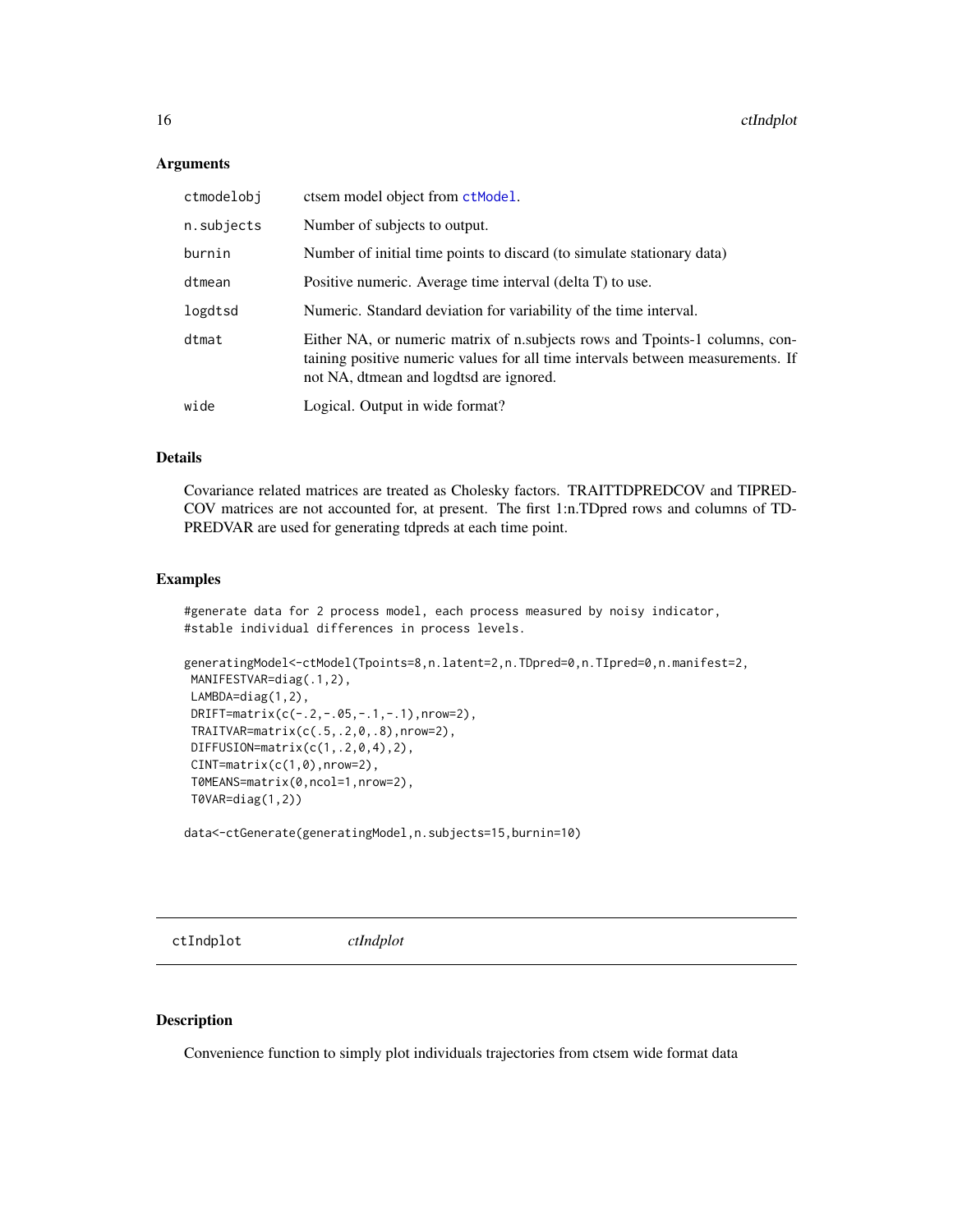### Arguments

| | |
|---|---|
| ctmodelobj | ctsem model object from ctModel. |
| n.subjects | Number of subjects to output. |
| burnin | Number of initial time points to discard (to simulate stationary data) |
| dtmean | Positive numeric. Average time interval (delta T) to use. |
| logdtsd | Numeric. Standard deviation for variability of the time interval. |
| dtmat | Either NA, or numeric matrix of n.subjects rows and Tpoints-1 columns, containing positive numeric values for all time intervals between measurements. If not NA, dtmean and logdtsd are ignored. |
| wide | Logical. Output in wide format? |

### Details

Covariance related matrices are treated as Cholesky factors. TRAITTDPREDCOV and TIPREDCOV matrices are not accounted for, at present. The first 1:n.TDpred rows and columns of TDPREDVAR are used for generating tdpreds at each time point.

### Examples

```
#generate data for 2 process model, each process measured by noisy indicator,
#stable individual differences in process levels.

generatingModel<-ctModel(Tpoints=8,n.latent=2,n.TDpred=0,n.TIpred=0,n.manifest=2,
 MANIFESTVAR=diag(.1,2),
 LAMBDA=diag(1,2),
 DRIFT=matrix(c(-.2,-.05,-.1,-.1),nrow=2),
 TRAITVAR=matrix(c(.5,.2,0,.8),nrow=2),
 DIFFUSION=matrix(c(1,.2,0,4),2),
 CINT=matrix(c(1,0),nrow=2),
 T0MEANS=matrix(0,ncol=1,nrow=2),
 T0VAR=diag(1,2))

data<-ctGenerate(generatingModel,n.subjects=15,burnin=10)
```

---

## ctIndplot *ctIndplot*

### Description

Convenience function to simply plot individuals trajectories from ctsem wide format data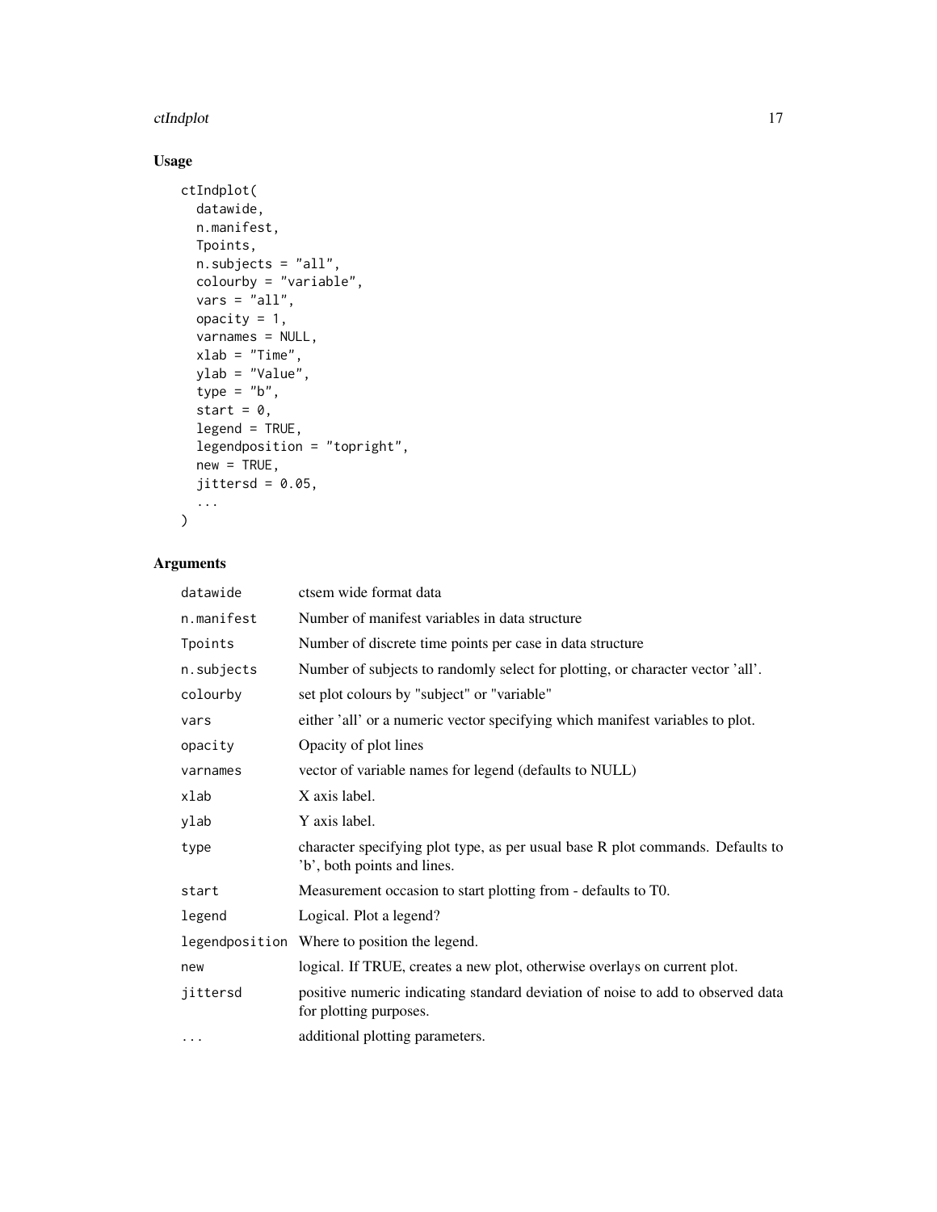## Usage

```
ctIndplot(
  datawide,
  n.manifest,
  Tpoints,
  n.subjects = "all",
  colourby = "variable",
  vars = "all",
  opacity = 1,
  varnames = NULL,
  xlab = "Time",
  ylab = "Value",
  type = "b",
  start = 0,
  legend = TRUE,
  legendposition = "topright",
  new = TRUE,
  jittersd = 0.05,
  ...
)
```

## Arguments

| Argument | Description |
|---|---|
| datawide | ctsem wide format data |
| n.manifest | Number of manifest variables in data structure |
| Tpoints | Number of discrete time points per case in data structure |
| n.subjects | Number of subjects to randomly select for plotting, or character vector 'all'. |
| colourby | set plot colours by "subject" or "variable" |
| vars | either 'all' or a numeric vector specifying which manifest variables to plot. |
| opacity | Opacity of plot lines |
| varnames | vector of variable names for legend (defaults to NULL) |
| xlab | X axis label. |
| ylab | Y axis label. |
| type | character specifying plot type, as per usual base R plot commands. Defaults to 'b', both points and lines. |
| start | Measurement occasion to start plotting from - defaults to T0. |
| legend | Logical. Plot a legend? |
| legendposition | Where to position the legend. |
| new | logical. If TRUE, creates a new plot, otherwise overlays on current plot. |
| jittersd | positive numeric indicating standard deviation of noise to add to observed data for plotting purposes. |
| ... | additional plotting parameters. |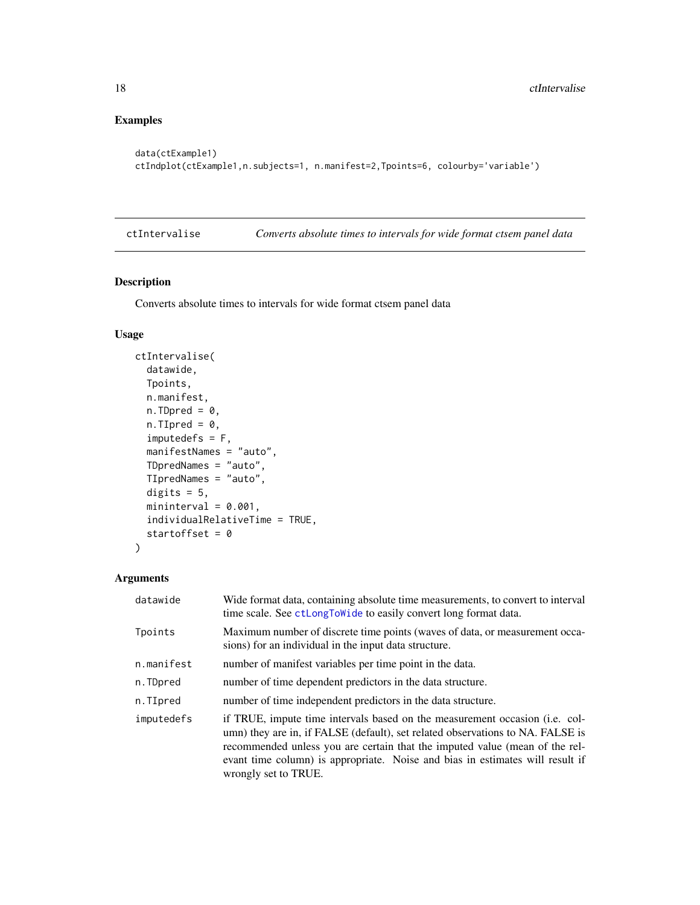## Examples

```
data(ctExample1)
ctIndplot(ctExample1,n.subjects=1, n.manifest=2,Tpoints=6, colourby='variable')
```

---

# ctIntervalise — *Converts absolute times to intervals for wide format ctsem panel data*

## Description

Converts absolute times to intervals for wide format ctsem panel data

## Usage

```
ctIntervalise(
  datawide,
  Tpoints,
  n.manifest,
  n.TDpred = 0,
  n.TIpred = 0,
  imputedefs = F,
  manifestNames = "auto",
  TDpredNames = "auto",
  TIpredNames = "auto",
  digits = 5,
  mininterval = 0.001,
  individualRelativeTime = TRUE,
  startoffset = 0
)
```

## Arguments

| | |
|---|---|
| datawide | Wide format data, containing absolute time measurements, to convert to interval time scale. See ctLongToWide to easily convert long format data. |
| Tpoints | Maximum number of discrete time points (waves of data, or measurement occasions) for an individual in the input data structure. |
| n.manifest | number of manifest variables per time point in the data. |
| n.TDpred | number of time dependent predictors in the data structure. |
| n.TIpred | number of time independent predictors in the data structure. |
| imputedefs | if TRUE, impute time intervals based on the measurement occasion (i.e. column) they are in, if FALSE (default), set related observations to NA. FALSE is recommended unless you are certain that the imputed value (mean of the relevant time column) is appropriate. Noise and bias in estimates will result if wrongly set to TRUE. |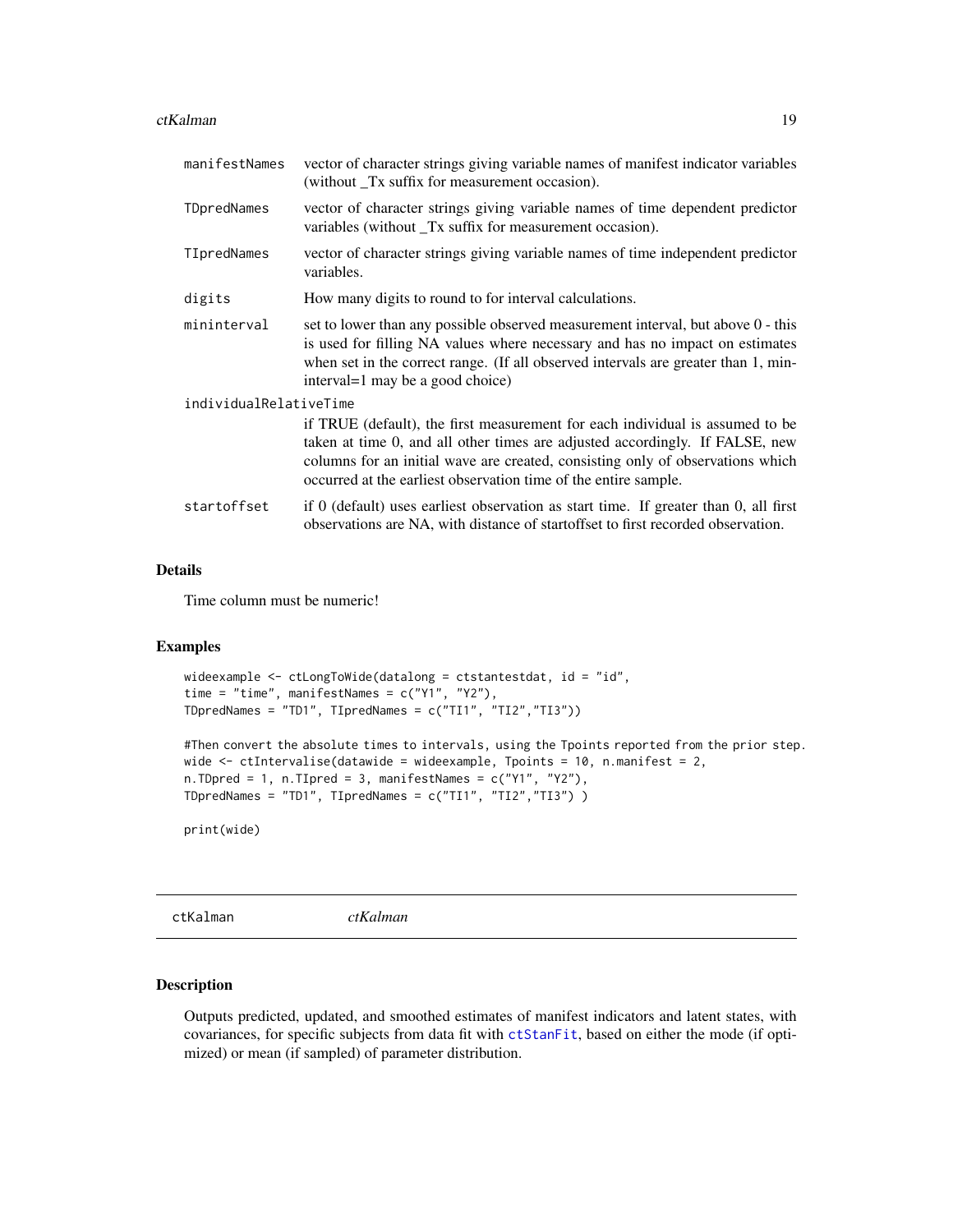| | |
|---|---|
| manifestNames | vector of character strings giving variable names of manifest indicator variables (without _Tx suffix for measurement occasion). |
| TDpredNames | vector of character strings giving variable names of time dependent predictor variables (without _Tx suffix for measurement occasion). |
| TIpredNames | vector of character strings giving variable names of time independent predictor variables. |
| digits | How many digits to round to for interval calculations. |
| mininterval | set to lower than any possible observed measurement interval, but above 0 - this is used for filling NA values where necessary and has no impact on estimates when set in the correct range. (If all observed intervals are greater than 1, mininterval=1 may be a good choice) |
| individualRelativeTime | if TRUE (default), the first measurement for each individual is assumed to be taken at time 0, and all other times are adjusted accordingly. If FALSE, new columns for an initial wave are created, consisting only of observations which occurred at the earliest observation time of the entire sample. |
| startoffset | if 0 (default) uses earliest observation as start time. If greater than 0, all first observations are NA, with distance of startoffset to first recorded observation. |

### Details

Time column must be numeric!

### Examples

```
wideexample <- ctLongToWide(datalong = ctstantestdat, id = "id",
time = "time", manifestNames = c("Y1", "Y2"),
TDpredNames = "TD1", TIpredNames = c("TI1", "TI2","TI3"))

#Then convert the absolute times to intervals, using the Tpoints reported from the prior step.
wide <- ctIntervalise(datawide = wideexample, Tpoints = 10, n.manifest = 2,
n.TDpred = 1, n.TIpred = 3, manifestNames = c("Y1", "Y2"),
TDpredNames = "TD1", TIpredNames = c("TI1", "TI2","TI3") )

print(wide)
```

## ctKalman *ctKalman*

### Description

Outputs predicted, updated, and smoothed estimates of manifest indicators and latent states, with covariances, for specific subjects from data fit with ctStanFit, based on either the mode (if optimized) or mean (if sampled) of parameter distribution.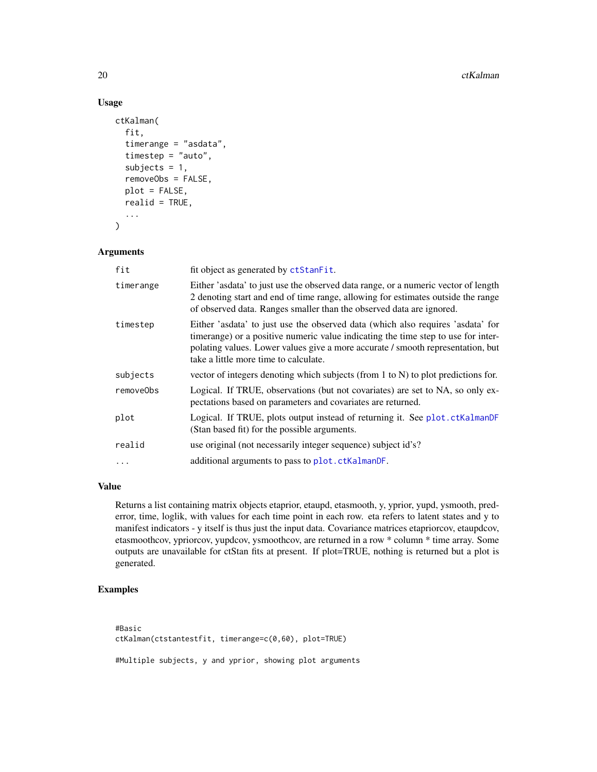## Usage

```
ctKalman(
  fit,
  timerange = "asdata",
  timestep = "auto",
  subjects = 1,
  removeObs = FALSE,
  plot = FALSE,
  realid = TRUE,
  ...
)
```

## Arguments

| Argument | Description |
| --- | --- |
| fit | fit object as generated by ctStanFit. |
| timerange | Either 'asdata' to just use the observed data range, or a numeric vector of length 2 denoting start and end of time range, allowing for estimates outside the range of observed data. Ranges smaller than the observed data are ignored. |
| timestep | Either 'asdata' to just use the observed data (which also requires 'asdata' for timerange) or a positive numeric value indicating the time step to use for interpolating values. Lower values give a more accurate / smooth representation, but take a little more time to calculate. |
| subjects | vector of integers denoting which subjects (from 1 to N) to plot predictions for. |
| removeObs | Logical. If TRUE, observations (but not covariates) are set to NA, so only expectations based on parameters and covariates are returned. |
| plot | Logical. If TRUE, plots output instead of returning it. See plot.ctKalmanDF (Stan based fit) for the possible arguments. |
| realid | use original (not necessarily integer sequence) subject id's? |
| ... | additional arguments to pass to plot.ctKalmanDF. |

## Value

Returns a list containing matrix objects etaprior, etaupd, etasmooth, y, yprior, yupd, ysmooth, prederror, time, loglik, with values for each time point in each row. eta refers to latent states and y to manifest indicators - y itself is thus just the input data. Covariance matrices etapriorcov, etaupdcov, etasmoothcov, ypriorcov, yupdcov, ysmoothcov, are returned in a row * column * time array. Some outputs are unavailable for ctStan fits at present. If plot=TRUE, nothing is returned but a plot is generated.

## Examples

```
#Basic
ctKalman(ctstantestfit, timerange=c(0,60), plot=TRUE)

#Multiple subjects, y and yprior, showing plot arguments
```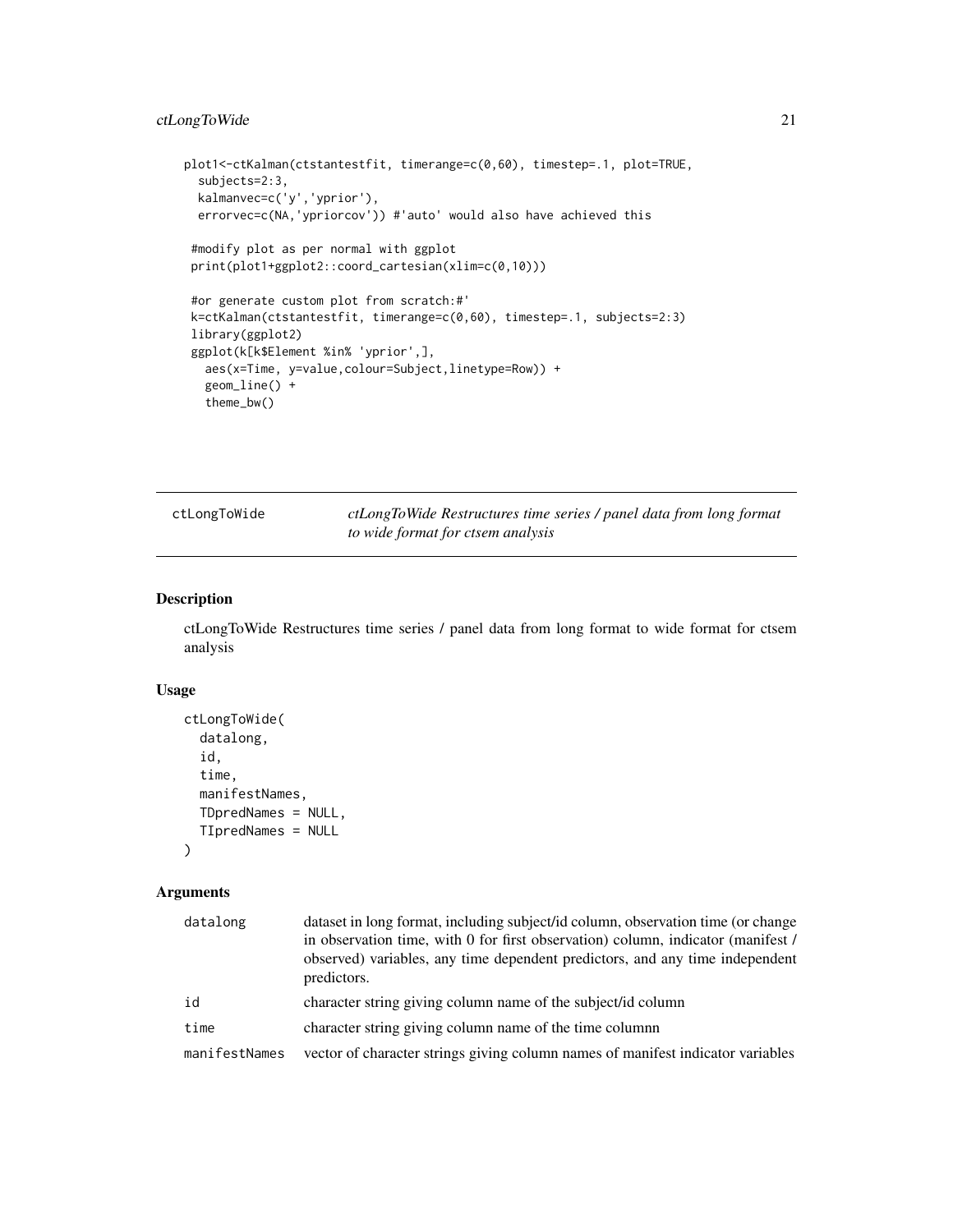```
plot1<-ctKalman(ctstantestfit, timerange=c(0,60), timestep=.1, plot=TRUE,
  subjects=2:3,
  kalmanvec=c('y','yprior'),
  errorvec=c(NA,'ypriorcov')) #'auto' would also have achieved this

 #modify plot as per normal with ggplot
 print(plot1+ggplot2::coord_cartesian(xlim=c(0,10)))

 #or generate custom plot from scratch:#'
 k=ctKalman(ctstantestfit, timerange=c(0,60), timestep=.1, subjects=2:3)
 library(ggplot2)
 ggplot(k[k$Element %in% 'yprior',],
   aes(x=Time, y=value,colour=Subject,linetype=Row)) +
   geom_line() +
   theme_bw()
```

## ctLongToWide *ctLongToWide Restructures time series / panel data from long format to wide format for ctsem analysis*

### Description

ctLongToWide Restructures time series / panel data from long format to wide format for ctsem analysis

### Usage

```
ctLongToWide(
  datalong,
  id,
  time,
  manifestNames,
  TDpredNames = NULL,
  TIpredNames = NULL
)
```

### Arguments

| | |
|---|---|
| datalong | dataset in long format, including subject/id column, observation time (or change in observation time, with 0 for first observation) column, indicator (manifest / observed) variables, any time dependent predictors, and any time independent predictors. |
| id | character string giving column name of the subject/id column |
| time | character string giving column name of the time columnn |
| manifestNames | vector of character strings giving column names of manifest indicator variables |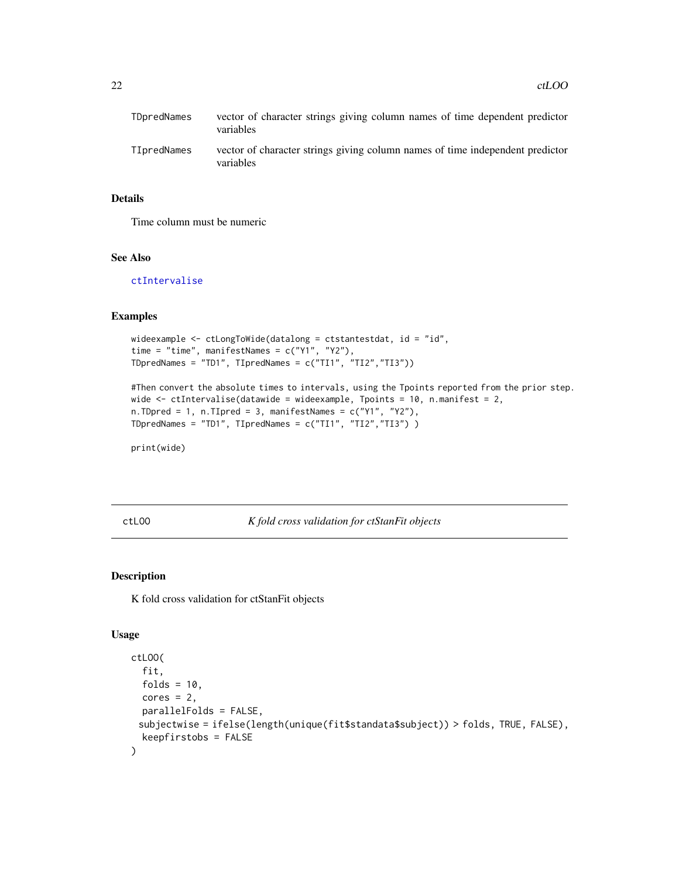| | |
|---|---|
| TDpredNames | vector of character strings giving column names of time dependent predictor variables |
| TIpredNames | vector of character strings giving column names of time independent predictor variables |

### Details

Time column must be numeric

### See Also

ctIntervalise

### Examples

```
wideexample <- ctLongToWide(datalong = ctstantestdat, id = "id",
time = "time", manifestNames = c("Y1", "Y2"),
TDpredNames = "TD1", TIpredNames = c("TI1", "TI2","TI3"))

#Then convert the absolute times to intervals, using the Tpoints reported from the prior step.
wide <- ctIntervalise(datawide = wideexample, Tpoints = 10, n.manifest = 2,
n.TDpred = 1, n.TIpred = 3, manifestNames = c("Y1", "Y2"),
TDpredNames = "TD1", TIpredNames = c("TI1", "TI2","TI3") )

print(wide)
```

---

## ctLOO — *K fold cross validation for ctStanFit objects*

### Description

K fold cross validation for ctStanFit objects

### Usage

```
ctLOO(
  fit,
  folds = 10,
  cores = 2,
  parallelFolds = FALSE,
 subjectwise = ifelse(length(unique(fit$standata$subject)) > folds, TRUE, FALSE),
  keepfirstobs = FALSE
)
```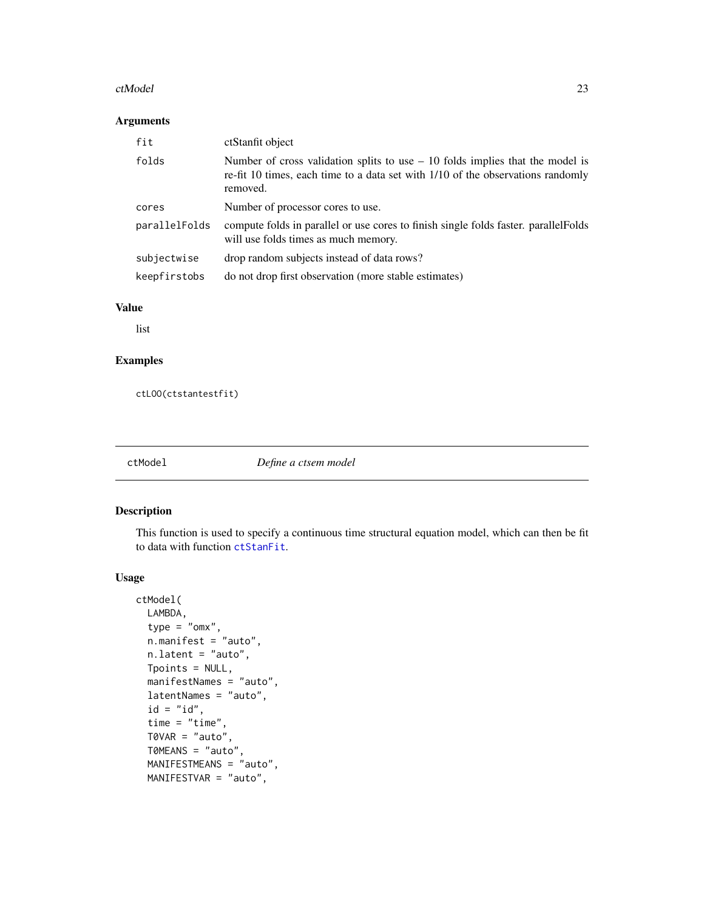### Arguments

| | |
|---|---|
| `fit` | ctStanfit object |
| `folds` | Number of cross validation splits to use – 10 folds implies that the model is re-fit 10 times, each time to a data set with 1/10 of the observations randomly removed. |
| `cores` | Number of processor cores to use. |
| `parallelFolds` | compute folds in parallel or use cores to finish single folds faster. parallelFolds will use folds times as much memory. |
| `subjectwise` | drop random subjects instead of data rows? |
| `keepfirstobs` | do not drop first observation (more stable estimates) |

### Value

list

### Examples

```
ctLOO(ctstantestfit)
```

## ctModel *Define a ctsem model*

### Description

This function is used to specify a continuous time structural equation model, which can then be fit to data with function `ctStanFit`.

### Usage

```
ctModel(
  LAMBDA,
  type = "omx",
  n.manifest = "auto",
  n.latent = "auto",
  Tpoints = NULL,
  manifestNames = "auto",
  latentNames = "auto",
  id = "id",
  time = "time",
  T0VAR = "auto",
  T0MEANS = "auto",
  MANIFESTMEANS = "auto",
  MANIFESTVAR = "auto",
```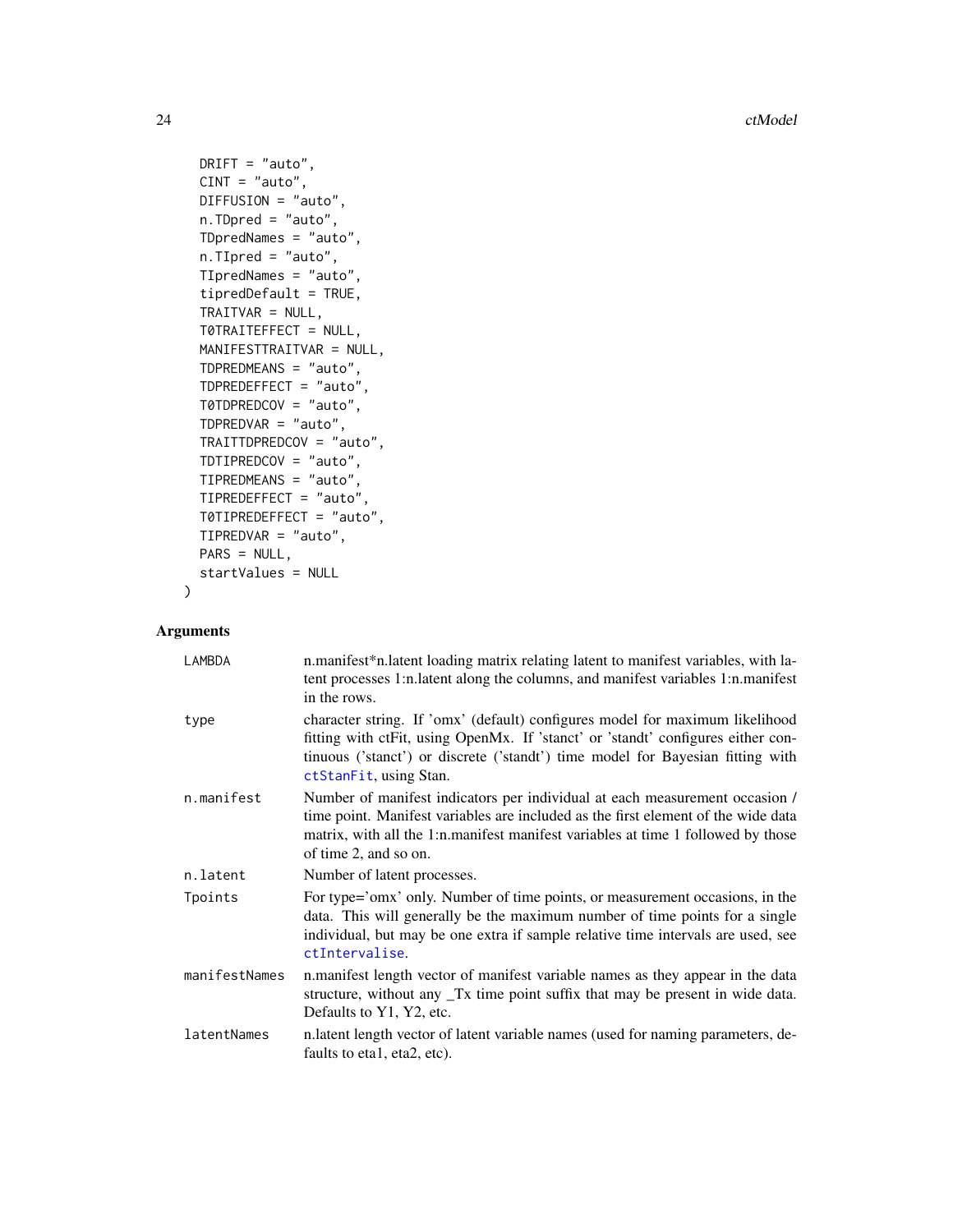```
  DRIFT = "auto",
  CINT = "auto",
  DIFFUSION = "auto",
  n.TDpred = "auto",
  TDpredNames = "auto",
  n.TIpred = "auto",
  TIpredNames = "auto",
  tipredDefault = TRUE,
  TRAITVAR = NULL,
  T0TRAITEFFECT = NULL,
  MANIFESTTRAITVAR = NULL,
  TDPREDMEANS = "auto",
  TDPREDEFFECT = "auto",
  T0TDPREDCOV = "auto",
  TDPREDVAR = "auto",
  TRAITTDPREDCOV = "auto",
  TDTIPREDCOV = "auto",
  TIPREDMEANS = "auto",
  TIPREDEFFECT = "auto",
  T0TIPREDEFFECT = "auto",
  TIPREDVAR = "auto",
  PARS = NULL,
  startValues = NULL
)
```

## Arguments

| | |
|---|---|
| `LAMBDA` | n.manifest*n.latent loading matrix relating latent to manifest variables, with latent processes 1:n.latent along the columns, and manifest variables 1:n.manifest in the rows. |
| `type` | character string. If 'omx' (default) configures model for maximum likelihood fitting with ctFit, using OpenMx. If 'stanct' or 'standt' configures either continuous ('stanct') or discrete ('standt') time model for Bayesian fitting with `ctStanFit`, using Stan. |
| `n.manifest` | Number of manifest indicators per individual at each measurement occasion / time point. Manifest variables are included as the first element of the wide data matrix, with all the 1:n.manifest manifest variables at time 1 followed by those of time 2, and so on. |
| `n.latent` | Number of latent processes. |
| `Tpoints` | For type='omx' only. Number of time points, or measurement occasions, in the data. This will generally be the maximum number of time points for a single individual, but may be one extra if sample relative time intervals are used, see `ctIntervalise`. |
| `manifestNames` | n.manifest length vector of manifest variable names as they appear in the data structure, without any _Tx time point suffix that may be present in wide data. Defaults to Y1, Y2, etc. |
| `latentNames` | n.latent length vector of latent variable names (used for naming parameters, defaults to eta1, eta2, etc). |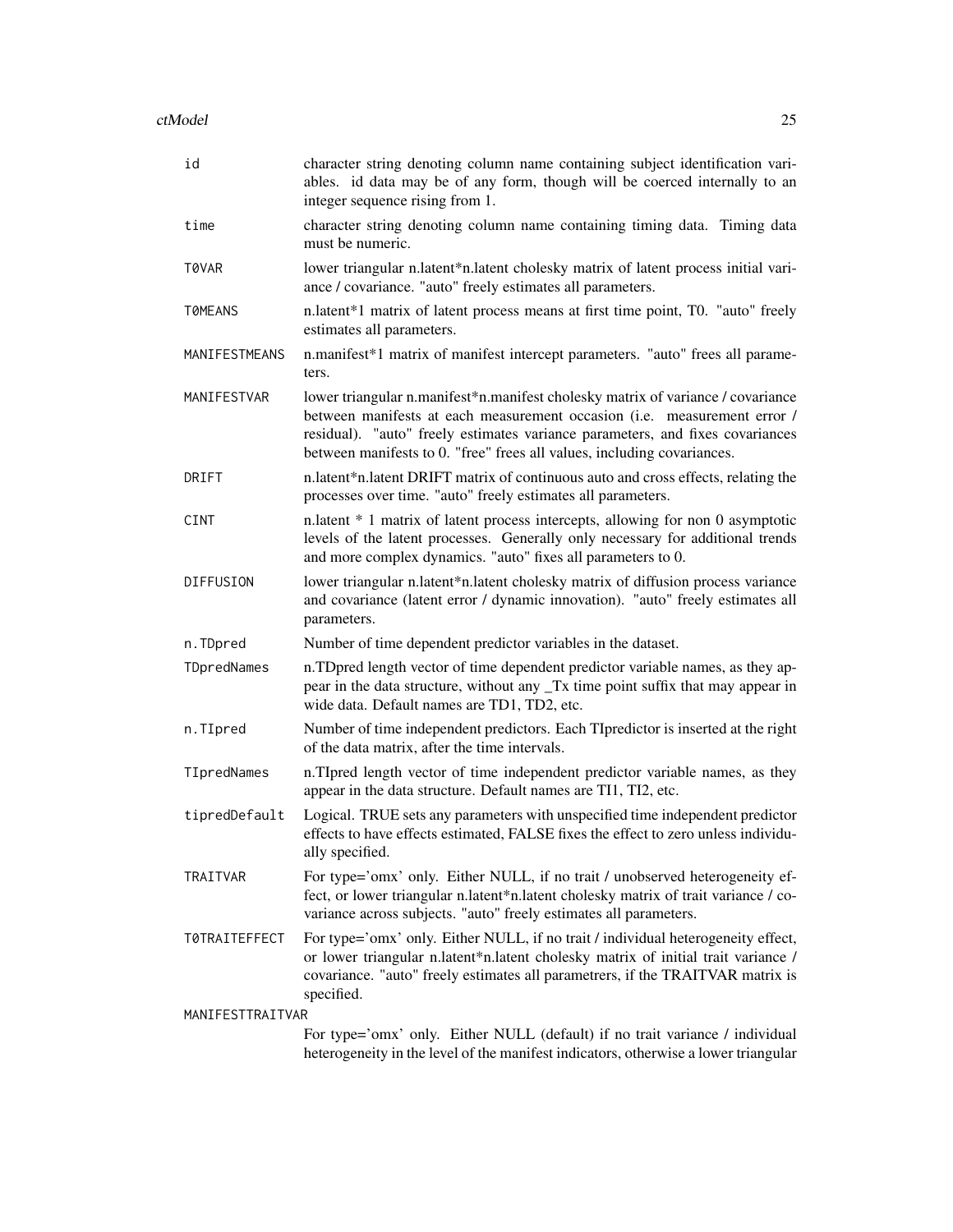| | |
|---|---|
| `id` | character string denoting column name containing subject identification variables. id data may be of any form, though will be coerced internally to an integer sequence rising from 1. |
| `time` | character string denoting column name containing timing data. Timing data must be numeric. |
| `T0VAR` | lower triangular n.latent*n.latent cholesky matrix of latent process initial variance / covariance. "auto" freely estimates all parameters. |
| `T0MEANS` | n.latent*1 matrix of latent process means at first time point, T0. "auto" freely estimates all parameters. |
| `MANIFESTMEANS` | n.manifest*1 matrix of manifest intercept parameters. "auto" frees all parameters. |
| `MANIFESTVAR` | lower triangular n.manifest*n.manifest cholesky matrix of variance / covariance between manifests at each measurement occasion (i.e. measurement error / residual). "auto" freely estimates variance parameters, and fixes covariances between manifests to 0. "free" frees all values, including covariances. |
| `DRIFT` | n.latent*n.latent DRIFT matrix of continuous auto and cross effects, relating the processes over time. "auto" freely estimates all parameters. |
| `CINT` | n.latent * 1 matrix of latent process intercepts, allowing for non 0 asymptotic levels of the latent processes. Generally only necessary for additional trends and more complex dynamics. "auto" fixes all parameters to 0. |
| `DIFFUSION` | lower triangular n.latent*n.latent cholesky matrix of diffusion process variance and covariance (latent error / dynamic innovation). "auto" freely estimates all parameters. |
| `n.TDpred` | Number of time dependent predictor variables in the dataset. |
| `TDpredNames` | n.TDpred length vector of time dependent predictor variable names, as they appear in the data structure, without any _Tx time point suffix that may appear in wide data. Default names are TD1, TD2, etc. |
| `n.TIpred` | Number of time independent predictors. Each TIpredictor is inserted at the right of the data matrix, after the time intervals. |
| `TIpredNames` | n.TIpred length vector of time independent predictor variable names, as they appear in the data structure. Default names are TI1, TI2, etc. |
| `tipredDefault` | Logical. TRUE sets any parameters with unspecified time independent predictor effects to have effects estimated, FALSE fixes the effect to zero unless individually specified. |
| `TRAITVAR` | For type='omx' only. Either NULL, if no trait / unobserved heterogeneity effect, or lower triangular n.latent*n.latent cholesky matrix of trait variance / covariance across subjects. "auto" freely estimates all parameters. |
| `T0TRAITEFFECT` | For type='omx' only. Either NULL, if no trait / individual heterogeneity effect, or lower triangular n.latent*n.latent cholesky matrix of initial trait variance / covariance. "auto" freely estimates all parametrers, if the TRAITVAR matrix is specified. |
| `MANIFESTTRAITVAR` | For type='omx' only. Either NULL (default) if no trait variance / individual heterogeneity in the level of the manifest indicators, otherwise a lower triangular |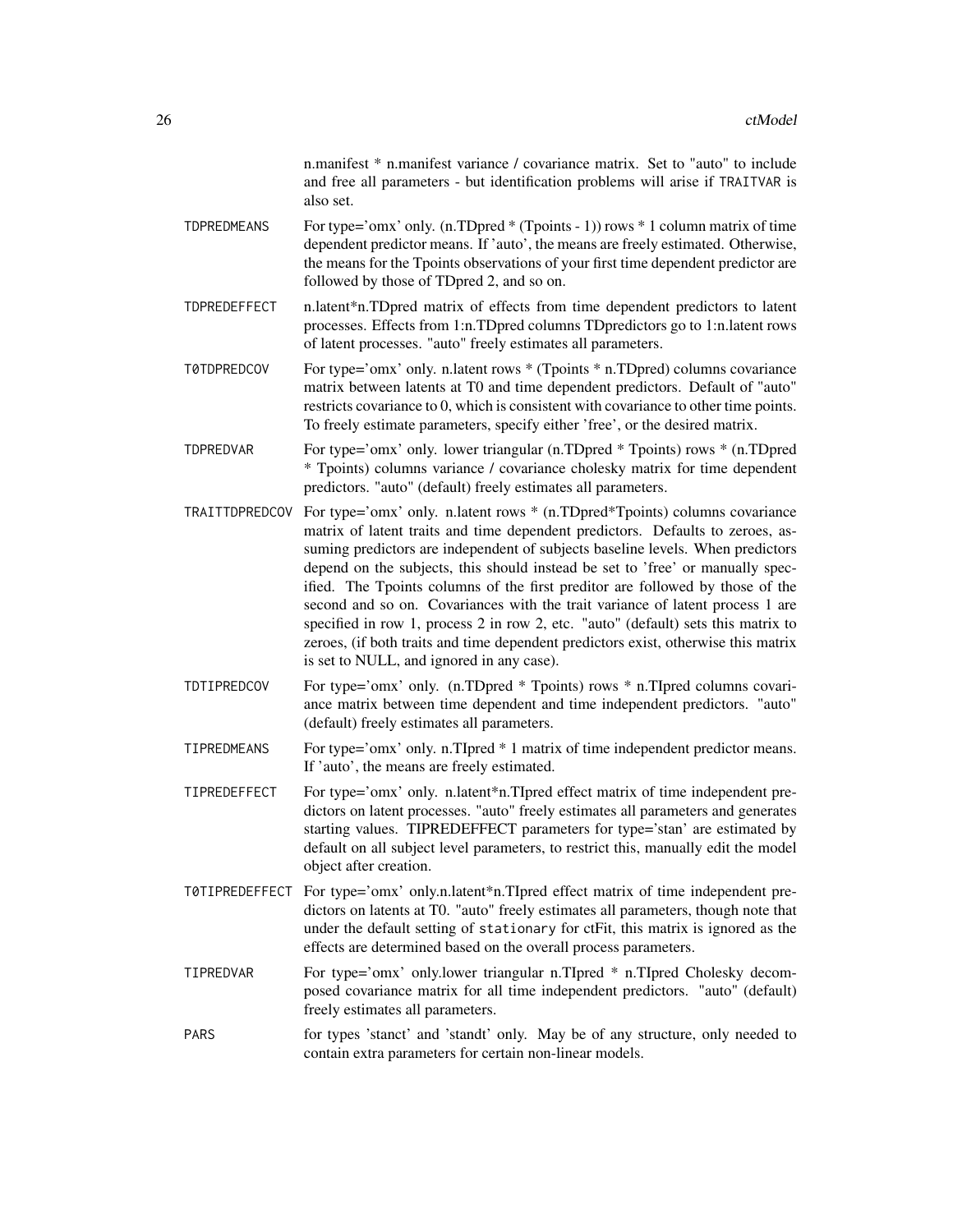n.manifest * n.manifest variance / covariance matrix. Set to "auto" to include and free all parameters - but identification problems will arise if `TRAITVAR` is also set.

`TDPREDMEANS`
: For type='omx' only. (n.TDpred * (Tpoints - 1)) rows * 1 column matrix of time dependent predictor means. If 'auto', the means are freely estimated. Otherwise, the means for the Tpoints observations of your first time dependent predictor are followed by those of TDpred 2, and so on.

`TDPREDEFFECT`
: n.latent*n.TDpred matrix of effects from time dependent predictors to latent processes. Effects from 1:n.TDpred columns TDpredictors go to 1:n.latent rows of latent processes. "auto" freely estimates all parameters.

`T0TDPREDCOV`
: For type='omx' only. n.latent rows * (Tpoints * n.TDpred) columns covariance matrix between latents at T0 and time dependent predictors. Default of "auto" restricts covariance to 0, which is consistent with covariance to other time points. To freely estimate parameters, specify either 'free', or the desired matrix.

`TDPREDVAR`
: For type='omx' only. lower triangular (n.TDpred * Tpoints) rows * (n.TDpred * Tpoints) columns variance / covariance cholesky matrix for time dependent predictors. "auto" (default) freely estimates all parameters.

`TRAITTDPREDCOV`
: For type='omx' only. n.latent rows * (n.TDpred*Tpoints) columns covariance matrix of latent traits and time dependent predictors. Defaults to zeroes, assuming predictors are independent of subjects baseline levels. When predictors depend on the subjects, this should instead be set to 'free' or manually specified. The Tpoints columns of the first preditor are followed by those of the second and so on. Covariances with the trait variance of latent process 1 are specified in row 1, process 2 in row 2, etc. "auto" (default) sets this matrix to zeroes, (if both traits and time dependent predictors exist, otherwise this matrix is set to NULL, and ignored in any case).

`TDTIPREDCOV`
: For type='omx' only. (n.TDpred * Tpoints) rows * n.TIpred columns covariance matrix between time dependent and time independent predictors. "auto" (default) freely estimates all parameters.

`TIPREDMEANS`
: For type='omx' only. n.TIpred * 1 matrix of time independent predictor means. If 'auto', the means are freely estimated.

`TIPREDEFFECT`
: For type='omx' only. n.latent*n.TIpred effect matrix of time independent predictors on latent processes. "auto" freely estimates all parameters and generates starting values. TIPREDEFFECT parameters for type='stan' are estimated by default on all subject level parameters, to restrict this, manually edit the model object after creation.

`T0TIPREDEFFECT`
: For type='omx' only.n.latent*n.TIpred effect matrix of time independent predictors on latents at T0. "auto" freely estimates all parameters, though note that under the default setting of `stationary` for ctFit, this matrix is ignored as the effects are determined based on the overall process parameters.

`TIPREDVAR`
: For type='omx' only.lower triangular n.TIpred * n.TIpred Cholesky decomposed covariance matrix for all time independent predictors. "auto" (default) freely estimates all parameters.

`PARS`
: for types 'stanct' and 'standt' only. May be of any structure, only needed to contain extra parameters for certain non-linear models.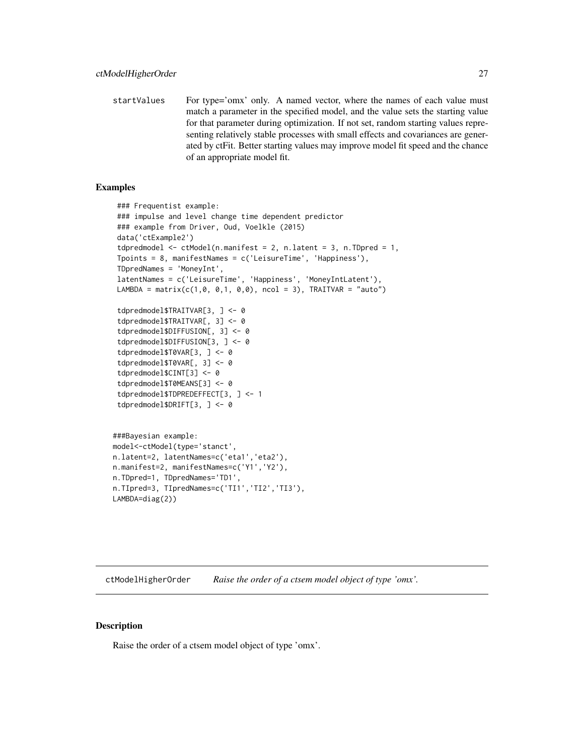startValues For type='omx' only. A named vector, where the names of each value must match a parameter in the specified model, and the value sets the starting value for that parameter during optimization. If not set, random starting values representing relatively stable processes with small effects and covariances are generated by ctFit. Better starting values may improve model fit speed and the chance of an appropriate model fit.

## Examples

```
### Frequentist example:
### impulse and level change time dependent predictor
### example from Driver, Oud, Voelkle (2015)
data('ctExample2')
tdpredmodel <- ctModel(n.manifest = 2, n.latent = 3, n.TDpred = 1,
Tpoints = 8, manifestNames = c('LeisureTime', 'Happiness'),
TDpredNames = 'MoneyInt',
latentNames = c('LeisureTime', 'Happiness', 'MoneyIntLatent'),
LAMBDA = matrix(c(1,0, 0,1, 0,0), ncol = 3), TRAITVAR = "auto")

tdpredmodel$TRAITVAR[3, ] <- 0
tdpredmodel$TRAITVAR[, 3] <- 0
tdpredmodel$DIFFUSION[, 3] <- 0
tdpredmodel$DIFFUSION[3, ] <- 0
tdpredmodel$T0VAR[3, ] <- 0
tdpredmodel$T0VAR[, 3] <- 0
tdpredmodel$CINT[3] <- 0
tdpredmodel$T0MEANS[3] <- 0
tdpredmodel$TDPREDEFFECT[3, ] <- 1
tdpredmodel$DRIFT[3, ] <- 0


###Bayesian example:
model<-ctModel(type='stanct',
n.latent=2, latentNames=c('eta1','eta2'),
n.manifest=2, manifestNames=c('Y1','Y2'),
n.TDpred=1, TDpredNames='TD1',
n.TIpred=3, TIpredNames=c('TI1','TI2','TI3'),
LAMBDA=diag(2))
```

---

# ctModelHigherOrder *Raise the order of a ctsem model object of type 'omx'.*

## Description

Raise the order of a ctsem model object of type 'omx'.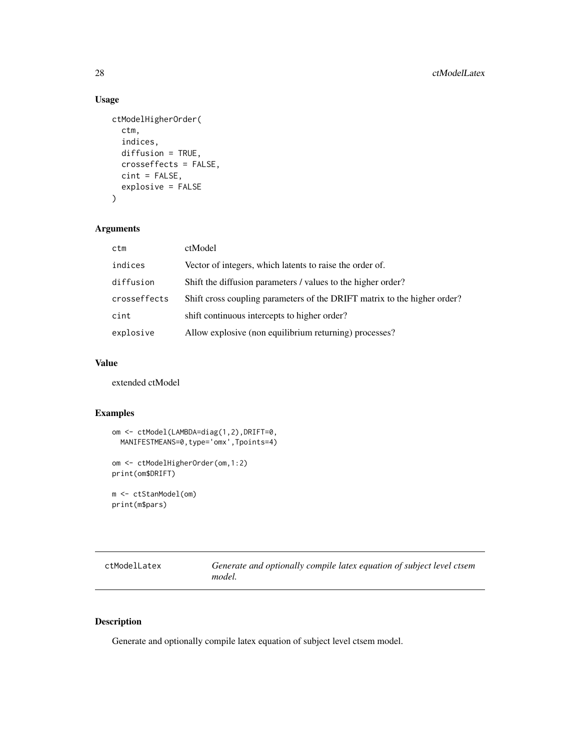## Usage

```
ctModelHigherOrder(
  ctm,
  indices,
  diffusion = TRUE,
  crosseffects = FALSE,
  cint = FALSE,
  explosive = FALSE
)
```

## Arguments

| | |
|---|---|
| ctm | ctModel |
| indices | Vector of integers, which latents to raise the order of. |
| diffusion | Shift the diffusion parameters / values to the higher order? |
| crosseffects | Shift cross coupling parameters of the DRIFT matrix to the higher order? |
| cint | shift continuous intercepts to higher order? |
| explosive | Allow explosive (non equilibrium returning) processes? |

## Value

extended ctModel

## Examples

```
om <- ctModel(LAMBDA=diag(1,2),DRIFT=0,
  MANIFESTMEANS=0,type='omx',Tpoints=4)

om <- ctModelHigherOrder(om,1:2)
print(om$DRIFT)

m <- ctStanModel(om)
print(m$pars)
```

---

# ctModelLatex — *Generate and optionally compile latex equation of subject level ctsem model.*

## Description

Generate and optionally compile latex equation of subject level ctsem model.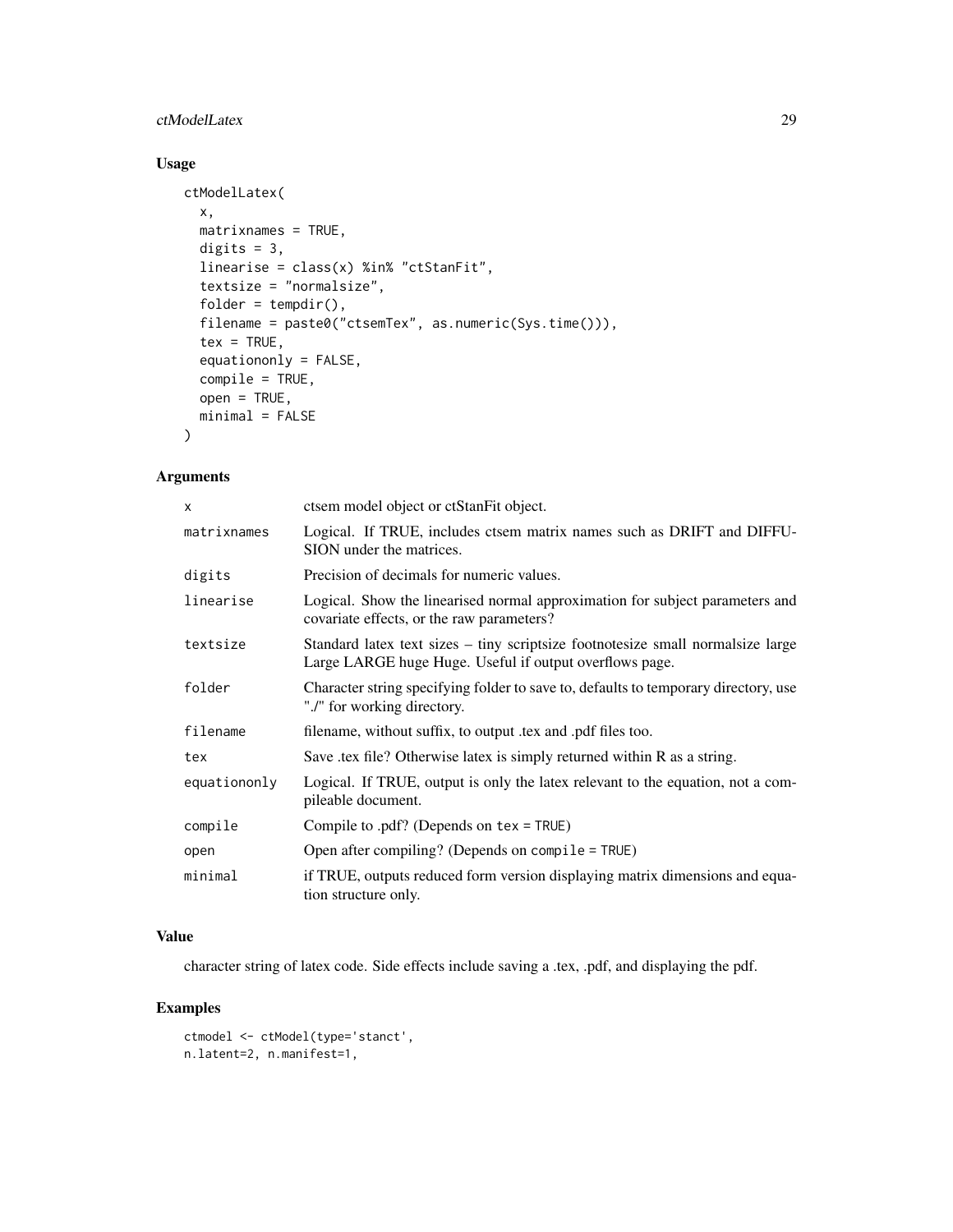## Usage

```
ctModelLatex(
  x,
  matrixnames = TRUE,
  digits = 3,
  linearise = class(x) %in% "ctStanFit",
  textsize = "normalsize",
  folder = tempdir(),
  filename = paste0("ctsemTex", as.numeric(Sys.time())),
  tex = TRUE,
  equationonly = FALSE,
  compile = TRUE,
  open = TRUE,
  minimal = FALSE
)
```

## Arguments

| | |
|---|---|
| x | ctsem model object or ctStanFit object. |
| matrixnames | Logical. If TRUE, includes ctsem matrix names such as DRIFT and DIFFUSION under the matrices. |
| digits | Precision of decimals for numeric values. |
| linearise | Logical. Show the linearised normal approximation for subject parameters and covariate effects, or the raw parameters? |
| textsize | Standard latex text sizes – tiny scriptsize footnotesize small normalsize large Large LARGE huge Huge. Useful if output overflows page. |
| folder | Character string specifying folder to save to, defaults to temporary directory, use "./" for working directory. |
| filename | filename, without suffix, to output .tex and .pdf files too. |
| tex | Save .tex file? Otherwise latex is simply returned within R as a string. |
| equationonly | Logical. If TRUE, output is only the latex relevant to the equation, not a compileable document. |
| compile | Compile to .pdf? (Depends on tex = TRUE) |
| open | Open after compiling? (Depends on compile = TRUE) |
| minimal | if TRUE, outputs reduced form version displaying matrix dimensions and equation structure only. |

## Value

character string of latex code. Side effects include saving a .tex, .pdf, and displaying the pdf.

## Examples

```
ctmodel <- ctModel(type='stanct',
n.latent=2, n.manifest=1,
```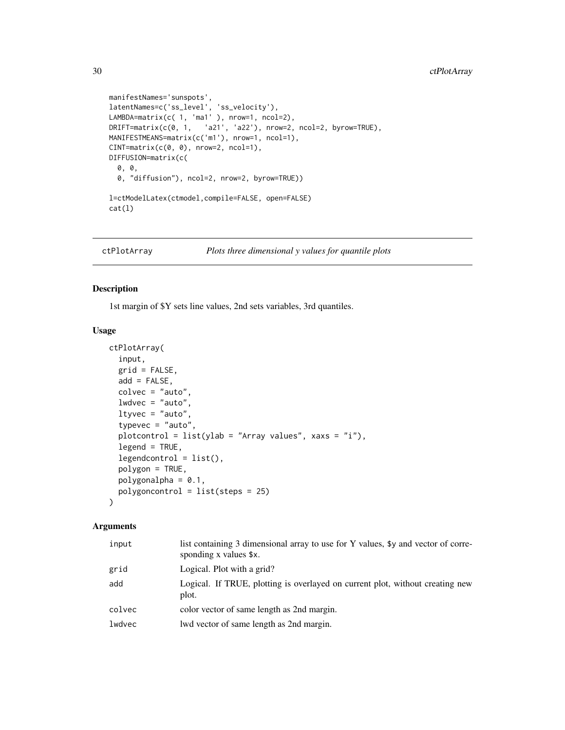```
manifestNames='sunspots',
latentNames=c('ss_level', 'ss_velocity'),
LAMBDA=matrix(c( 1, 'ma1' ), nrow=1, ncol=2),
DRIFT=matrix(c(0, 1,   'a21', 'a22'), nrow=2, ncol=2, byrow=TRUE),
MANIFESTMEANS=matrix(c('m1'), nrow=1, ncol=1),
CINT=matrix(c(0, 0), nrow=2, ncol=1),
DIFFUSION=matrix(c(
  0, 0,
  0, "diffusion"), ncol=2, nrow=2, byrow=TRUE))

l=ctModelLatex(ctmodel,compile=FALSE, open=FALSE)
cat(l)
```

## ctPlotArray — *Plots three dimensional y values for quantile plots*

### Description

1st margin of $Y sets line values, 2nd sets variables, 3rd quantiles.

### Usage

```
ctPlotArray(
  input,
  grid = FALSE,
  add = FALSE,
  colvec = "auto",
  lwdvec = "auto",
  ltyvec = "auto",
  typevec = "auto",
  plotcontrol = list(ylab = "Array values", xaxs = "i"),
  legend = TRUE,
  legendcontrol = list(),
  polygon = TRUE,
  polygonalpha = 0.1,
  polygoncontrol = list(steps = 25)
)
```

### Arguments

| | |
|---|---|
| input | list containing 3 dimensional array to use for Y values, $y and vector of corresponding x values $x. |
| grid | Logical. Plot with a grid? |
| add | Logical. If TRUE, plotting is overlayed on current plot, without creating new plot. |
| colvec | color vector of same length as 2nd margin. |
| lwdvec | lwd vector of same length as 2nd margin. |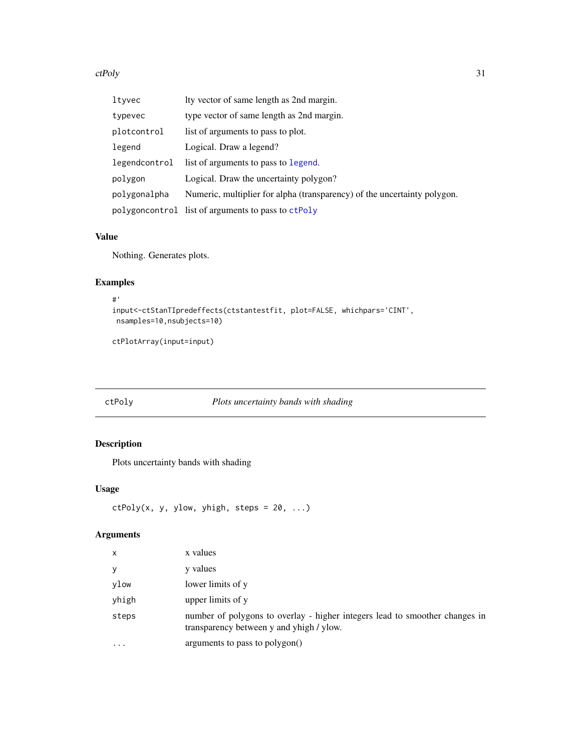| | |
|---|---|
| ltyvec | lty vector of same length as 2nd margin. |
| typevec | type vector of same length as 2nd margin. |
| plotcontrol | list of arguments to pass to plot. |
| legend | Logical. Draw a legend? |
| legendcontrol | list of arguments to pass to legend. |
| polygon | Logical. Draw the uncertainty polygon? |
| polygonalpha | Numeric, multiplier for alpha (transparency) of the uncertainty polygon. |
| polygoncontrol | list of arguments to pass to ctPoly |

### Value

Nothing. Generates plots.

### Examples

```
#'
input<-ctStanTIpredeffects(ctstantestfit, plot=FALSE, whichpars='CINT',
 nsamples=10,nsubjects=10)

ctPlotArray(input=input)
```

---

## ctPoly *Plots uncertainty bands with shading*

### Description

Plots uncertainty bands with shading

### Usage

```
ctPoly(x, y, ylow, yhigh, steps = 20, ...)
```

### Arguments

| | |
|---|---|
| x | x values |
| y | y values |
| ylow | lower limits of y |
| yhigh | upper limits of y |
| steps | number of polygons to overlay - higher integers lead to smoother changes in transparency between y and yhigh / ylow. |
| ... | arguments to pass to polygon() |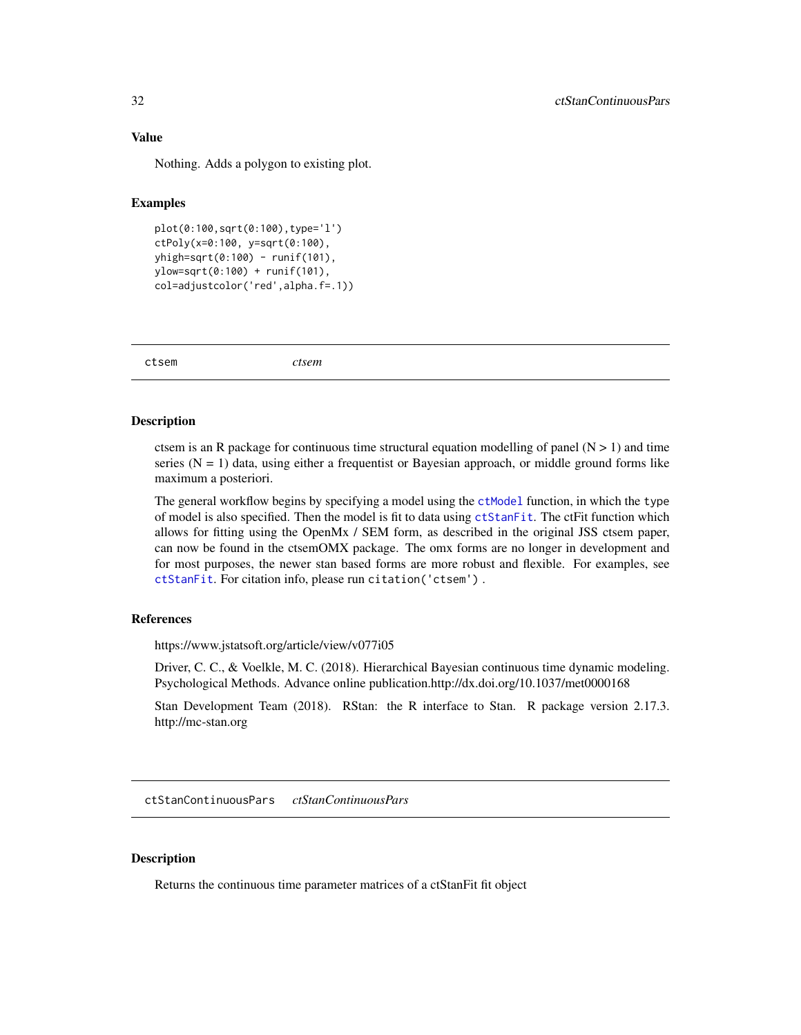### Value

Nothing. Adds a polygon to existing plot.

### Examples

```
plot(0:100,sqrt(0:100),type='l')
ctPoly(x=0:100, y=sqrt(0:100),
yhigh=sqrt(0:100) - runif(101),
ylow=sqrt(0:100) + runif(101),
col=adjustcolor('red',alpha.f=.1))
```

---

## ctsem &nbsp;&nbsp;&nbsp;&nbsp; *ctsem*

---

### Description

ctsem is an R package for continuous time structural equation modelling of panel ($N > 1$) and time series ($N = 1$) data, using either a frequentist or Bayesian approach, or middle ground forms like maximum a posteriori.

The general workflow begins by specifying a model using the `ctModel` function, in which the `type` of model is also specified. Then the model is fit to data using `ctStanFit`. The ctFit function which allows for fitting using the OpenMx / SEM form, as described in the original JSS ctsem paper, can now be found in the ctsemOMX package. The omx forms are no longer in development and for most purposes, the newer stan based forms are more robust and flexible. For examples, see `ctStanFit`. For citation info, please run `citation('ctsem')` .

### References

https://www.jstatsoft.org/article/view/v077i05

Driver, C. C., & Voelkle, M. C. (2018). Hierarchical Bayesian continuous time dynamic modeling. Psychological Methods. Advance online publication.http://dx.doi.org/10.1037/met0000168

Stan Development Team (2018). RStan: the R interface to Stan. R package version 2.17.3. http://mc-stan.org

---

## ctStanContinuousPars &nbsp;&nbsp;&nbsp;&nbsp; *ctStanContinuousPars*

---

### Description

Returns the continuous time parameter matrices of a ctStanFit fit object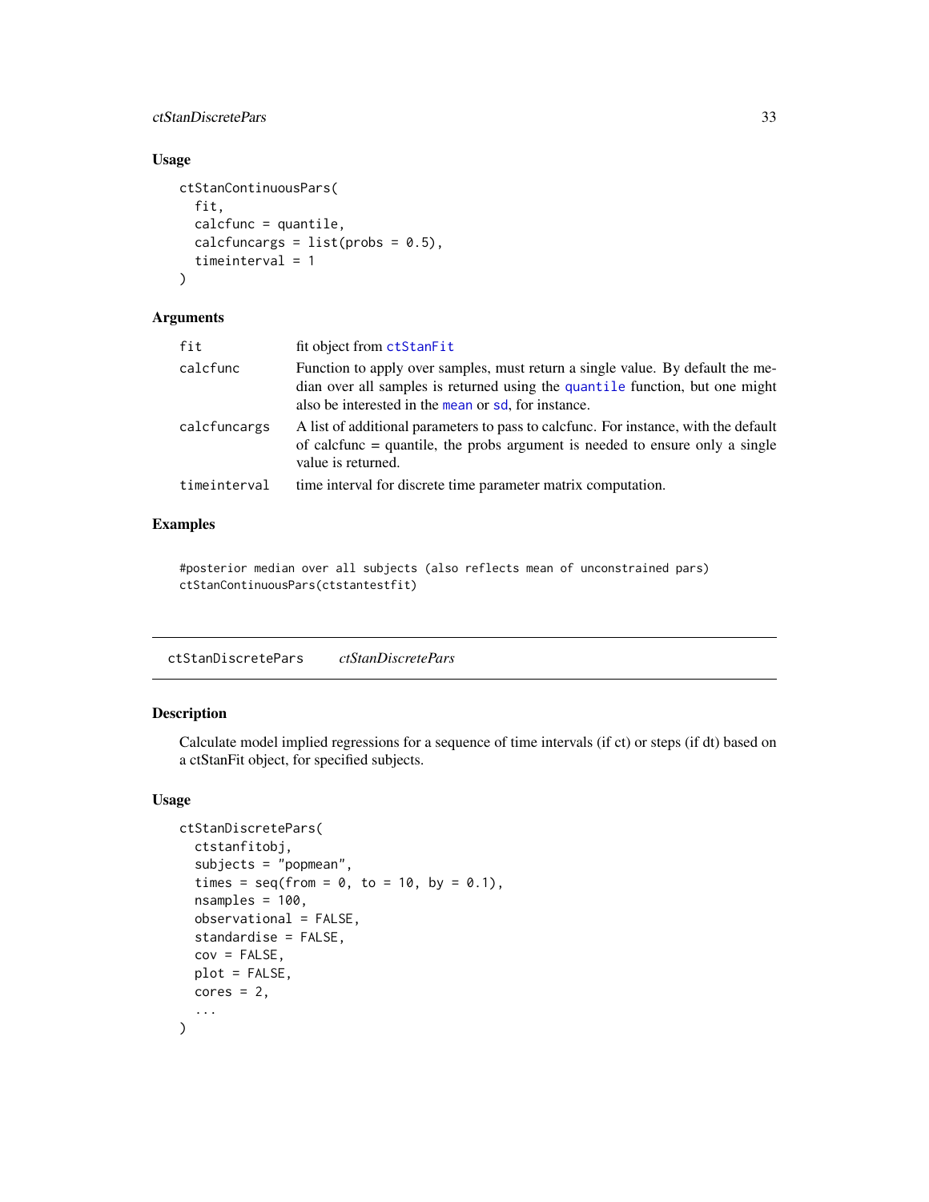### Usage

```
ctStanContinuousPars(
  fit,
  calcfunc = quantile,
  calcfuncargs = list(probs = 0.5),
  timeinterval = 1
)
```

### Arguments

| | |
|---|---|
| fit | fit object from ctStanFit |
| calcfunc | Function to apply over samples, must return a single value. By default the median over all samples is returned using the quantile function, but one might also be interested in the mean or sd, for instance. |
| calcfuncargs | A list of additional parameters to pass to calcfunc. For instance, with the default of calcfunc = quantile, the probs argument is needed to ensure only a single value is returned. |
| timeinterval | time interval for discrete time parameter matrix computation. |

### Examples

```
#posterior median over all subjects (also reflects mean of unconstrained pars)
ctStanContinuousPars(ctstantestfit)
```

---

## ctStanDiscretePars *ctStanDiscretePars*

### Description

Calculate model implied regressions for a sequence of time intervals (if ct) or steps (if dt) based on a ctStanFit object, for specified subjects.

### Usage

```
ctStanDiscretePars(
  ctstanfitobj,
  subjects = "popmean",
  times = seq(from = 0, to = 10, by = 0.1),
  nsamples = 100,
  observational = FALSE,
  standardise = FALSE,
  cov = FALSE,
  plot = FALSE,
  cores = 2,
  ...
)
```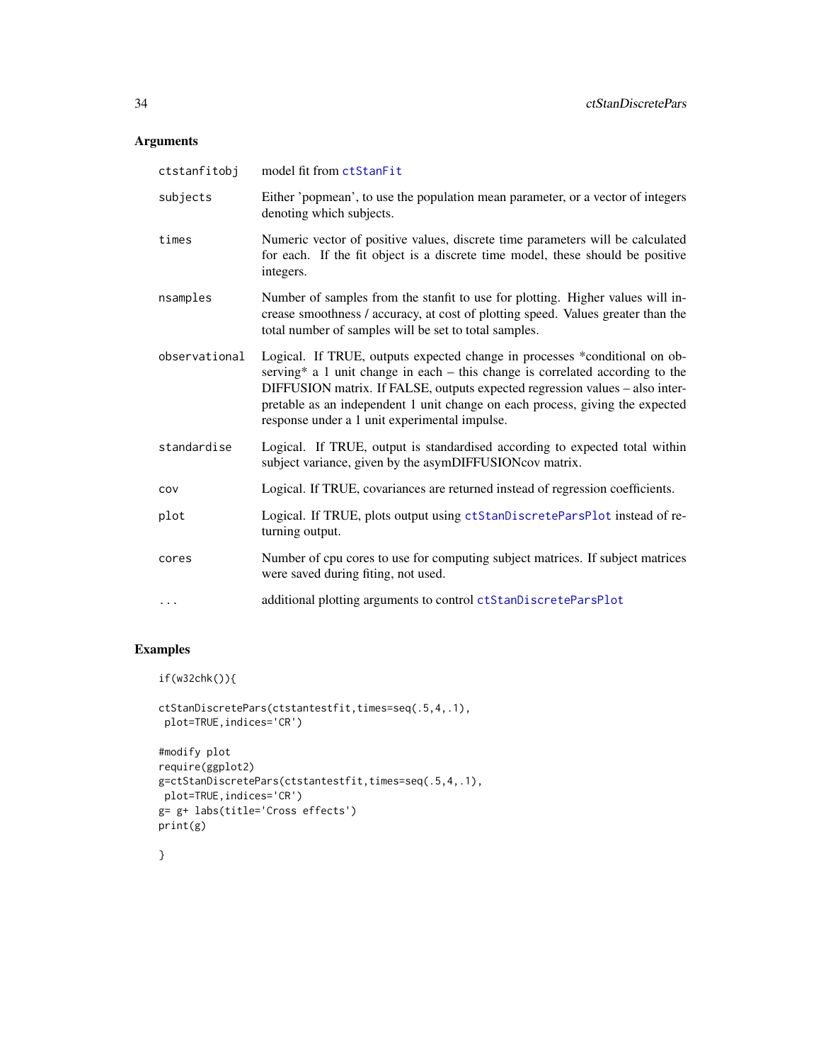## Arguments

| | |
|---|---|
| ctstanfitobj | model fit from ctStanFit |
| subjects | Either 'popmean', to use the population mean parameter, or a vector of integers denoting which subjects. |
| times | Numeric vector of positive values, discrete time parameters will be calculated for each. If the fit object is a discrete time model, these should be positive integers. |
| nsamples | Number of samples from the stanfit to use for plotting. Higher values will increase smoothness / accuracy, at cost of plotting speed. Values greater than the total number of samples will be set to total samples. |
| observational | Logical. If TRUE, outputs expected change in processes *conditional on observing* a 1 unit change in each – this change is correlated according to the DIFFUSION matrix. If FALSE, outputs expected regression values – also interpretable as an independent 1 unit change on each process, giving the expected response under a 1 unit experimental impulse. |
| standardise | Logical. If TRUE, output is standardised according to expected total within subject variance, given by the asymDIFFUSIONcov matrix. |
| cov | Logical. If TRUE, covariances are returned instead of regression coefficients. |
| plot | Logical. If TRUE, plots output using ctStanDiscreteParsPlot instead of returning output. |
| cores | Number of cpu cores to use for computing subject matrices. If subject matrices were saved during fiting, not used. |
| ... | additional plotting arguments to control ctStanDiscreteParsPlot |

## Examples

```
if(w32chk()){

ctStanDiscretePars(ctstantestfit,times=seq(.5,4,.1),
 plot=TRUE,indices='CR')

#modify plot
require(ggplot2)
g=ctStanDiscretePars(ctstantestfit,times=seq(.5,4,.1),
 plot=TRUE,indices='CR')
g= g+ labs(title='Cross effects')
print(g)

}
```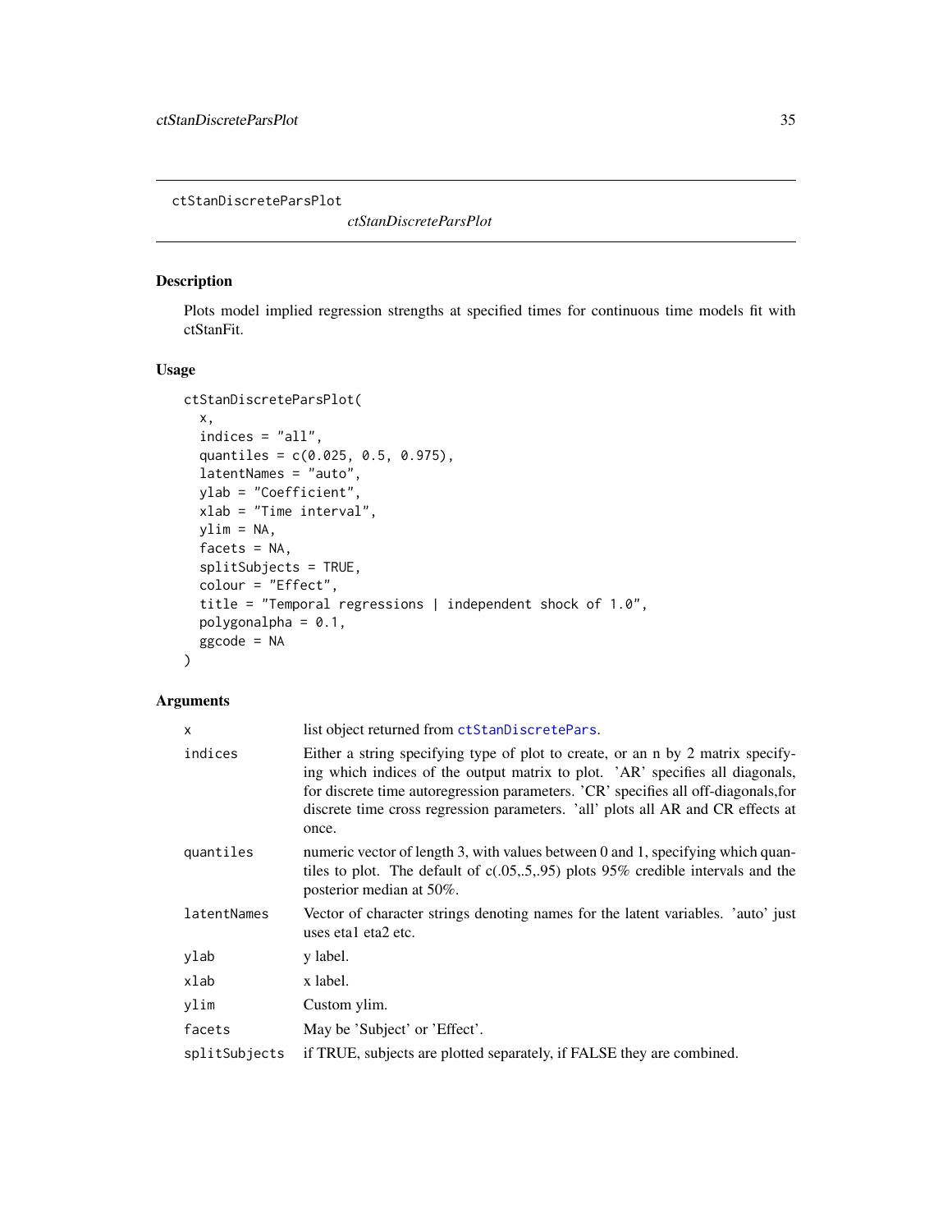## ctStanDiscreteParsPlot

*ctStanDiscreteParsPlot*

### Description

Plots model implied regression strengths at specified times for continuous time models fit with ctStanFit.

### Usage

```
ctStanDiscreteParsPlot(
  x,
  indices = "all",
  quantiles = c(0.025, 0.5, 0.975),
  latentNames = "auto",
  ylab = "Coefficient",
  xlab = "Time interval",
  ylim = NA,
  facets = NA,
  splitSubjects = TRUE,
  colour = "Effect",
  title = "Temporal regressions | independent shock of 1.0",
  polygonalpha = 0.1,
  ggcode = NA
)
```

### Arguments

| | |
|---|---|
| `x` | list object returned from `ctStanDiscretePars`. |
| `indices` | Either a string specifying type of plot to create, or an n by 2 matrix specifying which indices of the output matrix to plot. 'AR' specifies all diagonals, for discrete time autoregression parameters. 'CR' specifies all off-diagonals,for discrete time cross regression parameters. 'all' plots all AR and CR effects at once. |
| `quantiles` | numeric vector of length 3, with values between 0 and 1, specifying which quantiles to plot. The default of c(.05,.5,.95) plots 95% credible intervals and the posterior median at 50%. |
| `latentNames` | Vector of character strings denoting names for the latent variables. 'auto' just uses eta1 eta2 etc. |
| `ylab` | y label. |
| `xlab` | x label. |
| `ylim` | Custom ylim. |
| `facets` | May be 'Subject' or 'Effect'. |
| `splitSubjects` | if TRUE, subjects are plotted separately, if FALSE they are combined. |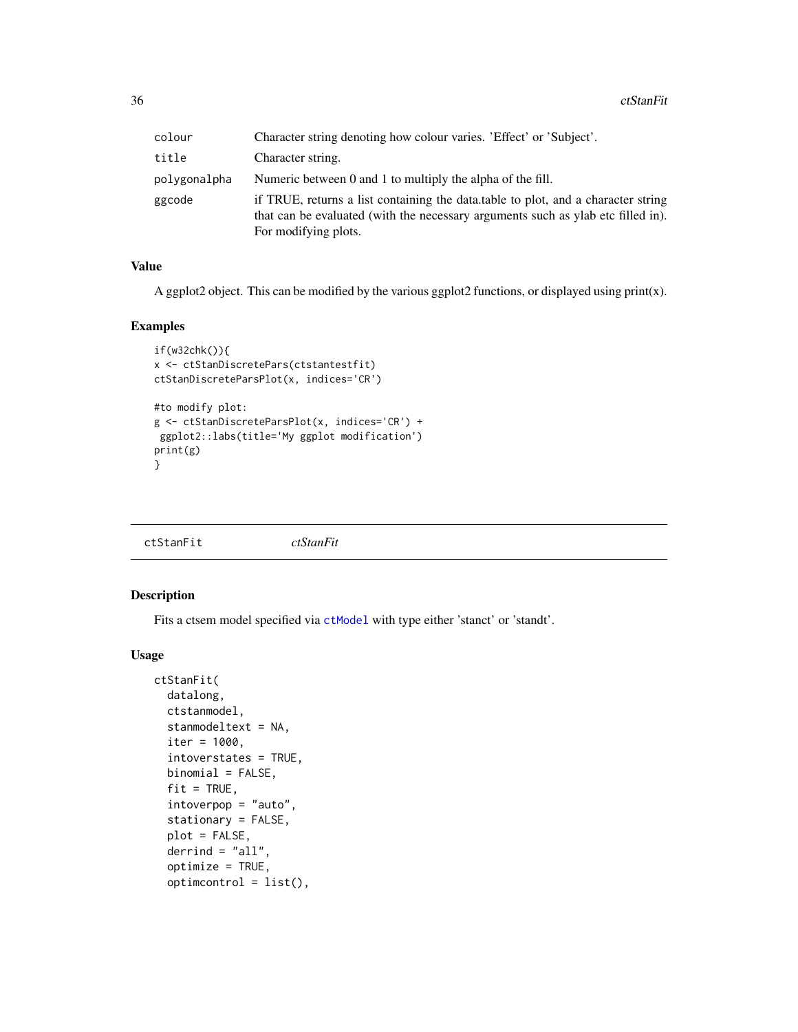| | |
|---|---|
| colour | Character string denoting how colour varies. 'Effect' or 'Subject'. |
| title | Character string. |
| polygonalpha | Numeric between 0 and 1 to multiply the alpha of the fill. |
| ggcode | if TRUE, returns a list containing the data.table to plot, and a character string that can be evaluated (with the necessary arguments such as ylab etc filled in). For modifying plots. |

### Value

A ggplot2 object. This can be modified by the various ggplot2 functions, or displayed using print(x).

### Examples

```
if(w32chk()){
x <- ctStanDiscretePars(ctstantestfit)
ctStanDiscreteParsPlot(x, indices='CR')

#to modify plot:
g <- ctStanDiscreteParsPlot(x, indices='CR') +
 ggplot2::labs(title='My ggplot modification')
print(g)
}
```

---

## ctStanFit *ctStanFit*

### Description

Fits a ctsem model specified via ctModel with type either 'stanct' or 'standt'.

### Usage

```
ctStanFit(
  datalong,
  ctstanmodel,
  stanmodeltext = NA,
  iter = 1000,
  intoverstates = TRUE,
  binomial = FALSE,
  fit = TRUE,
  intoverpop = "auto",
  stationary = FALSE,
  plot = FALSE,
  derrind = "all",
  optimize = TRUE,
  optimcontrol = list(),
```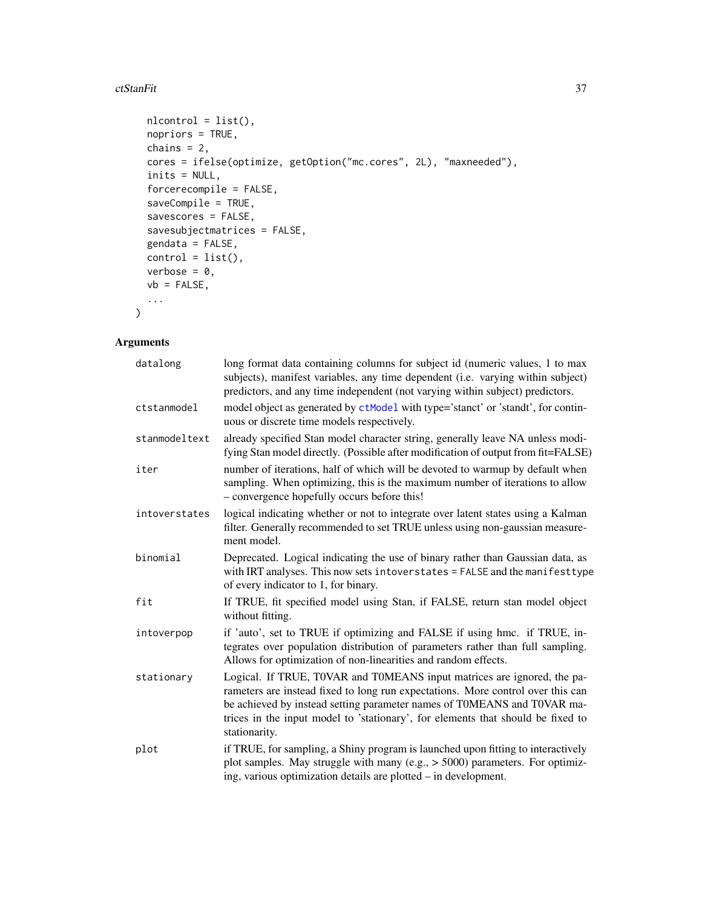```
  nlcontrol = list(),
  nopriors = TRUE,
  chains = 2,
  cores = ifelse(optimize, getOption("mc.cores", 2L), "maxneeded"),
  inits = NULL,
  forcerecompile = FALSE,
  saveCompile = TRUE,
  savescores = FALSE,
  savesubjectmatrices = FALSE,
  gendata = FALSE,
  control = list(),
  verbose = 0,
  vb = FALSE,
  ...
)
```

## Arguments

| | |
|---|---|
| `datalong` | long format data containing columns for subject id (numeric values, 1 to max subjects), manifest variables, any time dependent (i.e. varying within subject) predictors, and any time independent (not varying within subject) predictors. |
| `ctstanmodel` | model object as generated by `ctModel` with type='stanct' or 'standt', for continuous or discrete time models respectively. |
| `stanmodeltext` | already specified Stan model character string, generally leave NA unless modifying Stan model directly. (Possible after modification of output from fit=FALSE) |
| `iter` | number of iterations, half of which will be devoted to warmup by default when sampling. When optimizing, this is the maximum number of iterations to allow – convergence hopefully occurs before this! |
| `intoverstates` | logical indicating whether or not to integrate over latent states using a Kalman filter. Generally recommended to set TRUE unless using non-gaussian measurement model. |
| `binomial` | Deprecated. Logical indicating the use of binary rather than Gaussian data, as with IRT analyses. This now sets `intoverstates = FALSE` and the `manifesttype` of every indicator to 1, for binary. |
| `fit` | If TRUE, fit specified model using Stan, if FALSE, return stan model object without fitting. |
| `intoverpop` | if 'auto', set to TRUE if optimizing and FALSE if using hmc. if TRUE, integrates over population distribution of parameters rather than full sampling. Allows for optimization of non-linearities and random effects. |
| `stationary` | Logical. If TRUE, T0VAR and T0MEANS input matrices are ignored, the parameters are instead fixed to long run expectations. More control over this can be achieved by instead setting parameter names of T0MEANS and T0VAR matrices in the input model to 'stationary', for elements that should be fixed to stationarity. |
| `plot` | if TRUE, for sampling, a Shiny program is launched upon fitting to interactively plot samples. May struggle with many (e.g., > 5000) parameters. For optimizing, various optimization details are plotted – in development. |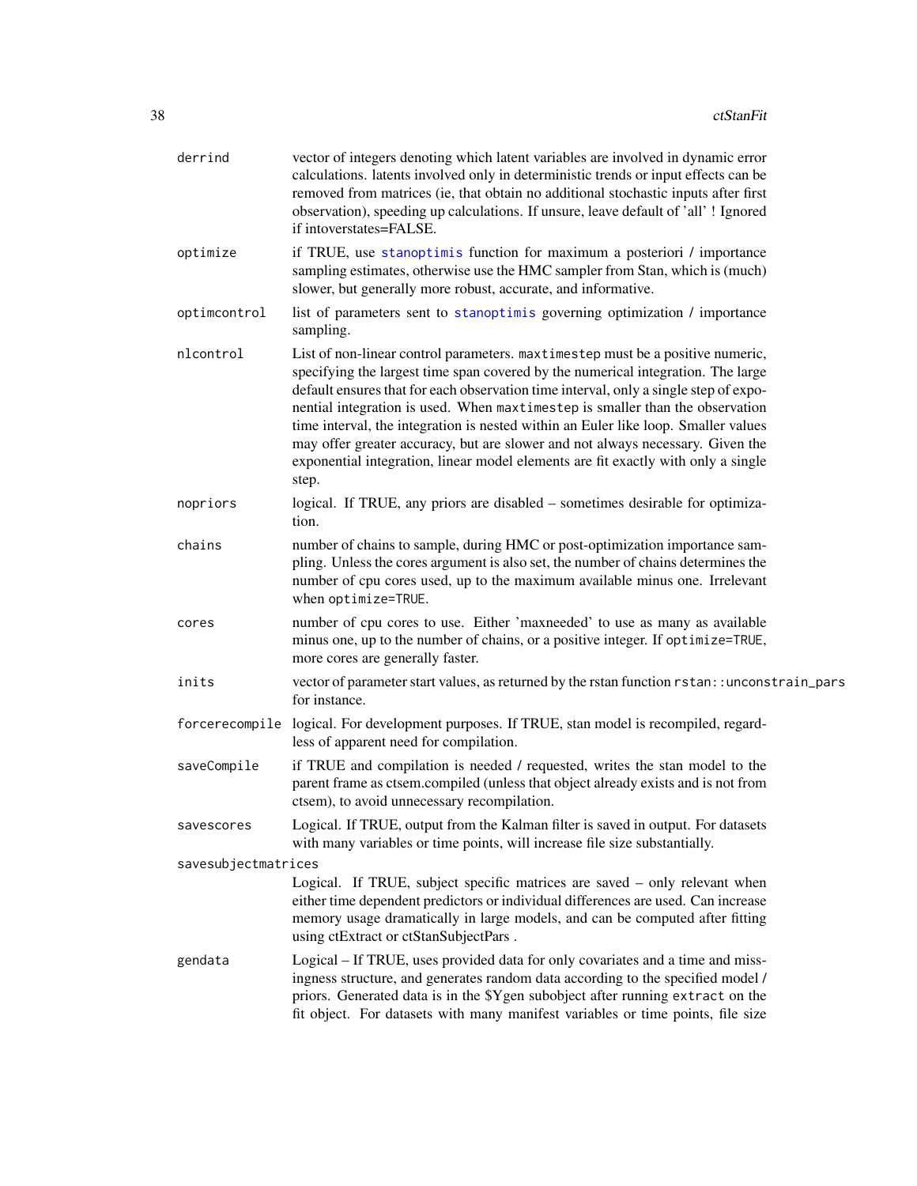| | |
|---|---|
| `derrind` | vector of integers denoting which latent variables are involved in dynamic error calculations. latents involved only in deterministic trends or input effects can be removed from matrices (ie, that obtain no additional stochastic inputs after first observation), speeding up calculations. If unsure, leave default of 'all' ! Ignored if intoverstates=FALSE. |
| `optimize` | if TRUE, use `stanoptimis` function for maximum a posteriori / importance sampling estimates, otherwise use the HMC sampler from Stan, which is (much) slower, but generally more robust, accurate, and informative. |
| `optimcontrol` | list of parameters sent to `stanoptimis` governing optimization / importance sampling. |
| `nlcontrol` | List of non-linear control parameters. `maxtimestep` must be a positive numeric, specifying the largest time span covered by the numerical integration. The large default ensures that for each observation time interval, only a single step of exponential integration is used. When `maxtimestep` is smaller than the observation time interval, the integration is nested within an Euler like loop. Smaller values may offer greater accuracy, but are slower and not always necessary. Given the exponential integration, linear model elements are fit exactly with only a single step. |
| `nopriors` | logical. If TRUE, any priors are disabled – sometimes desirable for optimization. |
| `chains` | number of chains to sample, during HMC or post-optimization importance sampling. Unless the cores argument is also set, the number of chains determines the number of cpu cores used, up to the maximum available minus one. Irrelevant when `optimize=TRUE`. |
| `cores` | number of cpu cores to use. Either 'maxneeded' to use as many as available minus one, up to the number of chains, or a positive integer. If `optimize=TRUE`, more cores are generally faster. |
| `inits` | vector of parameter start values, as returned by the rstan function `rstan::unconstrain_pars` for instance. |
| `forcerecompile` | logical. For development purposes. If TRUE, stan model is recompiled, regardless of apparent need for compilation. |
| `saveCompile` | if TRUE and compilation is needed / requested, writes the stan model to the parent frame as ctsem.compiled (unless that object already exists and is not from ctsem), to avoid unnecessary recompilation. |
| `savescores` | Logical. If TRUE, output from the Kalman filter is saved in output. For datasets with many variables or time points, will increase file size substantially. |
| `savesubjectmatrices` | Logical. If TRUE, subject specific matrices are saved – only relevant when either time dependent predictors or individual differences are used. Can increase memory usage dramatically in large models, and can be computed after fitting using ctExtract or ctStanSubjectPars . |
| `gendata` | Logical – If TRUE, uses provided data for only covariates and a time and missingness structure, and generates random data according to the specified model / priors. Generated data is in the $Ygen subobject after running `extract` on the fit object. For datasets with many manifest variables or time points, file size |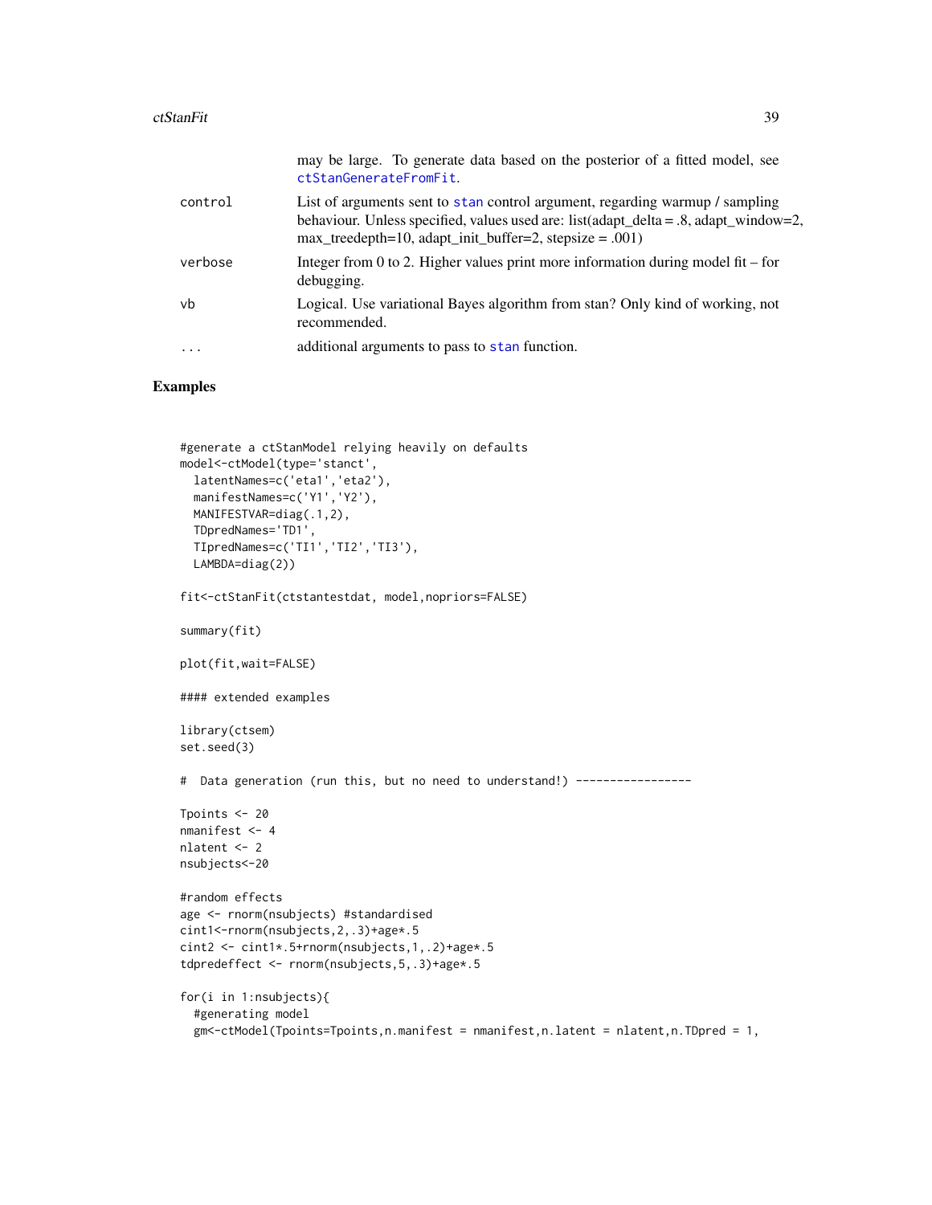|  |  |
|---|---|
|  | may be large. To generate data based on the posterior of a fitted model, see ctStanGenerateFromFit. |
| control | List of arguments sent to stan control argument, regarding warmup / sampling behaviour. Unless specified, values used are: list(adapt_delta = .8, adapt_window=2, max_treedepth=10, adapt_init_buffer=2, stepsize = .001) |
| verbose | Integer from 0 to 2. Higher values print more information during model fit – for debugging. |
| vb | Logical. Use variational Bayes algorithm from stan? Only kind of working, not recommended. |
| ... | additional arguments to pass to stan function. |

## Examples

```
#generate a ctStanModel relying heavily on defaults
model<-ctModel(type='stanct',
  latentNames=c('eta1','eta2'),
  manifestNames=c('Y1','Y2'),
  MANIFESTVAR=diag(.1,2),
  TDpredNames='TD1',
  TIpredNames=c('TI1','TI2','TI3'),
  LAMBDA=diag(2))

fit<-ctStanFit(ctstantestdat, model,nopriors=FALSE)

summary(fit)

plot(fit,wait=FALSE)

#### extended examples

library(ctsem)
set.seed(3)

#  Data generation (run this, but no need to understand!) -----------------

Tpoints <- 20
nmanifest <- 4
nlatent <- 2
nsubjects<-20

#random effects
age <- rnorm(nsubjects) #standardised
cint1<-rnorm(nsubjects,2,.3)+age*.5
cint2 <- cint1*.5+rnorm(nsubjects,1,.2)+age*.5
tdpredeffect <- rnorm(nsubjects,5,.3)+age*.5

for(i in 1:nsubjects){
  #generating model
  gm<-ctModel(Tpoints=Tpoints,n.manifest = nmanifest,n.latent = nlatent,n.TDpred = 1,
```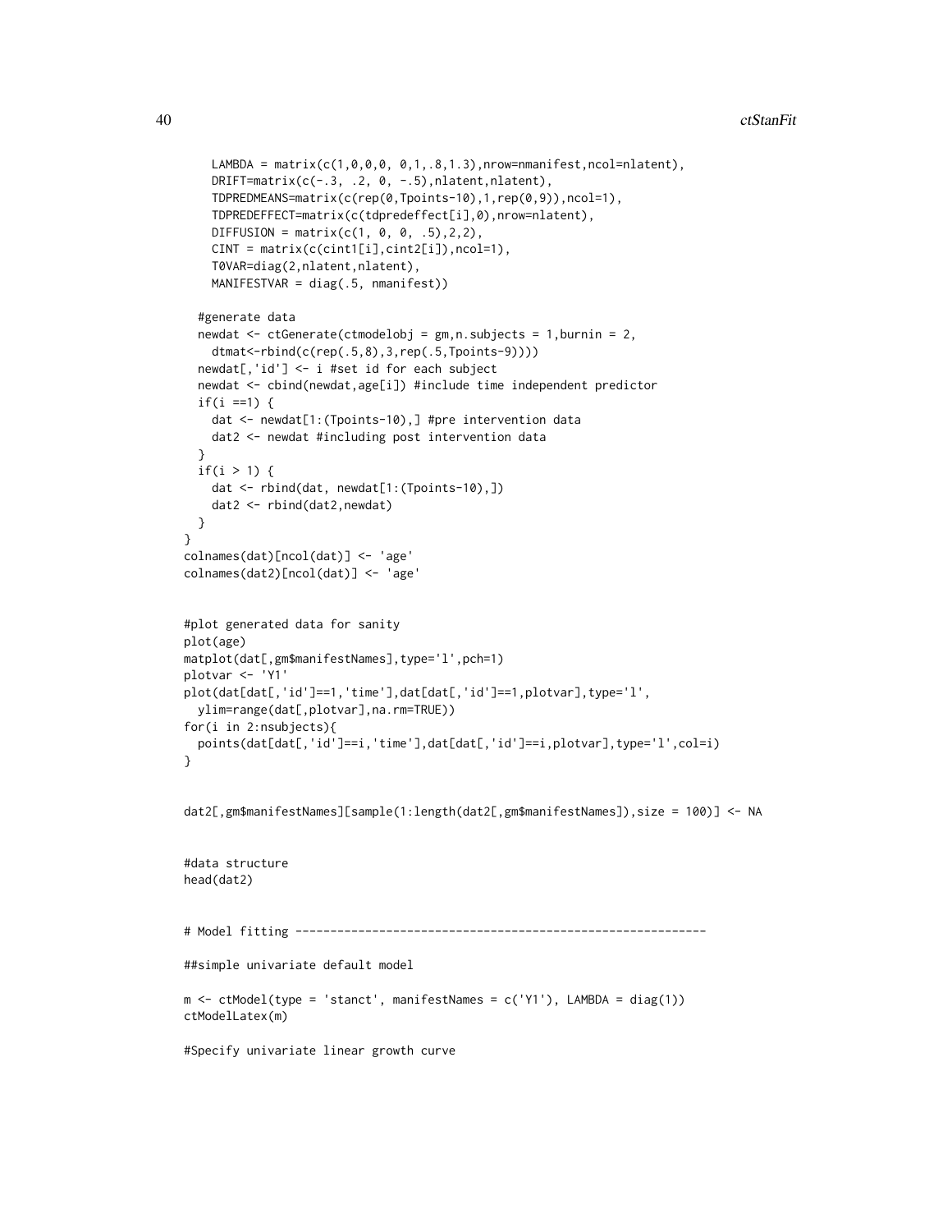```
    LAMBDA = matrix(c(1,0,0,0, 0,1,.8,1.3),nrow=nmanifest,ncol=nlatent),
    DRIFT=matrix(c(-.3, .2, 0, -.5),nlatent,nlatent),
    TDPREDMEANS=matrix(c(rep(0,Tpoints-10),1,rep(0,9)),ncol=1),
    TDPREDEFFECT=matrix(c(tdpredeffect[i],0),nrow=nlatent),
    DIFFUSION = matrix(c(1, 0, 0, .5),2,2),
    CINT = matrix(c(cint1[i],cint2[i]),ncol=1),
    T0VAR=diag(2,nlatent,nlatent),
    MANIFESTVAR = diag(.5, nmanifest))

  #generate data
  newdat <- ctGenerate(ctmodelobj = gm,n.subjects = 1,burnin = 2,
    dtmat<-rbind(c(rep(.5,8),3,rep(.5,Tpoints-9))))
  newdat[,'id'] <- i #set id for each subject
  newdat <- cbind(newdat,age[i]) #include time independent predictor
  if(i ==1) {
    dat <- newdat[1:(Tpoints-10),] #pre intervention data
    dat2 <- newdat #including post intervention data
  }
  if(i > 1) {
    dat <- rbind(dat, newdat[1:(Tpoints-10),])
    dat2 <- rbind(dat2,newdat)
  }
}
colnames(dat)[ncol(dat)] <- 'age'
colnames(dat2)[ncol(dat)] <- 'age'


#plot generated data for sanity
plot(age)
matplot(dat[,gm$manifestNames],type='l',pch=1)
plotvar <- 'Y1'
plot(dat[dat[,'id']==1,'time'],dat[dat[,'id']==1,plotvar],type='l',
  ylim=range(dat[,plotvar],na.rm=TRUE))
for(i in 2:nsubjects){
  points(dat[dat[,'id']==i,'time'],dat[dat[,'id']==i,plotvar],type='l',col=i)
}


dat2[,gm$manifestNames][sample(1:length(dat2[,gm$manifestNames]),size = 100)] <- NA


#data structure
head(dat2)


# Model fitting ----------------------------------------------------------

##simple univariate default model

m <- ctModel(type = 'stanct', manifestNames = c('Y1'), LAMBDA = diag(1))
ctModelLatex(m)

#Specify univariate linear growth curve
```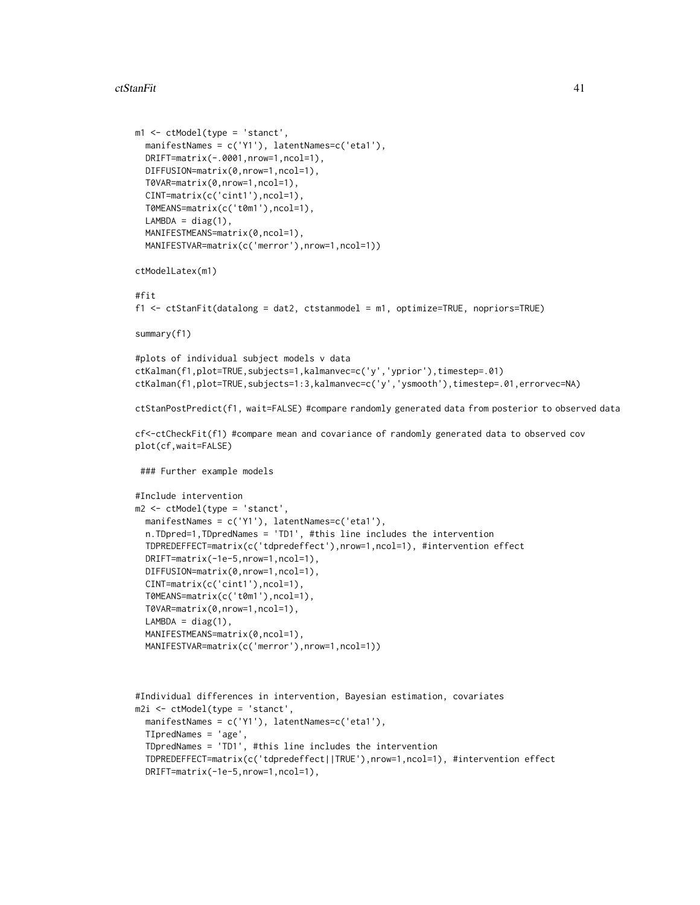```
m1 <- ctModel(type = 'stanct',
  manifestNames = c('Y1'), latentNames=c('eta1'),
  DRIFT=matrix(-.0001,nrow=1,ncol=1),
  DIFFUSION=matrix(0,nrow=1,ncol=1),
  T0VAR=matrix(0,nrow=1,ncol=1),
  CINT=matrix(c('cint1'),ncol=1),
  T0MEANS=matrix(c('t0m1'),ncol=1),
  LAMBDA = diag(1),
  MANIFESTMEANS=matrix(0,ncol=1),
  MANIFESTVAR=matrix(c('merror'),nrow=1,ncol=1))

ctModelLatex(m1)

#fit
f1 <- ctStanFit(datalong = dat2, ctstanmodel = m1, optimize=TRUE, nopriors=TRUE)

summary(f1)

#plots of individual subject models v data
ctKalman(f1,plot=TRUE,subjects=1,kalmanvec=c('y','yprior'),timestep=.01)
ctKalman(f1,plot=TRUE,subjects=1:3,kalmanvec=c('y','ysmooth'),timestep=.01,errorvec=NA)

ctStanPostPredict(f1, wait=FALSE) #compare randomly generated data from posterior to observed data

cf<-ctCheckFit(f1) #compare mean and covariance of randomly generated data to observed cov
plot(cf,wait=FALSE)

 ### Further example models

#Include intervention
m2 <- ctModel(type = 'stanct',
  manifestNames = c('Y1'), latentNames=c('eta1'),
  n.TDpred=1,TDpredNames = 'TD1', #this line includes the intervention
  TDPREDEFFECT=matrix(c('tdpredeffect'),nrow=1,ncol=1), #intervention effect
  DRIFT=matrix(-1e-5,nrow=1,ncol=1),
  DIFFUSION=matrix(0,nrow=1,ncol=1),
  CINT=matrix(c('cint1'),ncol=1),
  T0MEANS=matrix(c('t0m1'),ncol=1),
  T0VAR=matrix(0,nrow=1,ncol=1),
  LAMBDA = diag(1),
  MANIFESTMEANS=matrix(0,ncol=1),
  MANIFESTVAR=matrix(c('merror'),nrow=1,ncol=1))



#Individual differences in intervention, Bayesian estimation, covariates
m2i <- ctModel(type = 'stanct',
  manifestNames = c('Y1'), latentNames=c('eta1'),
  TIpredNames = 'age',
  TDpredNames = 'TD1', #this line includes the intervention
  TDPREDEFFECT=matrix(c('tdpredeffect||TRUE'),nrow=1,ncol=1), #intervention effect
  DRIFT=matrix(-1e-5,nrow=1,ncol=1),
```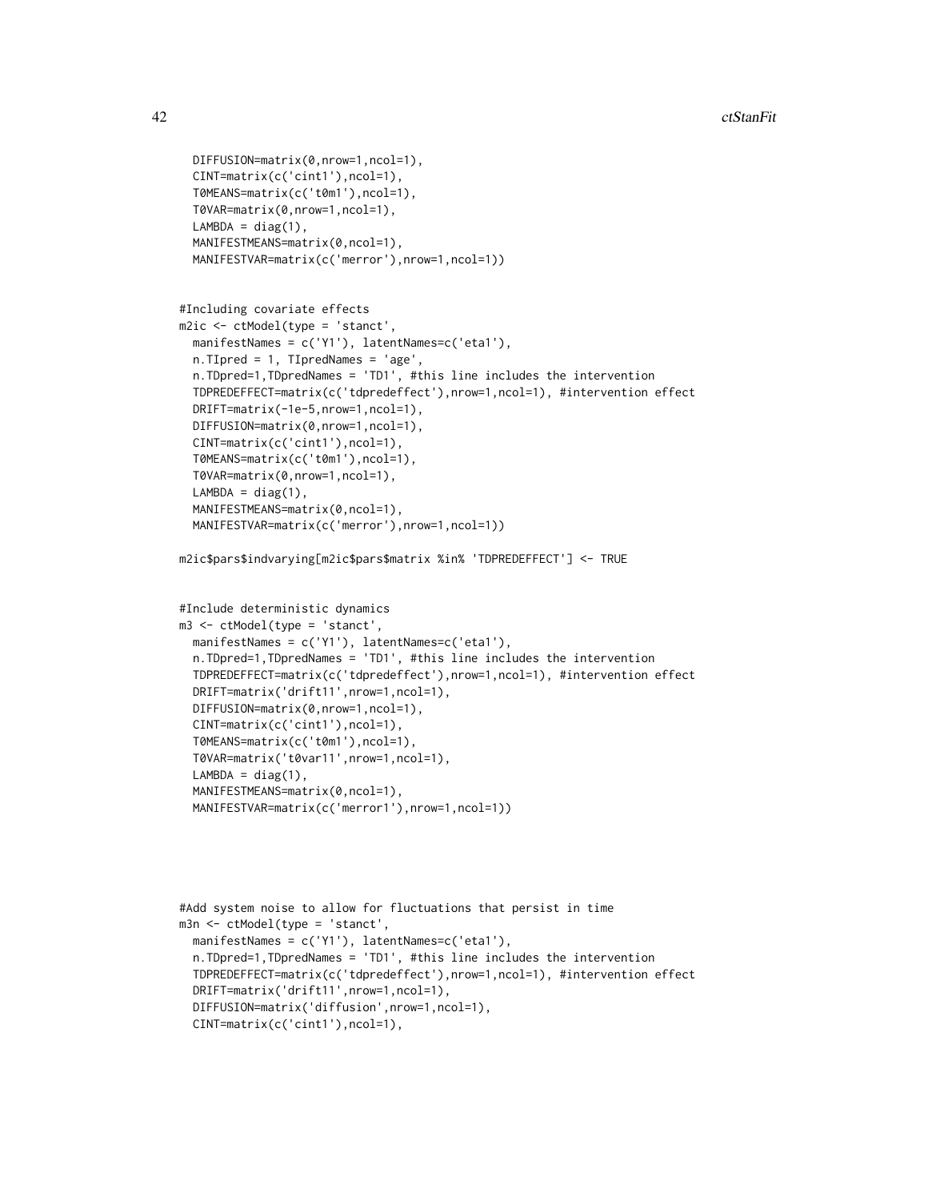```
  DIFFUSION=matrix(0,nrow=1,ncol=1),
  CINT=matrix(c('cint1'),ncol=1),
  T0MEANS=matrix(c('t0m1'),ncol=1),
  T0VAR=matrix(0,nrow=1,ncol=1),
  LAMBDA = diag(1),
  MANIFESTMEANS=matrix(0,ncol=1),
  MANIFESTVAR=matrix(c('merror'),nrow=1,ncol=1))


#Including covariate effects
m2ic <- ctModel(type = 'stanct',
  manifestNames = c('Y1'), latentNames=c('eta1'),
  n.TIpred = 1, TIpredNames = 'age',
  n.TDpred=1,TDpredNames = 'TD1', #this line includes the intervention
  TDPREDEFFECT=matrix(c('tdpredeffect'),nrow=1,ncol=1), #intervention effect
  DRIFT=matrix(-1e-5,nrow=1,ncol=1),
  DIFFUSION=matrix(0,nrow=1,ncol=1),
  CINT=matrix(c('cint1'),ncol=1),
  T0MEANS=matrix(c('t0m1'),ncol=1),
  T0VAR=matrix(0,nrow=1,ncol=1),
  LAMBDA = diag(1),
  MANIFESTMEANS=matrix(0,ncol=1),
  MANIFESTVAR=matrix(c('merror'),nrow=1,ncol=1))

m2ic$pars$indvarying[m2ic$pars$matrix %in% 'TDPREDEFFECT'] <- TRUE


#Include deterministic dynamics
m3 <- ctModel(type = 'stanct',
  manifestNames = c('Y1'), latentNames=c('eta1'),
  n.TDpred=1,TDpredNames = 'TD1', #this line includes the intervention
  TDPREDEFFECT=matrix(c('tdpredeffect'),nrow=1,ncol=1), #intervention effect
  DRIFT=matrix('drift11',nrow=1,ncol=1),
  DIFFUSION=matrix(0,nrow=1,ncol=1),
  CINT=matrix(c('cint1'),ncol=1),
  T0MEANS=matrix(c('t0m1'),ncol=1),
  T0VAR=matrix('t0var11',nrow=1,ncol=1),
  LAMBDA = diag(1),
  MANIFESTMEANS=matrix(0,ncol=1),
  MANIFESTVAR=matrix(c('merror1'),nrow=1,ncol=1))




#Add system noise to allow for fluctuations that persist in time
m3n <- ctModel(type = 'stanct',
  manifestNames = c('Y1'), latentNames=c('eta1'),
  n.TDpred=1,TDpredNames = 'TD1', #this line includes the intervention
  TDPREDEFFECT=matrix(c('tdpredeffect'),nrow=1,ncol=1), #intervention effect
  DRIFT=matrix('drift11',nrow=1,ncol=1),
  DIFFUSION=matrix('diffusion',nrow=1,ncol=1),
  CINT=matrix(c('cint1'),ncol=1),
```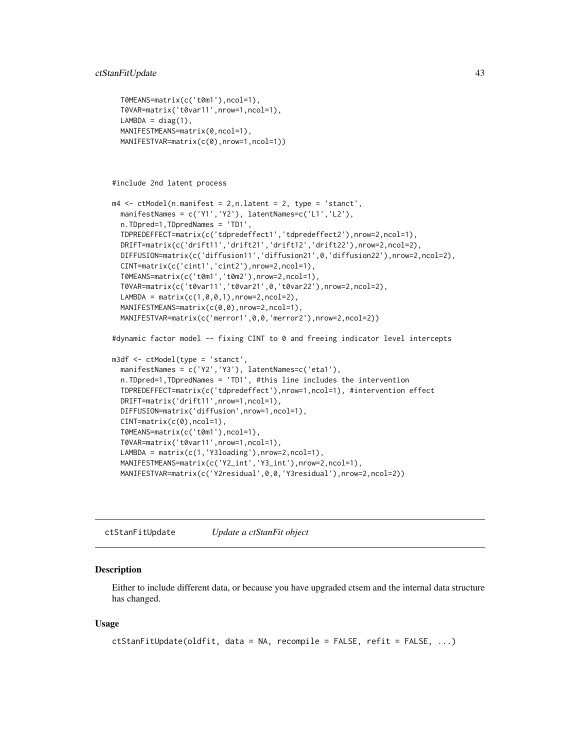```
  T0MEANS=matrix(c('t0m1'),ncol=1),
  T0VAR=matrix('t0var11',nrow=1,ncol=1),
  LAMBDA = diag(1),
  MANIFESTMEANS=matrix(0,ncol=1),
  MANIFESTVAR=matrix(c(0),nrow=1,ncol=1))



#include 2nd latent process

m4 <- ctModel(n.manifest = 2,n.latent = 2, type = 'stanct',
  manifestNames = c('Y1','Y2'), latentNames=c('L1','L2'),
  n.TDpred=1,TDpredNames = 'TD1',
  TDPREDEFFECT=matrix(c('tdpredeffect1','tdpredeffect2'),nrow=2,ncol=1),
  DRIFT=matrix(c('drift11','drift21','drift12','drift22'),nrow=2,ncol=2),
  DIFFUSION=matrix(c('diffusion11','diffusion21',0,'diffusion22'),nrow=2,ncol=2),
  CINT=matrix(c('cint1','cint2'),nrow=2,ncol=1),
  T0MEANS=matrix(c('t0m1','t0m2'),nrow=2,ncol=1),
  T0VAR=matrix(c('t0var11','t0var21',0,'t0var22'),nrow=2,ncol=2),
  LAMBDA = matrix(c(1,0,0,1),nrow=2,ncol=2),
  MANIFESTMEANS=matrix(c(0,0),nrow=2,ncol=1),
  MANIFESTVAR=matrix(c('merror1',0,0,'merror2'),nrow=2,ncol=2))

#dynamic factor model -- fixing CINT to 0 and freeing indicator level intercepts

m3df <- ctModel(type = 'stanct',
  manifestNames = c('Y2','Y3'), latentNames=c('eta1'),
  n.TDpred=1,TDpredNames = 'TD1', #this line includes the intervention
  TDPREDEFFECT=matrix(c('tdpredeffect'),nrow=1,ncol=1), #intervention effect
  DRIFT=matrix('drift11',nrow=1,ncol=1),
  DIFFUSION=matrix('diffusion',nrow=1,ncol=1),
  CINT=matrix(c(0),ncol=1),
  T0MEANS=matrix(c('t0m1'),ncol=1),
  T0VAR=matrix('t0var11',nrow=1,ncol=1),
  LAMBDA = matrix(c(1,'Y3loading'),nrow=2,ncol=1),
  MANIFESTMEANS=matrix(c('Y2_int','Y3_int'),nrow=2,ncol=1),
  MANIFESTVAR=matrix(c('Y2residual',0,0,'Y3residual'),nrow=2,ncol=2))
```

---

## ctStanFitUpdate *Update a ctStanFit object*

### Description

Either to include different data, or because you have upgraded ctsem and the internal data structure has changed.

### Usage

```
ctStanFitUpdate(oldfit, data = NA, recompile = FALSE, refit = FALSE, ...)
```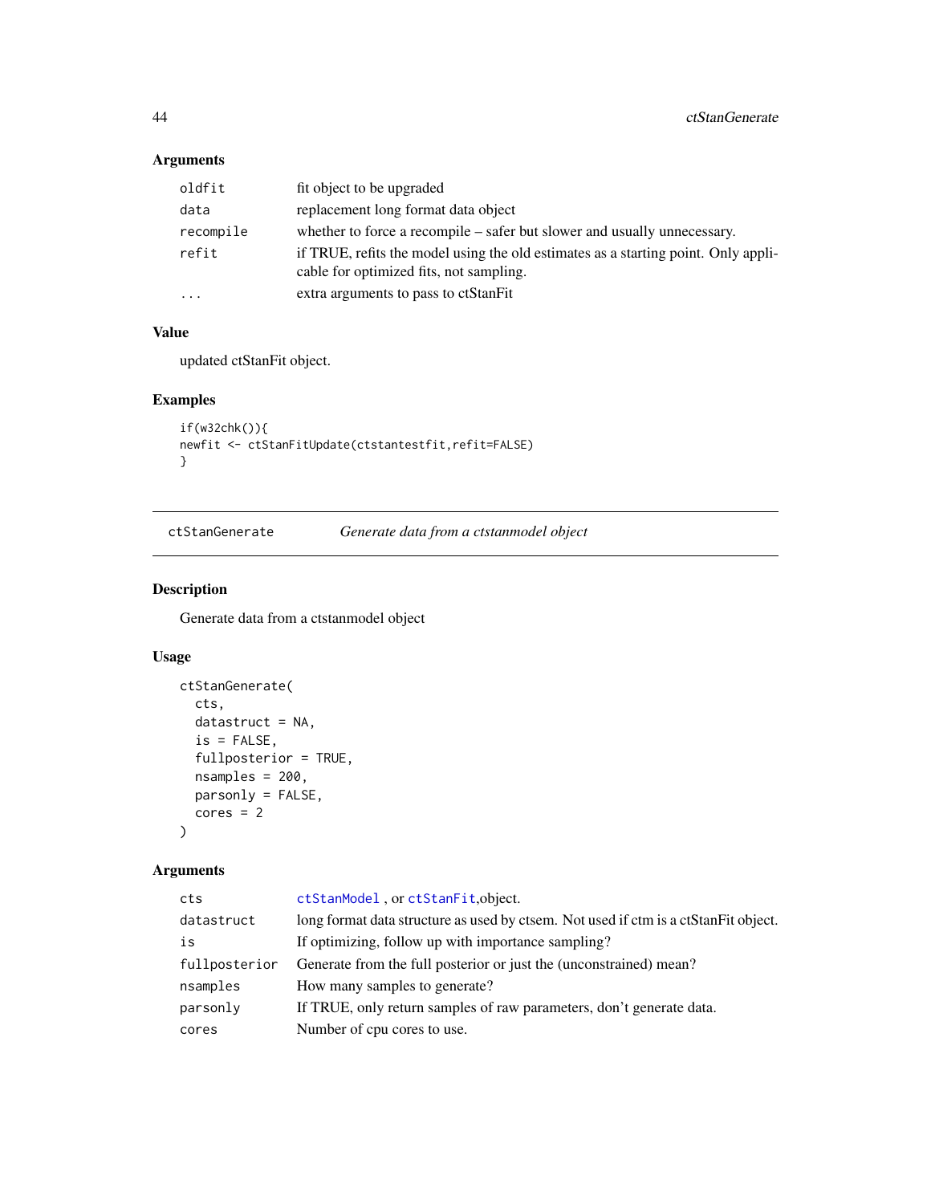### Arguments

| | |
|---|---|
| oldfit | fit object to be upgraded |
| data | replacement long format data object |
| recompile | whether to force a recompile – safer but slower and usually unnecessary. |
| refit | if TRUE, refits the model using the old estimates as a starting point. Only applicable for optimized fits, not sampling. |
| ... | extra arguments to pass to ctStanFit |

### Value

updated ctStanFit object.

### Examples

```
if(w32chk()){
newfit <- ctStanFitUpdate(ctstantestfit,refit=FALSE)
}
```

---

## ctStanGenerate *Generate data from a ctstanmodel object*

### Description

Generate data from a ctstanmodel object

### Usage

```
ctStanGenerate(
  cts,
  datastruct = NA,
  is = FALSE,
  fullposterior = TRUE,
  nsamples = 200,
  parsonly = FALSE,
  cores = 2
)
```

### Arguments

| | |
|---|---|
| cts | ctStanModel , or ctStanFit,object. |
| datastruct | long format data structure as used by ctsem. Not used if ctm is a ctStanFit object. |
| is | If optimizing, follow up with importance sampling? |
| fullposterior | Generate from the full posterior or just the (unconstrained) mean? |
| nsamples | How many samples to generate? |
| parsonly | If TRUE, only return samples of raw parameters, don't generate data. |
| cores | Number of cpu cores to use. |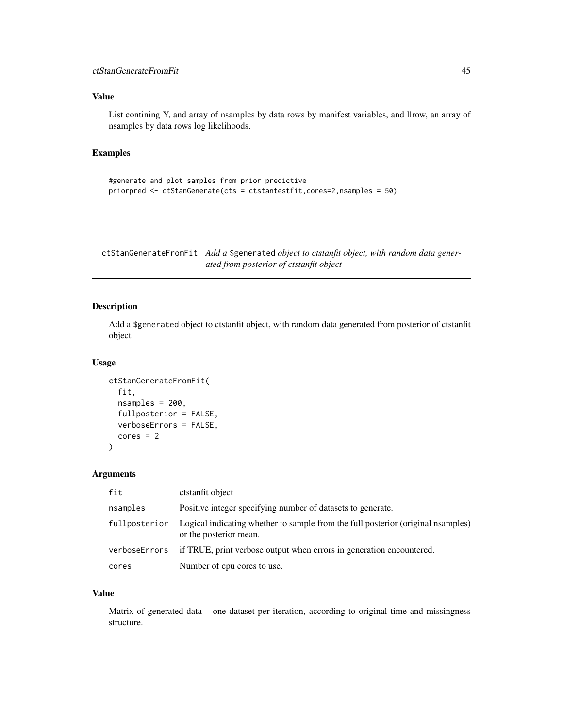## Value

List contining Y, and array of nsamples by data rows by manifest variables, and llrow, an array of nsamples by data rows log likelihoods.

## Examples

```
#generate and plot samples from prior predictive
priorpred <- ctStanGenerate(cts = ctstantestfit,cores=2,nsamples = 50)
```

---

# ctStanGenerateFromFit *Add a* `$generated` *object to ctstanfit object, with random data generated from posterior of ctstanfit object*

---

## Description

Add a `$generated` object to ctstanfit object, with random data generated from posterior of ctstanfit object

## Usage

```
ctStanGenerateFromFit(
  fit,
  nsamples = 200,
  fullposterior = FALSE,
  verboseErrors = FALSE,
  cores = 2
)
```

## Arguments

| | |
|---|---|
| `fit` | ctstanfit object |
| `nsamples` | Positive integer specifying number of datasets to generate. |
| `fullposterior` | Logical indicating whether to sample from the full posterior (original nsamples) or the posterior mean. |
| `verboseErrors` | if TRUE, print verbose output when errors in generation encountered. |
| `cores` | Number of cpu cores to use. |

## Value

Matrix of generated data – one dataset per iteration, according to original time and missingness structure.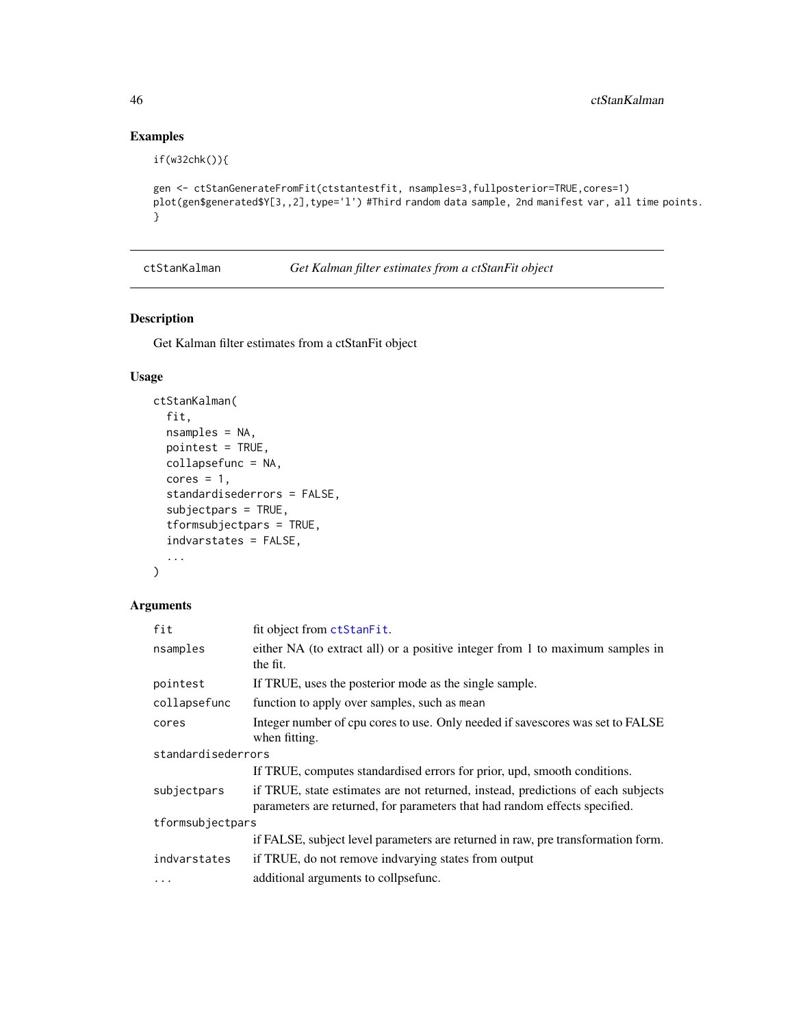## Examples

```
if(w32chk()){

gen <- ctStanGenerateFromFit(ctstantestfit, nsamples=3,fullposterior=TRUE,cores=1)
plot(gen$generated$Y[3,,2],type='l') #Third random data sample, 2nd manifest var, all time points.
}
```

---

## ctStanKalman *Get Kalman filter estimates from a ctStanFit object*

---

### Description

Get Kalman filter estimates from a ctStanFit object

### Usage

```
ctStanKalman(
  fit,
  nsamples = NA,
  pointest = TRUE,
  collapsefunc = NA,
  cores = 1,
  standardisederrors = FALSE,
  subjectpars = TRUE,
  tformsubjectpars = TRUE,
  indvarstates = FALSE,
  ...
)
```

### Arguments

| | |
|---|---|
| `fit` | fit object from `ctStanFit`. |
| `nsamples` | either NA (to extract all) or a positive integer from 1 to maximum samples in the fit. |
| `pointest` | If TRUE, uses the posterior mode as the single sample. |
| `collapsefunc` | function to apply over samples, such as `mean` |
| `cores` | Integer number of cpu cores to use. Only needed if savescores was set to FALSE when fitting. |
| `standardisederrors` | If TRUE, computes standardised errors for prior, upd, smooth conditions. |
| `subjectpars` | if TRUE, state estimates are not returned, instead, predictions of each subjects parameters are returned, for parameters that had random effects specified. |
| `tformsubjectpars` | if FALSE, subject level parameters are returned in raw, pre transformation form. |
| `indvarstates` | if TRUE, do not remove indvarying states from output |
| `...` | additional arguments to collpsefunc. |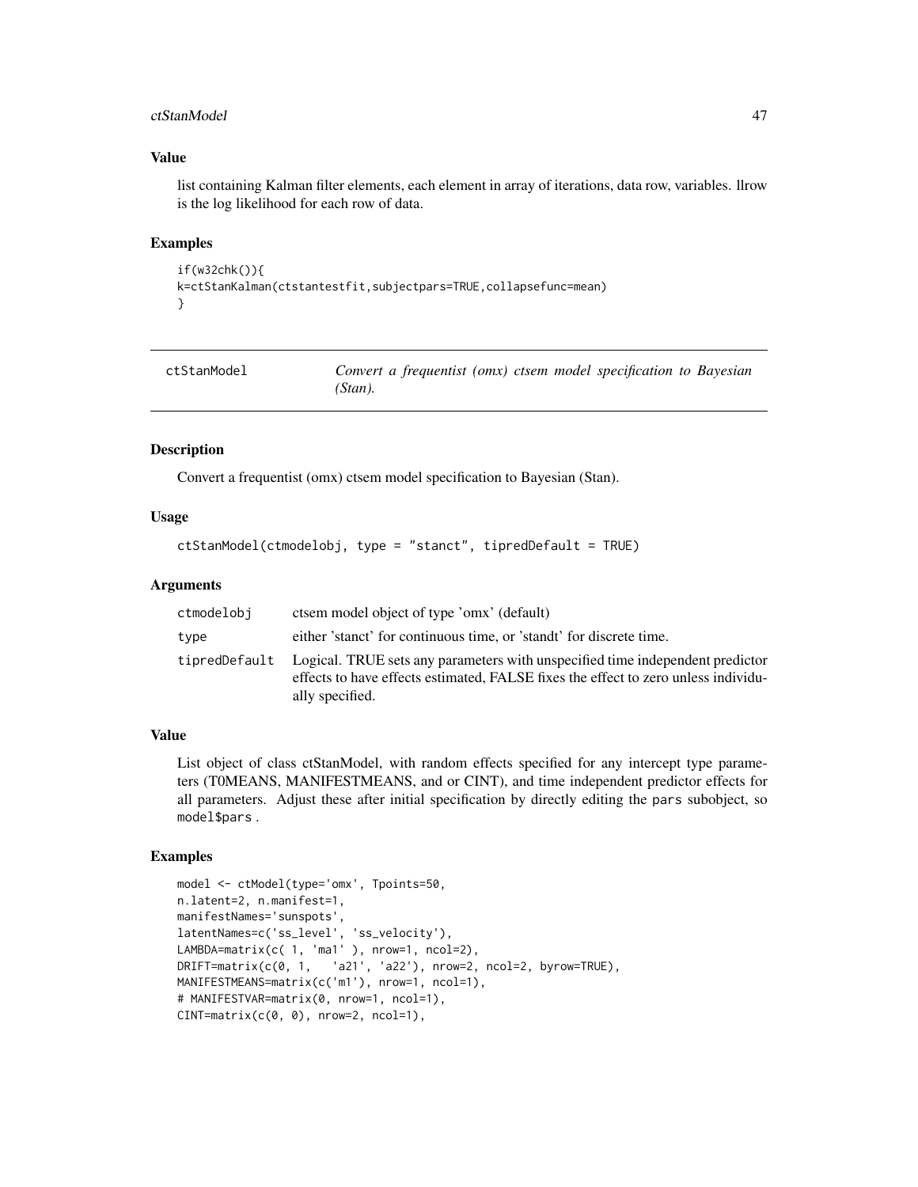### Value

list containing Kalman filter elements, each element in array of iterations, data row, variables. llrow is the log likelihood for each row of data.

### Examples

```
if(w32chk()){
k=ctStanKalman(ctstantestfit,subjectpars=TRUE,collapsefunc=mean)
}
```

---

## ctStanModel — *Convert a frequentist (omx) ctsem model specification to Bayesian (Stan).*

---

### Description

Convert a frequentist (omx) ctsem model specification to Bayesian (Stan).

### Usage

```
ctStanModel(ctmodelobj, type = "stanct", tipredDefault = TRUE)
```

### Arguments

| | |
|---|---|
| ctmodelobj | ctsem model object of type 'omx' (default) |
| type | either 'stanct' for continuous time, or 'standt' for discrete time. |
| tipredDefault | Logical. TRUE sets any parameters with unspecified time independent predictor effects to have effects estimated, FALSE fixes the effect to zero unless individually specified. |

### Value

List object of class ctStanModel, with random effects specified for any intercept type parameters (T0MEANS, MANIFESTMEANS, and or CINT), and time independent predictor effects for all parameters. Adjust these after initial specification by directly editing the pars subobject, so model$pars .

### Examples

```
model <- ctModel(type='omx', Tpoints=50,
n.latent=2, n.manifest=1,
manifestNames='sunspots',
latentNames=c('ss_level', 'ss_velocity'),
LAMBDA=matrix(c( 1, 'ma1' ), nrow=1, ncol=2),
DRIFT=matrix(c(0, 1,   'a21', 'a22'), nrow=2, ncol=2, byrow=TRUE),
MANIFESTMEANS=matrix(c('m1'), nrow=1, ncol=1),
# MANIFESTVAR=matrix(0, nrow=1, ncol=1),
CINT=matrix(c(0, 0), nrow=2, ncol=1),
```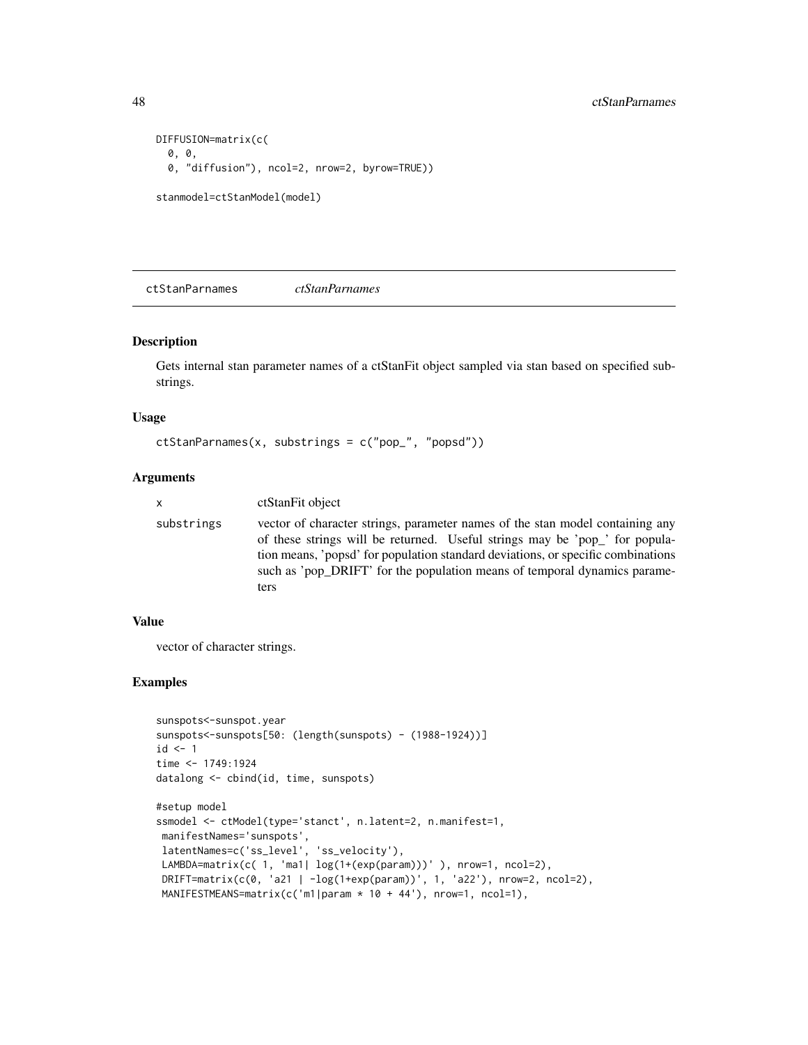```
DIFFUSION=matrix(c(
  0, 0,
  0, "diffusion"), ncol=2, nrow=2, byrow=TRUE))

stanmodel=ctStanModel(model)
```

## ctStanParnames &nbsp;&nbsp;&nbsp; *ctStanParnames*

### Description

Gets internal stan parameter names of a ctStanFit object sampled via stan based on specified substrings.

### Usage

```
ctStanParnames(x, substrings = c("pop_", "popsd"))
```

### Arguments

| | |
|---|---|
| x | ctStanFit object |
| substrings | vector of character strings, parameter names of the stan model containing any of these strings will be returned. Useful strings may be 'pop_' for population means, 'popsd' for population standard deviations, or specific combinations such as 'pop_DRIFT' for the population means of temporal dynamics parameters |

### Value

vector of character strings.

### Examples

```
sunspots<-sunspot.year
sunspots<-sunspots[50: (length(sunspots) - (1988-1924))]
id <- 1
time <- 1749:1924
datalong <- cbind(id, time, sunspots)

#setup model
ssmodel <- ctModel(type='stanct', n.latent=2, n.manifest=1,
 manifestNames='sunspots',
 latentNames=c('ss_level', 'ss_velocity'),
 LAMBDA=matrix(c( 1, 'ma1| log(1+(exp(param)))' ), nrow=1, ncol=2),
 DRIFT=matrix(c(0, 'a21 | -log(1+exp(param))', 1, 'a22'), nrow=2, ncol=2),
 MANIFESTMEANS=matrix(c('m1|param * 10 + 44'), nrow=1, ncol=1),
```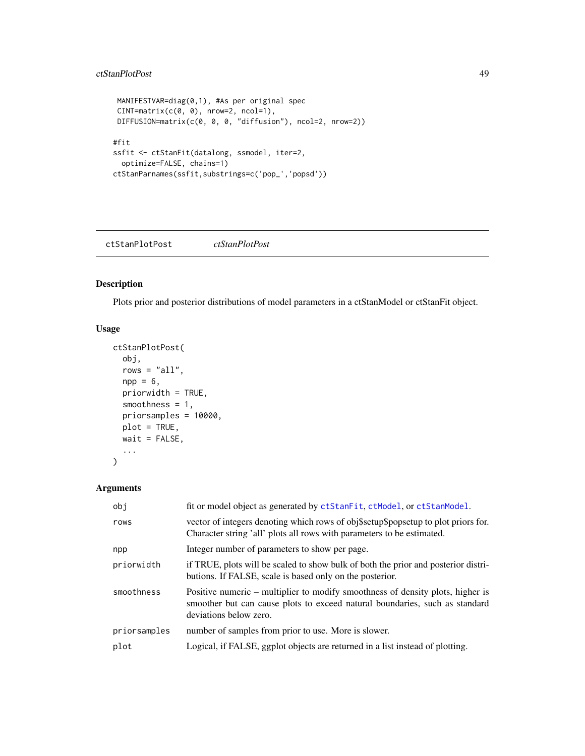```
 MANIFESTVAR=diag(0,1), #As per original spec
 CINT=matrix(c(0, 0), nrow=2, ncol=1),
 DIFFUSION=matrix(c(0, 0, 0, "diffusion"), ncol=2, nrow=2))

#fit
ssfit <- ctStanFit(datalong, ssmodel, iter=2,
  optimize=FALSE, chains=1)
ctStanParnames(ssfit,substrings=c('pop_','popsd'))
```

---

ctStanPlotPost *ctStanPlotPost*

---

## Description

Plots prior and posterior distributions of model parameters in a ctStanModel or ctStanFit object.

## Usage

```
ctStanPlotPost(
  obj,
  rows = "all",
  npp = 6,
  priorwidth = TRUE,
  smoothness = 1,
  priorsamples = 10000,
  plot = TRUE,
  wait = FALSE,
  ...
)
```

## Arguments

| | |
|---|---|
| obj | fit or model object as generated by ctStanFit, ctModel, or ctStanModel. |
| rows | vector of integers denoting which rows of obj$setup$popsetup to plot priors for. Character string 'all' plots all rows with parameters to be estimated. |
| npp | Integer number of parameters to show per page. |
| priorwidth | if TRUE, plots will be scaled to show bulk of both the prior and posterior distributions. If FALSE, scale is based only on the posterior. |
| smoothness | Positive numeric – multiplier to modify smoothness of density plots, higher is smoother but can cause plots to exceed natural boundaries, such as standard deviations below zero. |
| priorsamples | number of samples from prior to use. More is slower. |
| plot | Logical, if FALSE, ggplot objects are returned in a list instead of plotting. |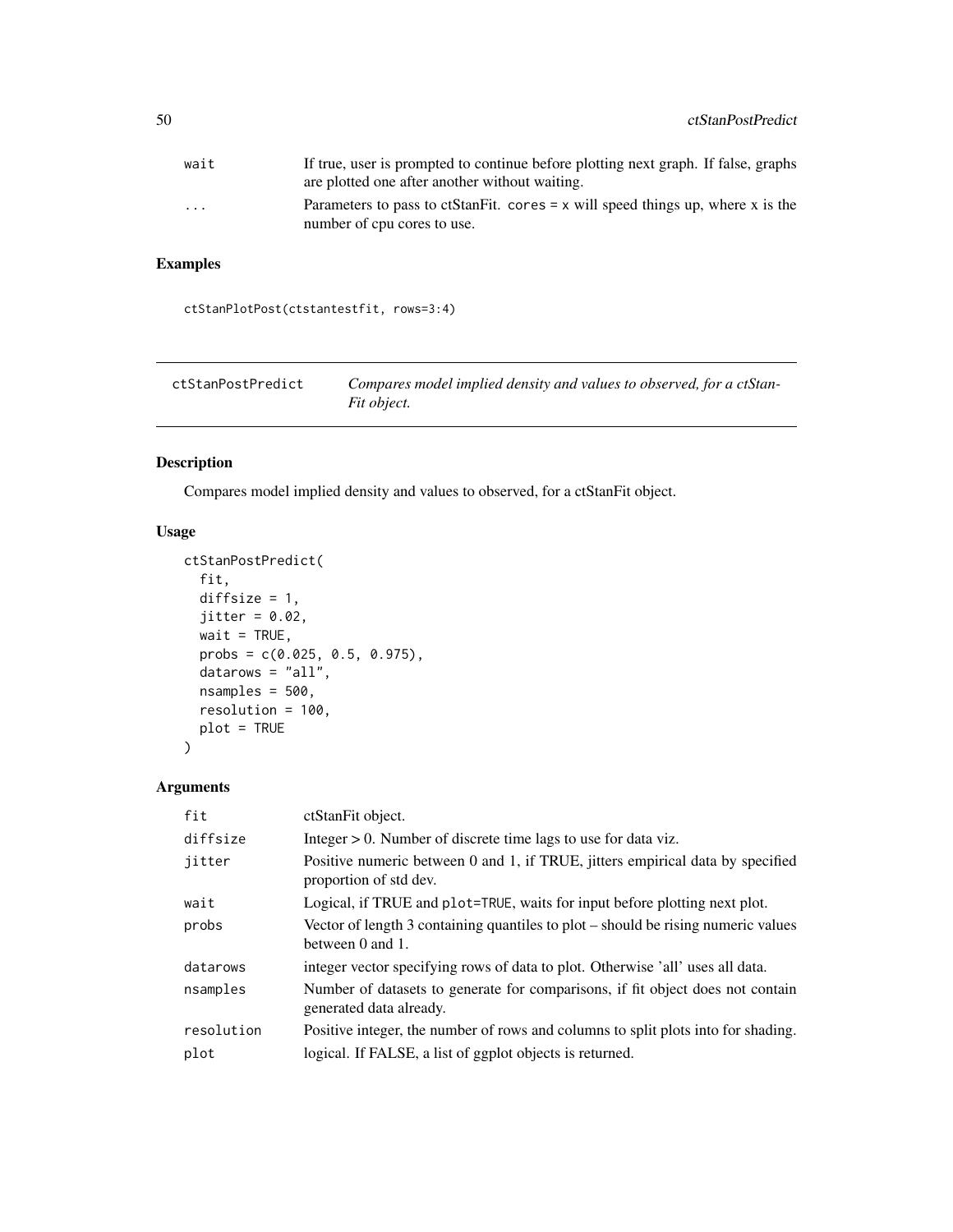| | |
|---|---|
| wait | If true, user is prompted to continue before plotting next graph. If false, graphs are plotted one after another without waiting. |
| ... | Parameters to pass to ctStanFit. cores = x will speed things up, where x is the number of cpu cores to use. |

## Examples

```
ctStanPlotPost(ctstantestfit, rows=3:4)
```

---

# ctStanPostPredict — *Compares model implied density and values to observed, for a ctStanFit object.*

---

## Description

Compares model implied density and values to observed, for a ctStanFit object.

## Usage

```
ctStanPostPredict(
  fit,
  diffsize = 1,
  jitter = 0.02,
  wait = TRUE,
  probs = c(0.025, 0.5, 0.975),
  datarows = "all",
  nsamples = 500,
  resolution = 100,
  plot = TRUE
)
```

## Arguments

| | |
|---|---|
| fit | ctStanFit object. |
| diffsize | Integer > 0. Number of discrete time lags to use for data viz. |
| jitter | Positive numeric between 0 and 1, if TRUE, jitters empirical data by specified proportion of std dev. |
| wait | Logical, if TRUE and plot=TRUE, waits for input before plotting next plot. |
| probs | Vector of length 3 containing quantiles to plot – should be rising numeric values between 0 and 1. |
| datarows | integer vector specifying rows of data to plot. Otherwise 'all' uses all data. |
| nsamples | Number of datasets to generate for comparisons, if fit object does not contain generated data already. |
| resolution | Positive integer, the number of rows and columns to split plots into for shading. |
| plot | logical. If FALSE, a list of ggplot objects is returned. |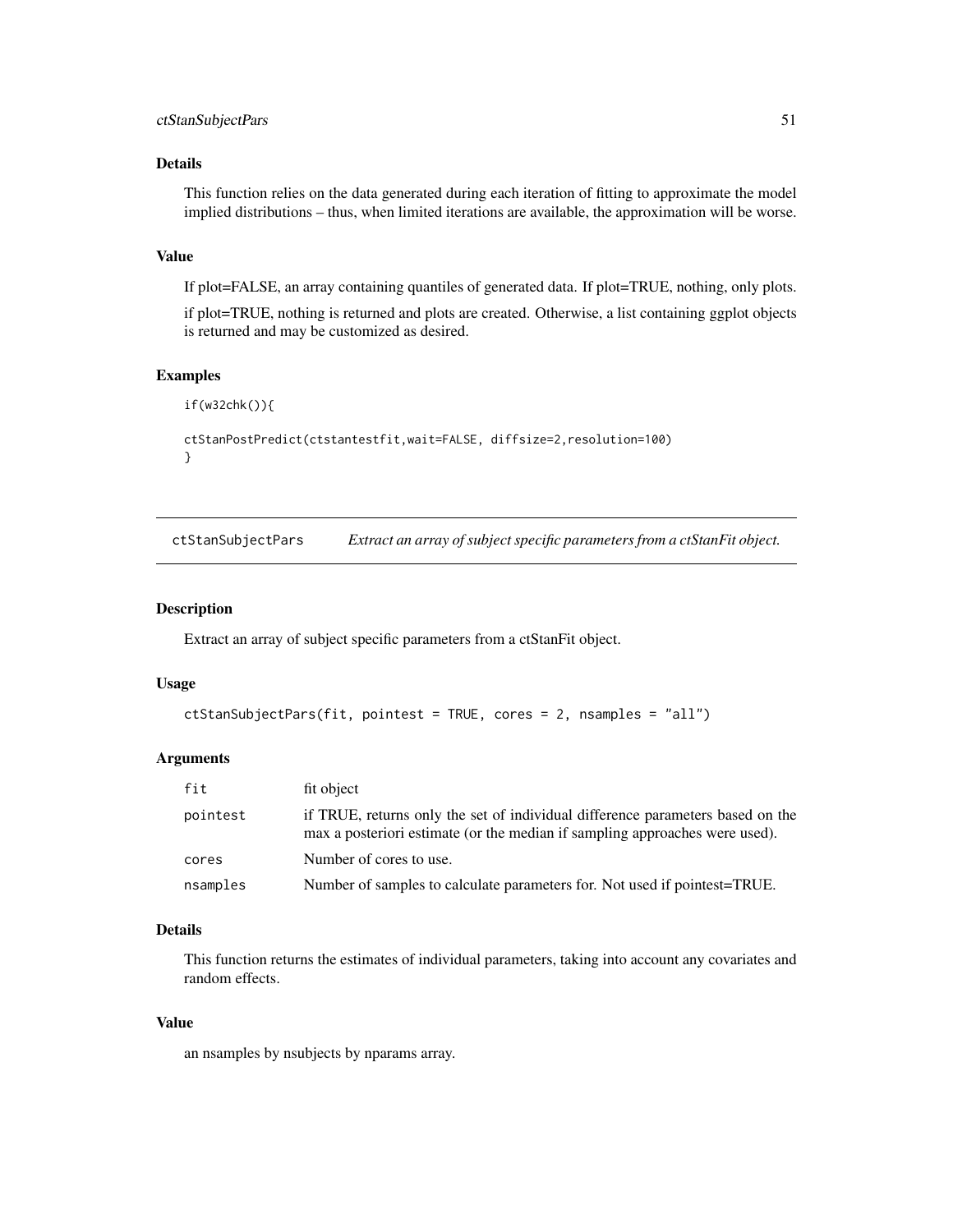### Details

This function relies on the data generated during each iteration of fitting to approximate the model implied distributions – thus, when limited iterations are available, the approximation will be worse.

### Value

If plot=FALSE, an array containing quantiles of generated data. If plot=TRUE, nothing, only plots.

if plot=TRUE, nothing is returned and plots are created. Otherwise, a list containing ggplot objects is returned and may be customized as desired.

### Examples

```
if(w32chk()){

ctStanPostPredict(ctstantestfit,wait=FALSE, diffsize=2,resolution=100)
}
```

---

## ctStanSubjectPars — *Extract an array of subject specific parameters from a ctStanFit object.*

---

### Description

Extract an array of subject specific parameters from a ctStanFit object.

### Usage

```
ctStanSubjectPars(fit, pointest = TRUE, cores = 2, nsamples = "all")
```

### Arguments

| | |
|---|---|
| fit | fit object |
| pointest | if TRUE, returns only the set of individual difference parameters based on the max a posteriori estimate (or the median if sampling approaches were used). |
| cores | Number of cores to use. |
| nsamples | Number of samples to calculate parameters for. Not used if pointest=TRUE. |

### Details

This function returns the estimates of individual parameters, taking into account any covariates and random effects.

### Value

an nsamples by nsubjects by nparams array.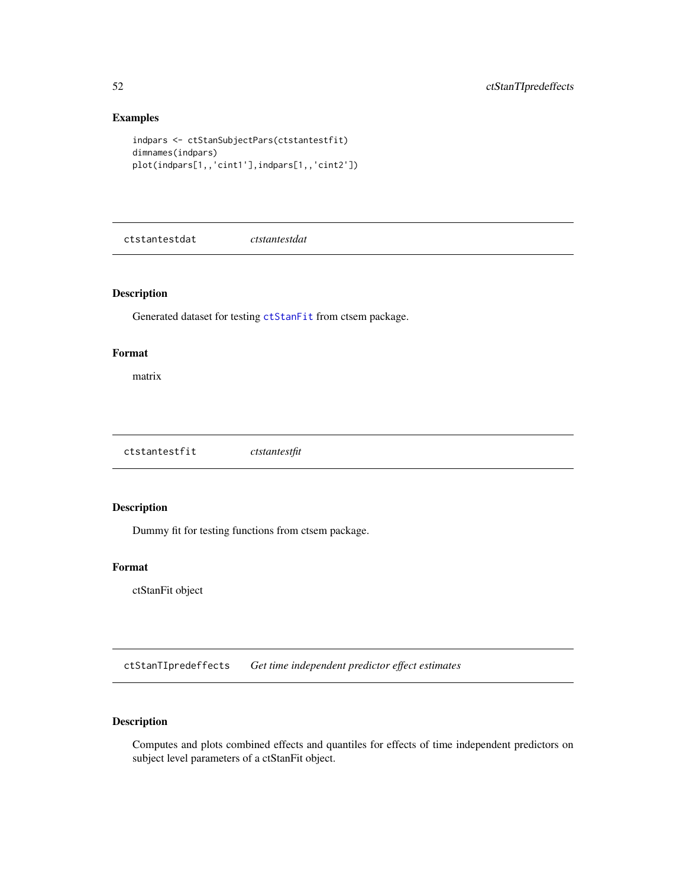## Examples

```
indpars <- ctStanSubjectPars(ctstantestfit)
dimnames(indpars)
plot(indpars[1,,'cint1'],indpars[1,,'cint2'])
```

---

## ctstantestdat    *ctstantestdat*

### Description

Generated dataset for testing ctStanFit from ctsem package.

### Format

matrix

---

## ctstantestfit    *ctstantestfit*

### Description

Dummy fit for testing functions from ctsem package.

### Format

ctStanFit object

---

## ctStanTIpredeffects    *Get time independent predictor effect estimates*

### Description

Computes and plots combined effects and quantiles for effects of time independent predictors on subject level parameters of a ctStanFit object.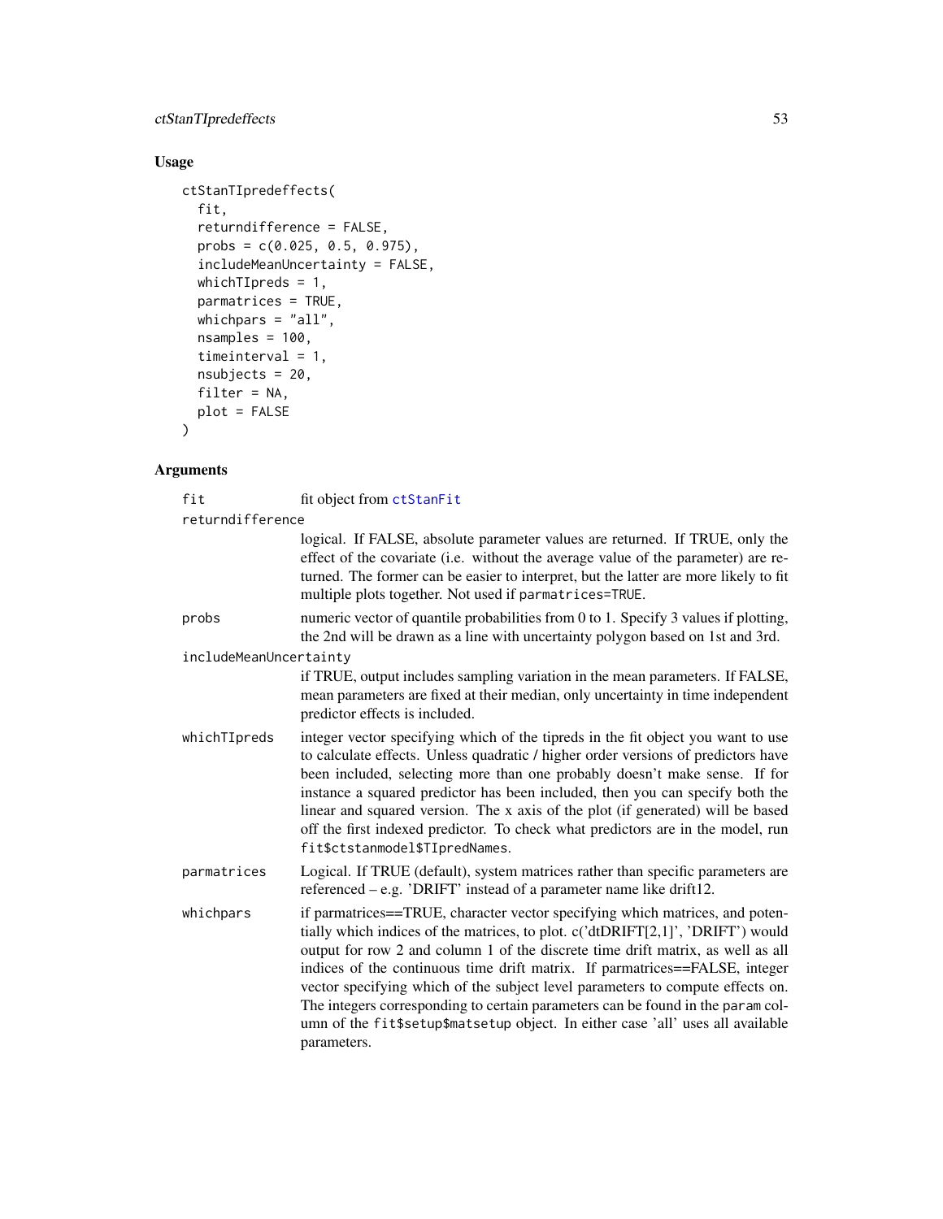## Usage

```
ctStanTIpredeffects(
  fit,
  returndifference = FALSE,
  probs = c(0.025, 0.5, 0.975),
  includeMeanUncertainty = FALSE,
  whichTIpreds = 1,
  parmatrices = TRUE,
  whichpars = "all",
  nsamples = 100,
  timeinterval = 1,
  nsubjects = 20,
  filter = NA,
  plot = FALSE
)
```

## Arguments

`fit`
: fit object from `ctStanFit`

`returndifference`
: logical. If FALSE, absolute parameter values are returned. If TRUE, only the effect of the covariate (i.e. without the average value of the parameter) are returned. The former can be easier to interpret, but the latter are more likely to fit multiple plots together. Not used if `parmatrices=TRUE`.

`probs`
: numeric vector of quantile probabilities from 0 to 1. Specify 3 values if plotting, the 2nd will be drawn as a line with uncertainty polygon based on 1st and 3rd.

`includeMeanUncertainty`
: if TRUE, output includes sampling variation in the mean parameters. If FALSE, mean parameters are fixed at their median, only uncertainty in time independent predictor effects is included.

`whichTIpreds`
: integer vector specifying which of the tipreds in the fit object you want to use to calculate effects. Unless quadratic / higher order versions of predictors have been included, selecting more than one probably doesn't make sense. If for instance a squared predictor has been included, then you can specify both the linear and squared version. The x axis of the plot (if generated) will be based off the first indexed predictor. To check what predictors are in the model, run `fit$ctstanmodel$TIpredNames`.

`parmatrices`
: Logical. If TRUE (default), system matrices rather than specific parameters are referenced – e.g. 'DRIFT' instead of a parameter name like drift12.

`whichpars`
: if parmatrices==TRUE, character vector specifying which matrices, and potentially which indices of the matrices, to plot. c('dtDRIFT[2,1]', 'DRIFT') would output for row 2 and column 1 of the discrete time drift matrix, as well as all indices of the continuous time drift matrix. If parmatrices==FALSE, integer vector specifying which of the subject level parameters to compute effects on. The integers corresponding to certain parameters can be found in the `param` column of the `fit$setup$matsetup` object. In either case 'all' uses all available parameters.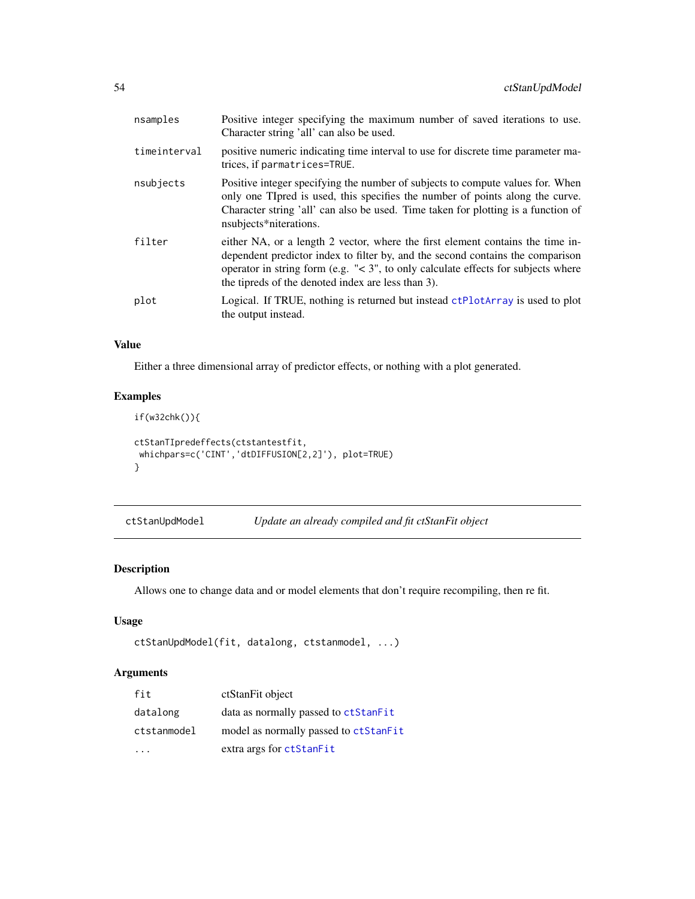| | |
|---|---|
| nsamples | Positive integer specifying the maximum number of saved iterations to use. Character string 'all' can also be used. |
| timeinterval | positive numeric indicating time interval to use for discrete time parameter matrices, if parmatrices=TRUE. |
| nsubjects | Positive integer specifying the number of subjects to compute values for. When only one TIpred is used, this specifies the number of points along the curve. Character string 'all' can also be used. Time taken for plotting is a function of nsubjects*niterations. |
| filter | either NA, or a length 2 vector, where the first element contains the time independent predictor index to filter by, and the second contains the comparison operator in string form (e.g. "< 3", to only calculate effects for subjects where the tipreds of the denoted index are less than 3). |
| plot | Logical. If TRUE, nothing is returned but instead ctPlotArray is used to plot the output instead. |

## Value

Either a three dimensional array of predictor effects, or nothing with a plot generated.

## Examples

```
if(w32chk()){

ctStanTIpredeffects(ctstantestfit,
 whichpars=c('CINT','dtDIFFUSION[2,2]'), plot=TRUE)
}
```

---

# ctStanUpdModel *Update an already compiled and fit ctStanFit object*

## Description

Allows one to change data and or model elements that don't require recompiling, then re fit.

## Usage

```
ctStanUpdModel(fit, datalong, ctstanmodel, ...)
```

## Arguments

| | |
|---|---|
| fit | ctStanFit object |
| datalong | data as normally passed to ctStanFit |
| ctstanmodel | model as normally passed to ctStanFit |
| ... | extra args for ctStanFit |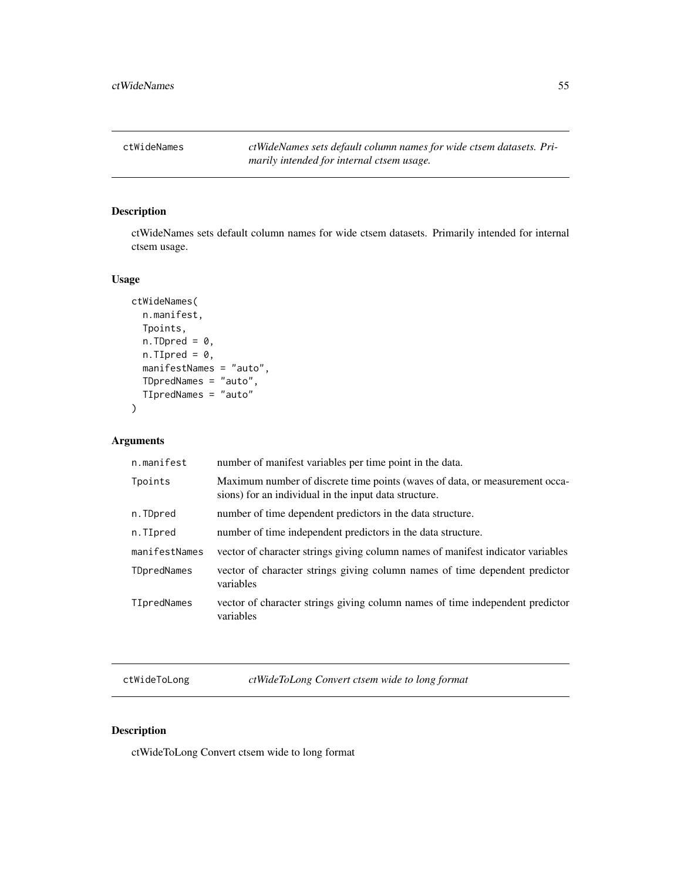## ctWideNames

*ctWideNames sets default column names for wide ctsem datasets. Primarily intended for internal ctsem usage.*

### Description

ctWideNames sets default column names for wide ctsem datasets. Primarily intended for internal ctsem usage.

### Usage

```
ctWideNames(
  n.manifest,
  Tpoints,
  n.TDpred = 0,
  n.TIpred = 0,
  manifestNames = "auto",
  TDpredNames = "auto",
  TIpredNames = "auto"
)
```

### Arguments

| | |
|---|---|
| n.manifest | number of manifest variables per time point in the data. |
| Tpoints | Maximum number of discrete time points (waves of data, or measurement occasions) for an individual in the input data structure. |
| n.TDpred | number of time dependent predictors in the data structure. |
| n.TIpred | number of time independent predictors in the data structure. |
| manifestNames | vector of character strings giving column names of manifest indicator variables |
| TDpredNames | vector of character strings giving column names of time dependent predictor variables |
| TIpredNames | vector of character strings giving column names of time independent predictor variables |

## ctWideToLong

*ctWideToLong Convert ctsem wide to long format*

### Description

ctWideToLong Convert ctsem wide to long format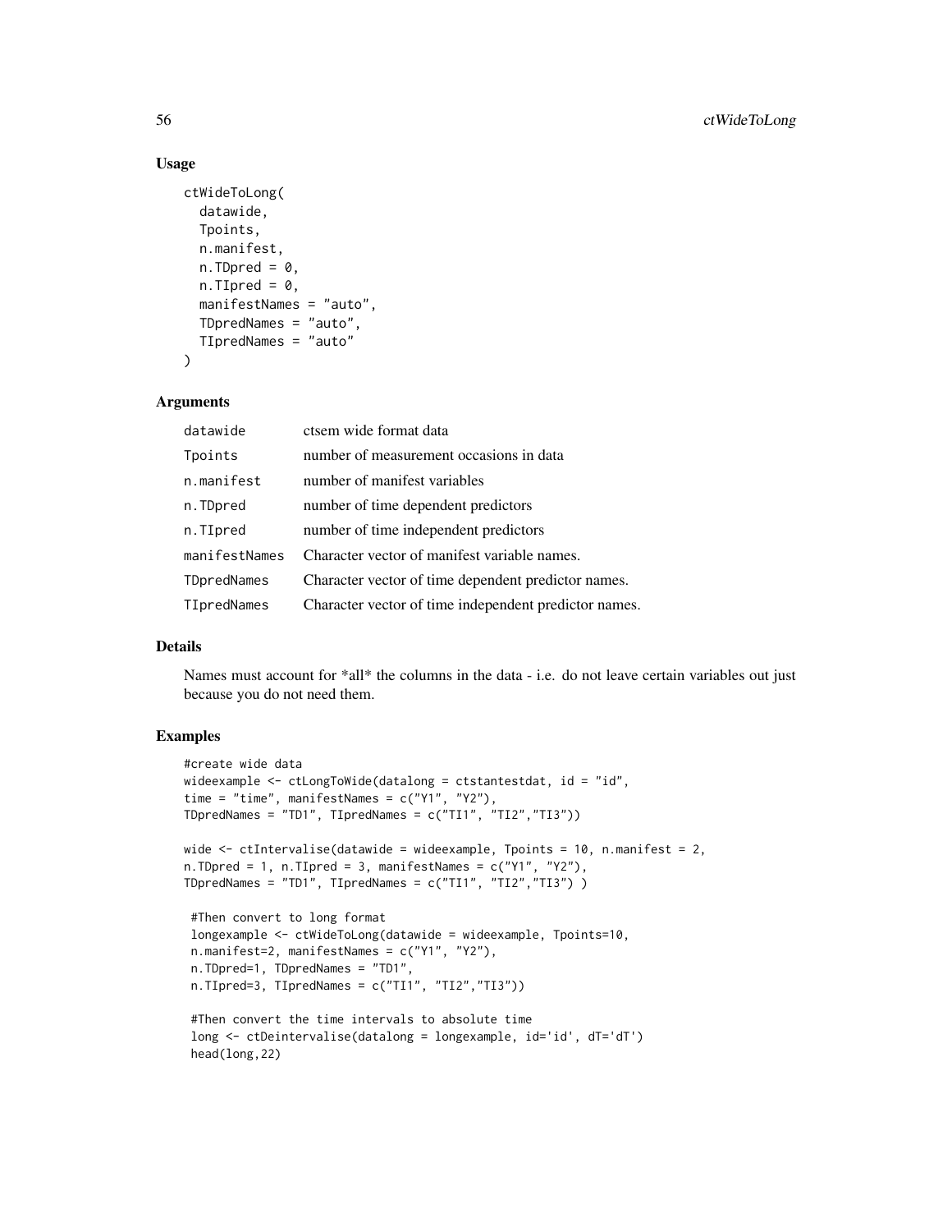### Usage

```
ctWideToLong(
  datawide,
  Tpoints,
  n.manifest,
  n.TDpred = 0,
  n.TIpred = 0,
  manifestNames = "auto",
  TDpredNames = "auto",
  TIpredNames = "auto"
)
```

### Arguments

| | |
|---|---|
| datawide | ctsem wide format data |
| Tpoints | number of measurement occasions in data |
| n.manifest | number of manifest variables |
| n.TDpred | number of time dependent predictors |
| n.TIpred | number of time independent predictors |
| manifestNames | Character vector of manifest variable names. |
| TDpredNames | Character vector of time dependent predictor names. |
| TIpredNames | Character vector of time independent predictor names. |

### Details

Names must account for *all* the columns in the data - i.e. do not leave certain variables out just because you do not need them.

### Examples

```
#create wide data
wideexample <- ctLongToWide(datalong = ctstantestdat, id = "id",
time = "time", manifestNames = c("Y1", "Y2"),
TDpredNames = "TD1", TIpredNames = c("TI1", "TI2","TI3"))

wide <- ctIntervalise(datawide = wideexample, Tpoints = 10, n.manifest = 2,
n.TDpred = 1, n.TIpred = 3, manifestNames = c("Y1", "Y2"),
TDpredNames = "TD1", TIpredNames = c("TI1", "TI2","TI3") )

 #Then convert to long format
 longexample <- ctWideToLong(datawide = wideexample, Tpoints=10,
 n.manifest=2, manifestNames = c("Y1", "Y2"),
 n.TDpred=1, TDpredNames = "TD1",
 n.TIpred=3, TIpredNames = c("TI1", "TI2","TI3"))

 #Then convert the time intervals to absolute time
 long <- ctDeintervalise(datalong = longexample, id='id', dT='dT')
 head(long,22)
```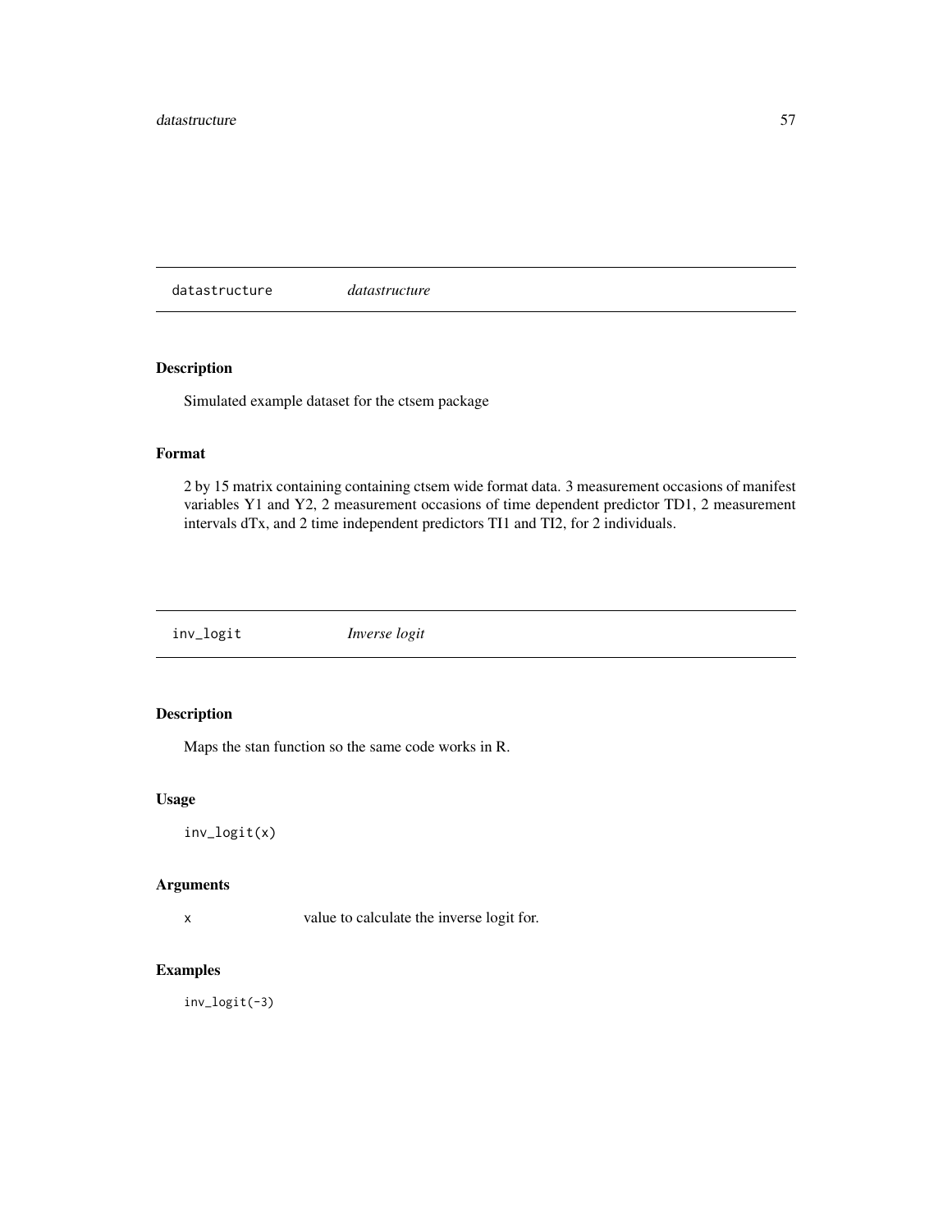## datastructure *datastructure*

### Description

Simulated example dataset for the ctsem package

### Format

2 by 15 matrix containing containing ctsem wide format data. 3 measurement occasions of manifest variables Y1 and Y2, 2 measurement occasions of time dependent predictor TD1, 2 measurement intervals dTx, and 2 time independent predictors TI1 and TI2, for 2 individuals.

## inv_logit *Inverse logit*

### Description

Maps the stan function so the same code works in R.

### Usage

```
inv_logit(x)
```

### Arguments

| | |
|---|---|
| x | value to calculate the inverse logit for. |

### Examples

```
inv_logit(-3)
```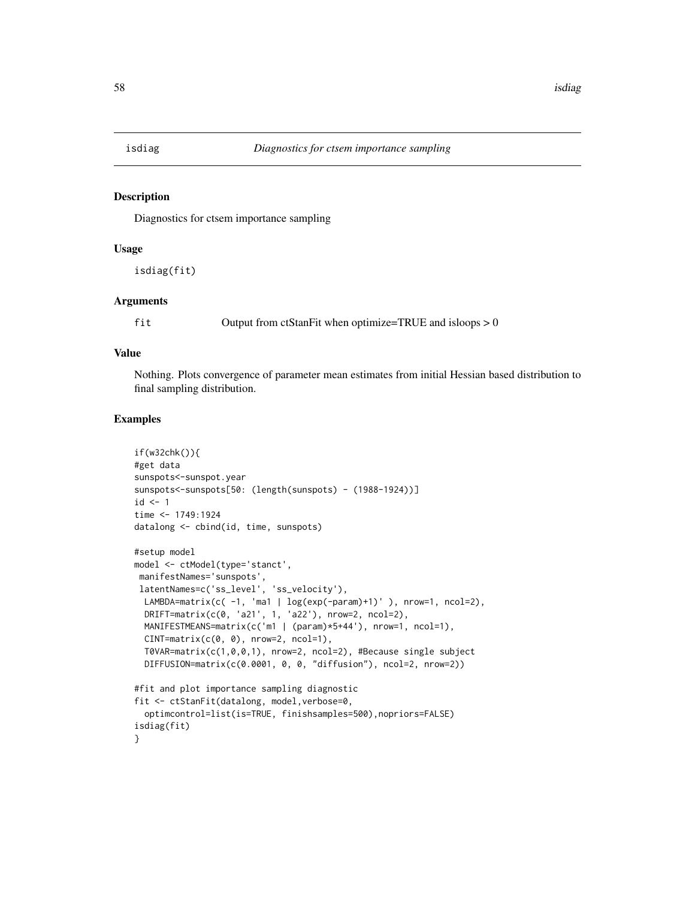isdiag    *Diagnostics for ctsem importance sampling*

## Description

Diagnostics for ctsem importance sampling

## Usage

```
isdiag(fit)
```

## Arguments

| | |
|---|---|
| fit | Output from ctStanFit when optimize=TRUE and isloops > 0 |

## Value

Nothing. Plots convergence of parameter mean estimates from initial Hessian based distribution to final sampling distribution.

## Examples

```
if(w32chk()){
#get data
sunspots<-sunspot.year
sunspots<-sunspots[50: (length(sunspots) - (1988-1924))]
id <- 1
time <- 1749:1924
datalong <- cbind(id, time, sunspots)

#setup model
model <- ctModel(type='stanct',
 manifestNames='sunspots',
 latentNames=c('ss_level', 'ss_velocity'),
  LAMBDA=matrix(c( -1, 'ma1 | log(exp(-param)+1)' ), nrow=1, ncol=2),
  DRIFT=matrix(c(0, 'a21', 1, 'a22'), nrow=2, ncol=2),
  MANIFESTMEANS=matrix(c('m1 | (param)*5+44'), nrow=1, ncol=1),
  CINT=matrix(c(0, 0), nrow=2, ncol=1),
  T0VAR=matrix(c(1,0,0,1), nrow=2, ncol=2), #Because single subject
  DIFFUSION=matrix(c(0.0001, 0, 0, "diffusion"), ncol=2, nrow=2))

#fit and plot importance sampling diagnostic
fit <- ctStanFit(datalong, model,verbose=0,
  optimcontrol=list(is=TRUE, finishsamples=500),nopriors=FALSE)
isdiag(fit)
}
```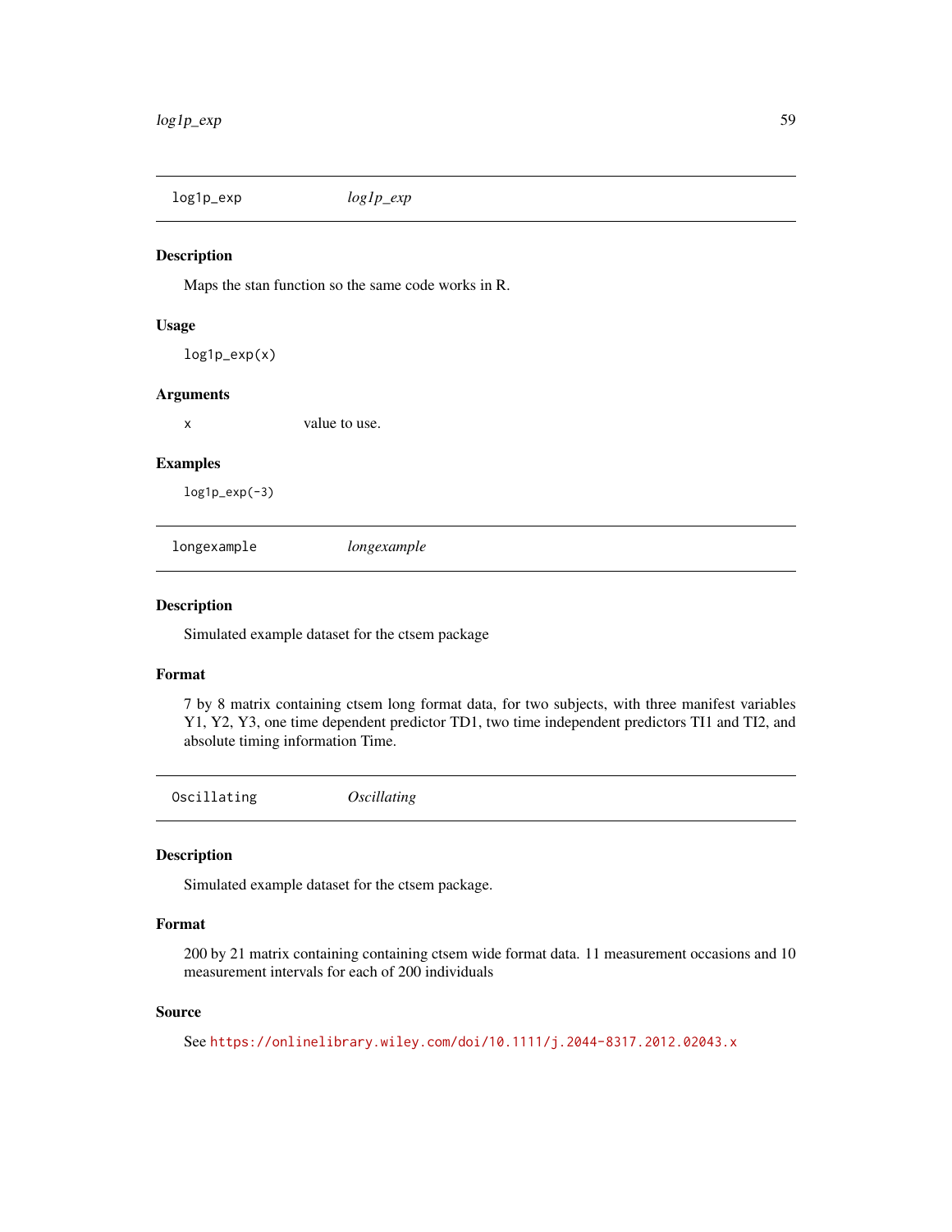## log1p_exp

*log1p_exp*

### Description

Maps the stan function so the same code works in R.

### Usage

```
log1p_exp(x)
```

### Arguments

x value to use.

### Examples

```
log1p_exp(-3)
```

## longexample

*longexample*

### Description

Simulated example dataset for the ctsem package

### Format

7 by 8 matrix containing ctsem long format data, for two subjects, with three manifest variables Y1, Y2, Y3, one time dependent predictor TD1, two time independent predictors TI1 and TI2, and absolute timing information Time.

## Oscillating

*Oscillating*

### Description

Simulated example dataset for the ctsem package.

### Format

200 by 21 matrix containing containing ctsem wide format data. 11 measurement occasions and 10 measurement intervals for each of 200 individuals

### Source

See https://onlinelibrary.wiley.com/doi/10.1111/j.2044-8317.2012.02043.x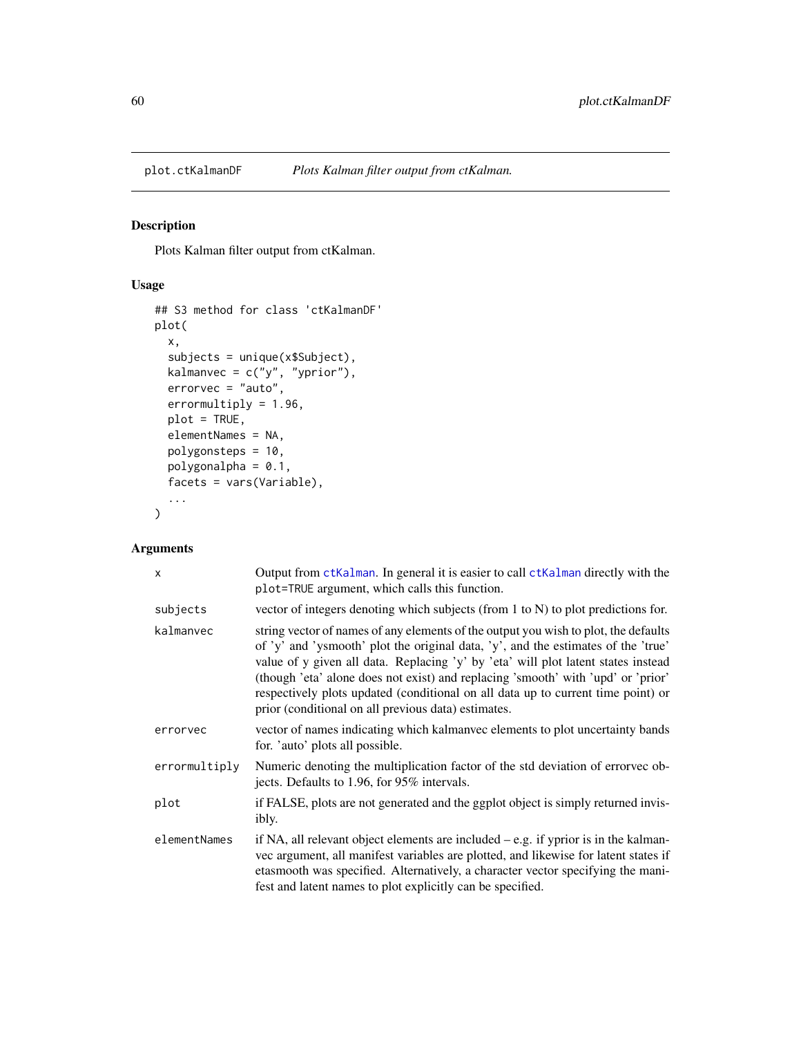# plot.ctKalmanDF *Plots Kalman filter output from ctKalman.*

## Description

Plots Kalman filter output from ctKalman.

## Usage

```
## S3 method for class 'ctKalmanDF'
plot(
  x,
  subjects = unique(x$Subject),
  kalmanvec = c("y", "yprior"),
  errorvec = "auto",
  errormultiply = 1.96,
  plot = TRUE,
  elementNames = NA,
  polygonsteps = 10,
  polygonalpha = 0.1,
  facets = vars(Variable),
  ...
)
```

## Arguments

| | |
|---|---|
| x | Output from ctKalman. In general it is easier to call ctKalman directly with the plot=TRUE argument, which calls this function. |
| subjects | vector of integers denoting which subjects (from 1 to N) to plot predictions for. |
| kalmanvec | string vector of names of any elements of the output you wish to plot, the defaults of 'y' and 'ysmooth' plot the original data, 'y', and the estimates of the 'true' value of y given all data. Replacing 'y' by 'eta' will plot latent states instead (though 'eta' alone does not exist) and replacing 'smooth' with 'upd' or 'prior' respectively plots updated (conditional on all data up to current time point) or prior (conditional on all previous data) estimates. |
| errorvec | vector of names indicating which kalmanvec elements to plot uncertainty bands for. 'auto' plots all possible. |
| errormultiply | Numeric denoting the multiplication factor of the std deviation of errorvec objects. Defaults to 1.96, for 95% intervals. |
| plot | if FALSE, plots are not generated and the ggplot object is simply returned invisibly. |
| elementNames | if NA, all relevant object elements are included – e.g. if yprior is in the kalmanvec argument, all manifest variables are plotted, and likewise for latent states if etasmooth was specified. Alternatively, a character vector specifying the manifest and latent names to plot explicitly can be specified. |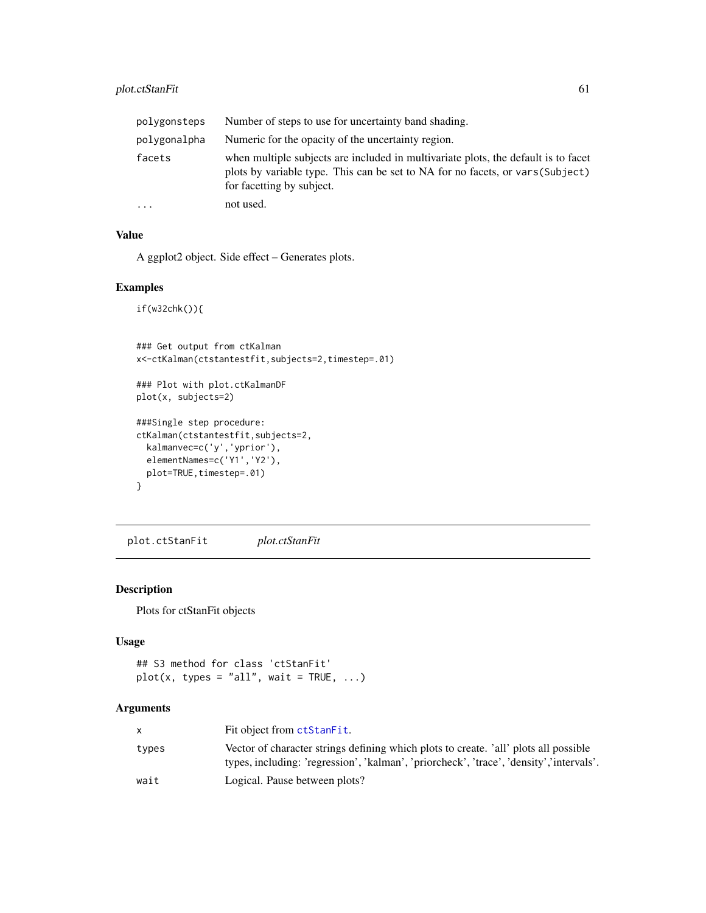| | |
|---|---|
| polygonsteps | Number of steps to use for uncertainty band shading. |
| polygonalpha | Numeric for the opacity of the uncertainty region. |
| facets | when multiple subjects are included in multivariate plots, the default is to facet plots by variable type. This can be set to NA for no facets, or vars(Subject) for facetting by subject. |
| ... | not used. |

### Value

A ggplot2 object. Side effect – Generates plots.

### Examples

```
if(w32chk()){


### Get output from ctKalman
x<-ctKalman(ctstantestfit,subjects=2,timestep=.01)

### Plot with plot.ctKalmanDF
plot(x, subjects=2)

###Single step procedure:
ctKalman(ctstantestfit,subjects=2,
  kalmanvec=c('y','yprior'),
  elementNames=c('Y1','Y2'),
  plot=TRUE,timestep=.01)
}
```

---

## plot.ctStanFit *plot.ctStanFit*

### Description

Plots for ctStanFit objects

### Usage

```
## S3 method for class 'ctStanFit'
plot(x, types = "all", wait = TRUE, ...)
```

### Arguments

| | |
|---|---|
| x | Fit object from ctStanFit. |
| types | Vector of character strings defining which plots to create. 'all' plots all possible types, including: 'regression', 'kalman', 'priorcheck', 'trace', 'density','intervals'. |
| wait | Logical. Pause between plots? |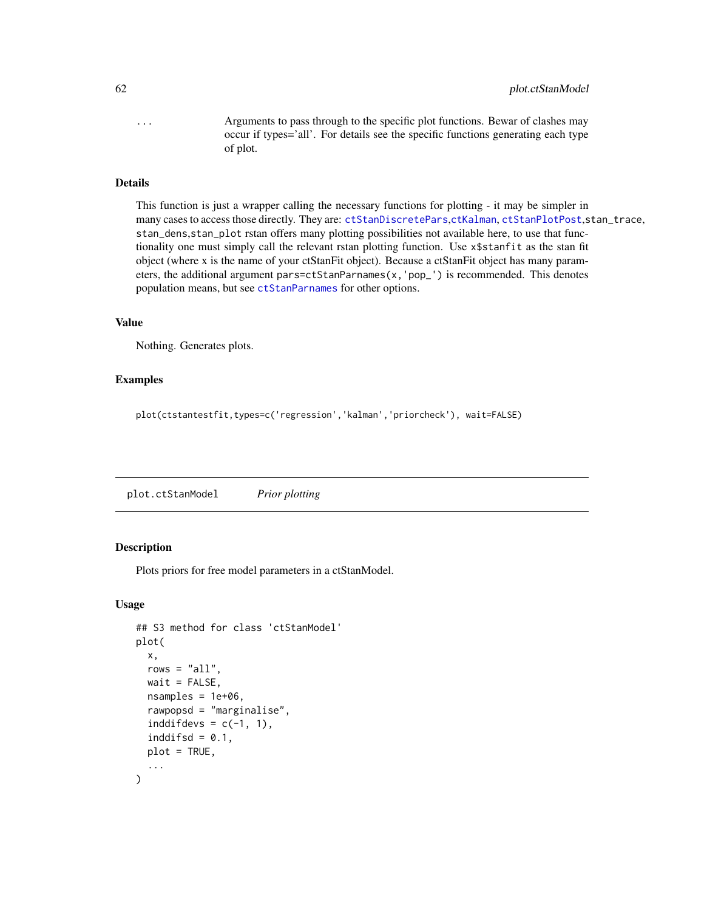...	Arguments to pass through to the specific plot functions. Bewar of clashes may occur if types='all'. For details see the specific functions generating each type of plot.

### Details

This function is just a wrapper calling the necessary functions for plotting - it may be simpler in many cases to access those directly. They are: ctStanDiscretePars,ctKalman, ctStanPlotPost,stan_trace, stan_dens,stan_plot rstan offers many plotting possibilities not available here, to use that functionality one must simply call the relevant rstan plotting function. Use `x$stanfit` as the stan fit object (where x is the name of your ctStanFit object). Because a ctStanFit object has many parameters, the additional argument `pars=ctStanParnames(x,'pop_')` is recommended. This denotes population means, but see ctStanParnames for other options.

### Value

Nothing. Generates plots.

### Examples

```
plot(ctstantestfit,types=c('regression','kalman','priorcheck'), wait=FALSE)
```

## plot.ctStanModel    *Prior plotting*

### Description

Plots priors for free model parameters in a ctStanModel.

### Usage

```
## S3 method for class 'ctStanModel'
plot(
  x,
  rows = "all",
  wait = FALSE,
  nsamples = 1e+06,
  rawpopsd = "marginalise",
  inddifdevs = c(-1, 1),
  inddifsd = 0.1,
  plot = TRUE,
  ...
)
```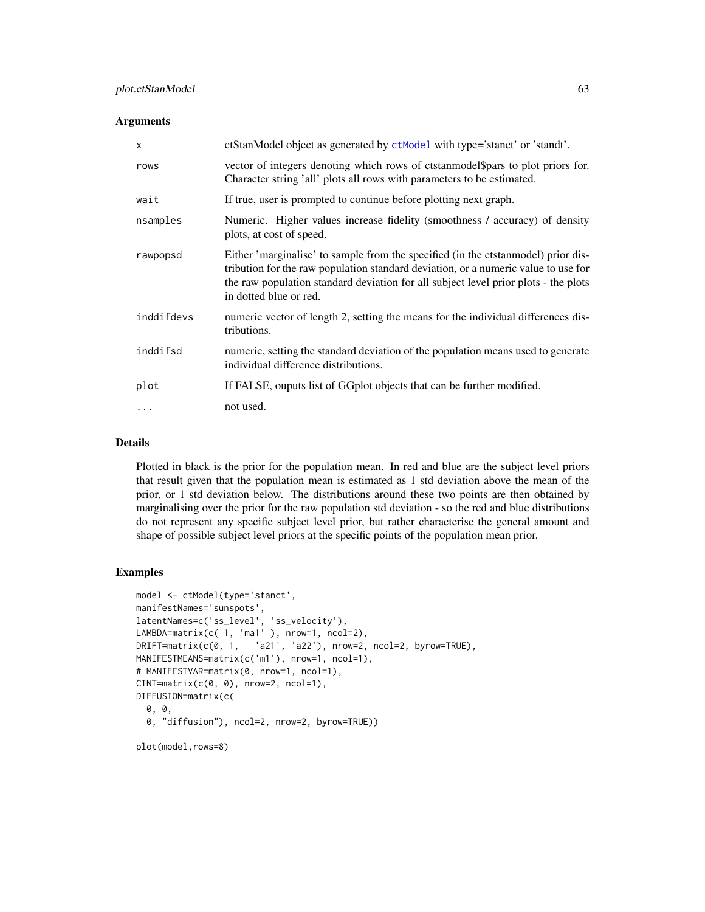### Arguments

| | |
|---|---|
| x | ctStanModel object as generated by `ctModel` with type='stanct' or 'standt'. |
| rows | vector of integers denoting which rows of ctstanmodel$pars to plot priors for. Character string 'all' plots all rows with parameters to be estimated. |
| wait | If true, user is prompted to continue before plotting next graph. |
| nsamples | Numeric. Higher values increase fidelity (smoothness / accuracy) of density plots, at cost of speed. |
| rawpopsd | Either 'marginalise' to sample from the specified (in the ctstanmodel) prior distribution for the raw population standard deviation, or a numeric value to use for the raw population standard deviation for all subject level prior plots - the plots in dotted blue or red. |
| inddifdevs | numeric vector of length 2, setting the means for the individual differences distributions. |
| inddifsd | numeric, setting the standard deviation of the population means used to generate individual difference distributions. |
| plot | If FALSE, ouputs list of GGplot objects that can be further modified. |
| ... | not used. |

### Details

Plotted in black is the prior for the population mean. In red and blue are the subject level priors that result given that the population mean is estimated as 1 std deviation above the mean of the prior, or 1 std deviation below. The distributions around these two points are then obtained by marginalising over the prior for the raw population std deviation - so the red and blue distributions do not represent any specific subject level prior, but rather characterise the general amount and shape of possible subject level priors at the specific points of the population mean prior.

### Examples

```
model <- ctModel(type='stanct',
manifestNames='sunspots',
latentNames=c('ss_level', 'ss_velocity'),
LAMBDA=matrix(c( 1, 'ma1' ), nrow=1, ncol=2),
DRIFT=matrix(c(0, 1,   'a21', 'a22'), nrow=2, ncol=2, byrow=TRUE),
MANIFESTMEANS=matrix(c('m1'), nrow=1, ncol=1),
# MANIFESTVAR=matrix(0, nrow=1, ncol=1),
CINT=matrix(c(0, 0), nrow=2, ncol=1),
DIFFUSION=matrix(c(
  0, 0,
  0, "diffusion"), ncol=2, nrow=2, byrow=TRUE))

plot(model,rows=8)
```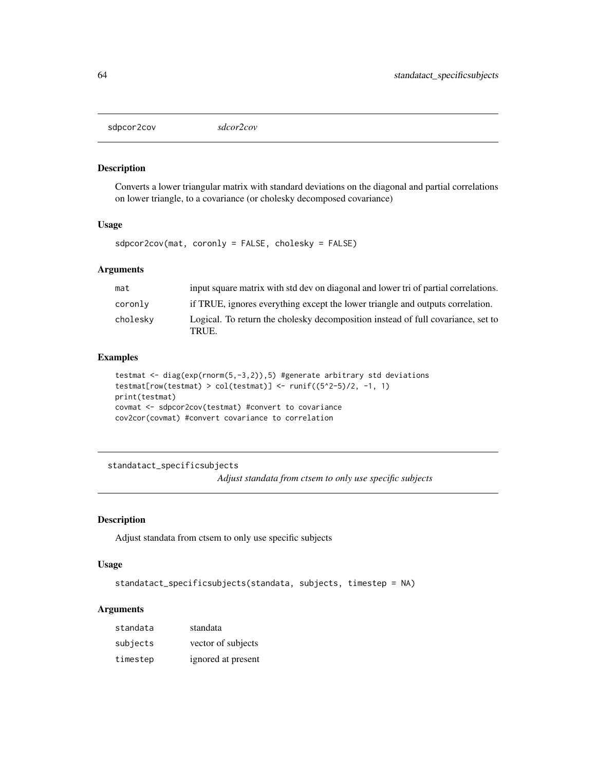## sdpcor2cov *sdcor2cov*

### Description

Converts a lower triangular matrix with standard deviations on the diagonal and partial correlations on lower triangle, to a covariance (or cholesky decomposed covariance)

### Usage

```
sdpcor2cov(mat, coronly = FALSE, cholesky = FALSE)
```

### Arguments

| | |
|---|---|
| mat | input square matrix with std dev on diagonal and lower tri of partial correlations. |
| coronly | if TRUE, ignores everything except the lower triangle and outputs correlation. |
| cholesky | Logical. To return the cholesky decomposition instead of full covariance, set to TRUE. |

### Examples

```
testmat <- diag(exp(rnorm(5,-3,2)),5) #generate arbitrary std deviations
testmat[row(testmat) > col(testmat)] <- runif((5^2-5)/2, -1, 1)
print(testmat)
covmat <- sdpcor2cov(testmat) #convert to covariance
cov2cor(covmat) #convert covariance to correlation
```

## standatact_specificsubjects *Adjust standata from ctsem to only use specific subjects*

### Description

Adjust standata from ctsem to only use specific subjects

### Usage

```
standatact_specificsubjects(standata, subjects, timestep = NA)
```

### Arguments

| | |
|---|---|
| standata | standata |
| subjects | vector of subjects |
| timestep | ignored at present |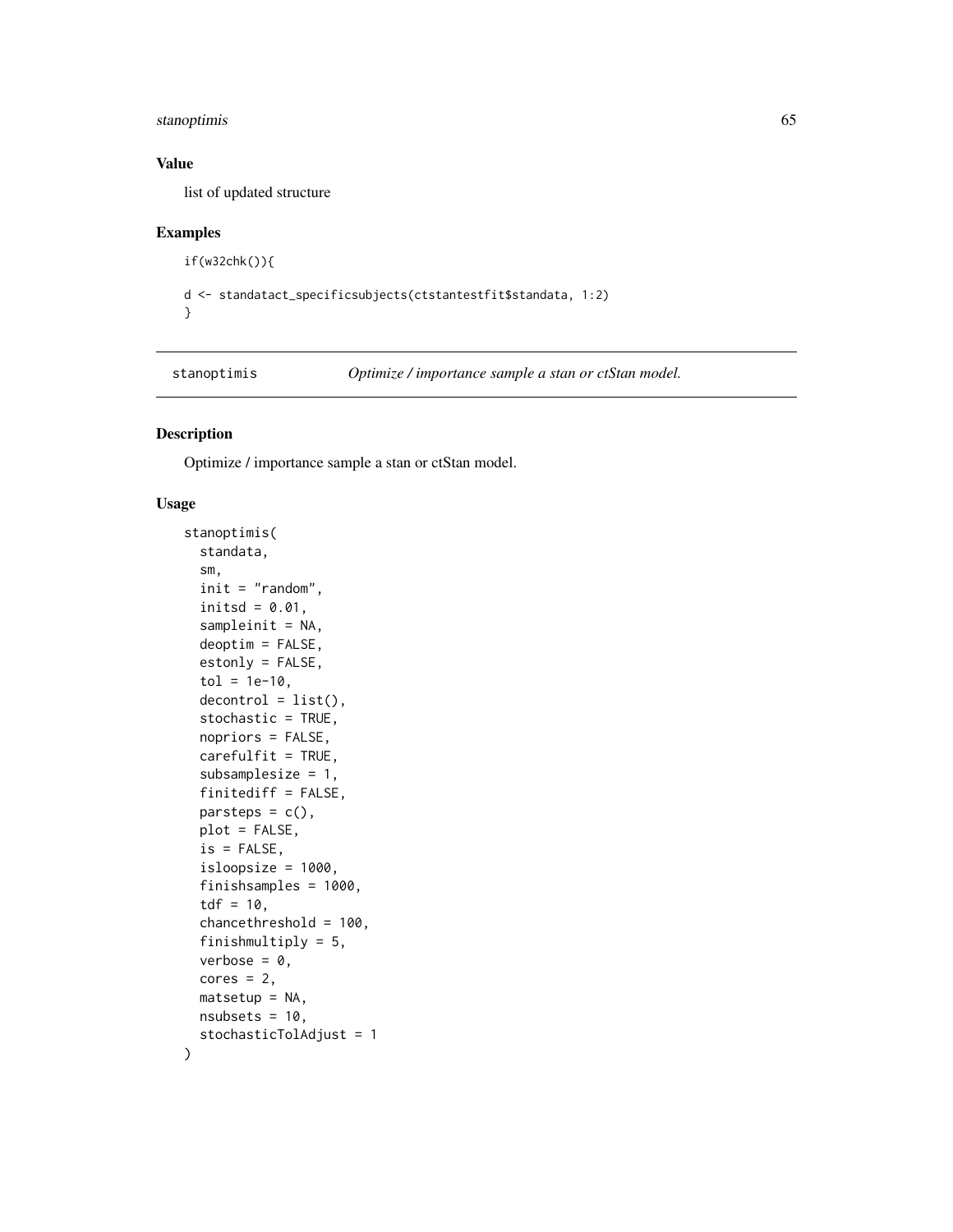## Value

list of updated structure

## Examples

```
if(w32chk()){

d <- standatact_specificsubjects(ctstantestfit$standata, 1:2)
}
```

---

# stanoptimis — *Optimize / importance sample a stan or ctStan model.*

## Description

Optimize / importance sample a stan or ctStan model.

## Usage

```
stanoptimis(
  standata,
  sm,
  init = "random",
  initsd = 0.01,
  sampleinit = NA,
  deoptim = FALSE,
  estonly = FALSE,
  tol = 1e-10,
  decontrol = list(),
  stochastic = TRUE,
  nopriors = FALSE,
  carefulfit = TRUE,
  subsamplesize = 1,
  finitediff = FALSE,
  parsteps = c(),
  plot = FALSE,
  is = FALSE,
  isloopsize = 1000,
  finishsamples = 1000,
  tdf = 10,
  chancethreshold = 100,
  finishmultiply = 5,
  verbose = 0,
  cores = 2,
  matsetup = NA,
  nsubsets = 10,
  stochasticTolAdjust = 1
)
```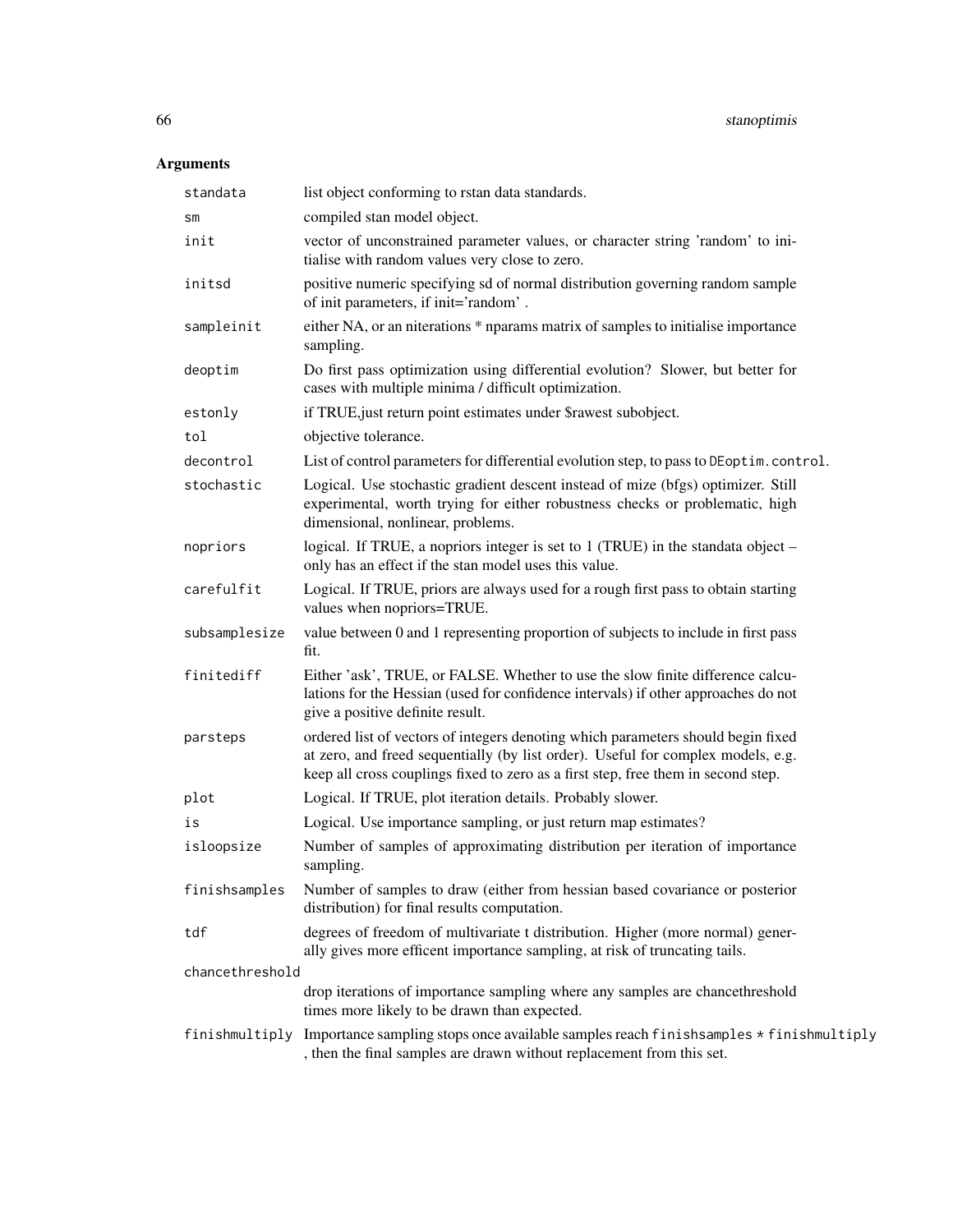## Arguments

| | |
|---|---|
| `standata` | list object conforming to rstan data standards. |
| `sm` | compiled stan model object. |
| `init` | vector of unconstrained parameter values, or character string 'random' to initialise with random values very close to zero. |
| `initsd` | positive numeric specifying sd of normal distribution governing random sample of init parameters, if init='random' . |
| `sampleinit` | either NA, or an niterations * nparams matrix of samples to initialise importance sampling. |
| `deoptim` | Do first pass optimization using differential evolution? Slower, but better for cases with multiple minima / difficult optimization. |
| `estonly` | if TRUE,just return point estimates under $rawest subobject. |
| `tol` | objective tolerance. |
| `decontrol` | List of control parameters for differential evolution step, to pass to `DEoptim.control`. |
| `stochastic` | Logical. Use stochastic gradient descent instead of mize (bfgs) optimizer. Still experimental, worth trying for either robustness checks or problematic, high dimensional, nonlinear, problems. |
| `nopriors` | logical. If TRUE, a nopriors integer is set to 1 (TRUE) in the standata object – only has an effect if the stan model uses this value. |
| `carefulfit` | Logical. If TRUE, priors are always used for a rough first pass to obtain starting values when nopriors=TRUE. |
| `subsamplesize` | value between 0 and 1 representing proportion of subjects to include in first pass fit. |
| `finitediff` | Either 'ask', TRUE, or FALSE. Whether to use the slow finite difference calculations for the Hessian (used for confidence intervals) if other approaches do not give a positive definite result. |
| `parsteps` | ordered list of vectors of integers denoting which parameters should begin fixed at zero, and freed sequentially (by list order). Useful for complex models, e.g. keep all cross couplings fixed to zero as a first step, free them in second step. |
| `plot` | Logical. If TRUE, plot iteration details. Probably slower. |
| `is` | Logical. Use importance sampling, or just return map estimates? |
| `isloopsize` | Number of samples of approximating distribution per iteration of importance sampling. |
| `finishsamples` | Number of samples to draw (either from hessian based covariance or posterior distribution) for final results computation. |
| `tdf` | degrees of freedom of multivariate t distribution. Higher (more normal) generally gives more efficent importance sampling, at risk of truncating tails. |
| `chancethreshold` | drop iterations of importance sampling where any samples are chancethreshold times more likely to be drawn than expected. |
| `finishmultiply` | Importance sampling stops once available samples reach `finishsamples * finishmultiply` , then the final samples are drawn without replacement from this set. |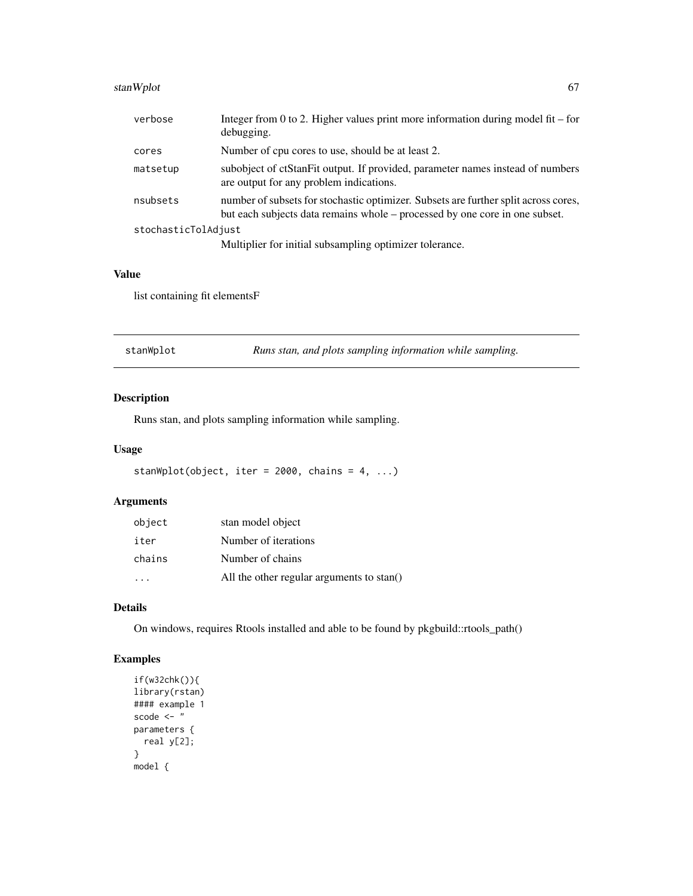| | |
|---|---|
| verbose | Integer from 0 to 2. Higher values print more information during model fit – for debugging. |
| cores | Number of cpu cores to use, should be at least 2. |
| matsetup | subobject of ctStanFit output. If provided, parameter names instead of numbers are output for any problem indications. |
| nsubsets | number of subsets for stochastic optimizer. Subsets are further split across cores, but each subjects data remains whole – processed by one core in one subset. |
| stochasticTolAdjust | Multiplier for initial subsampling optimizer tolerance. |

### Value

list containing fit elementsF

---

## stanWplot — *Runs stan, and plots sampling information while sampling.*

### Description

Runs stan, and plots sampling information while sampling.

### Usage

```
stanWplot(object, iter = 2000, chains = 4, ...)
```

### Arguments

| | |
|---|---|
| object | stan model object |
| iter | Number of iterations |
| chains | Number of chains |
| ... | All the other regular arguments to stan() |

### Details

On windows, requires Rtools installed and able to be found by pkgbuild::rtools_path()

### Examples

```
if(w32chk()){
library(rstan)
#### example 1
scode <- "
parameters {
  real y[2];
}
model {
```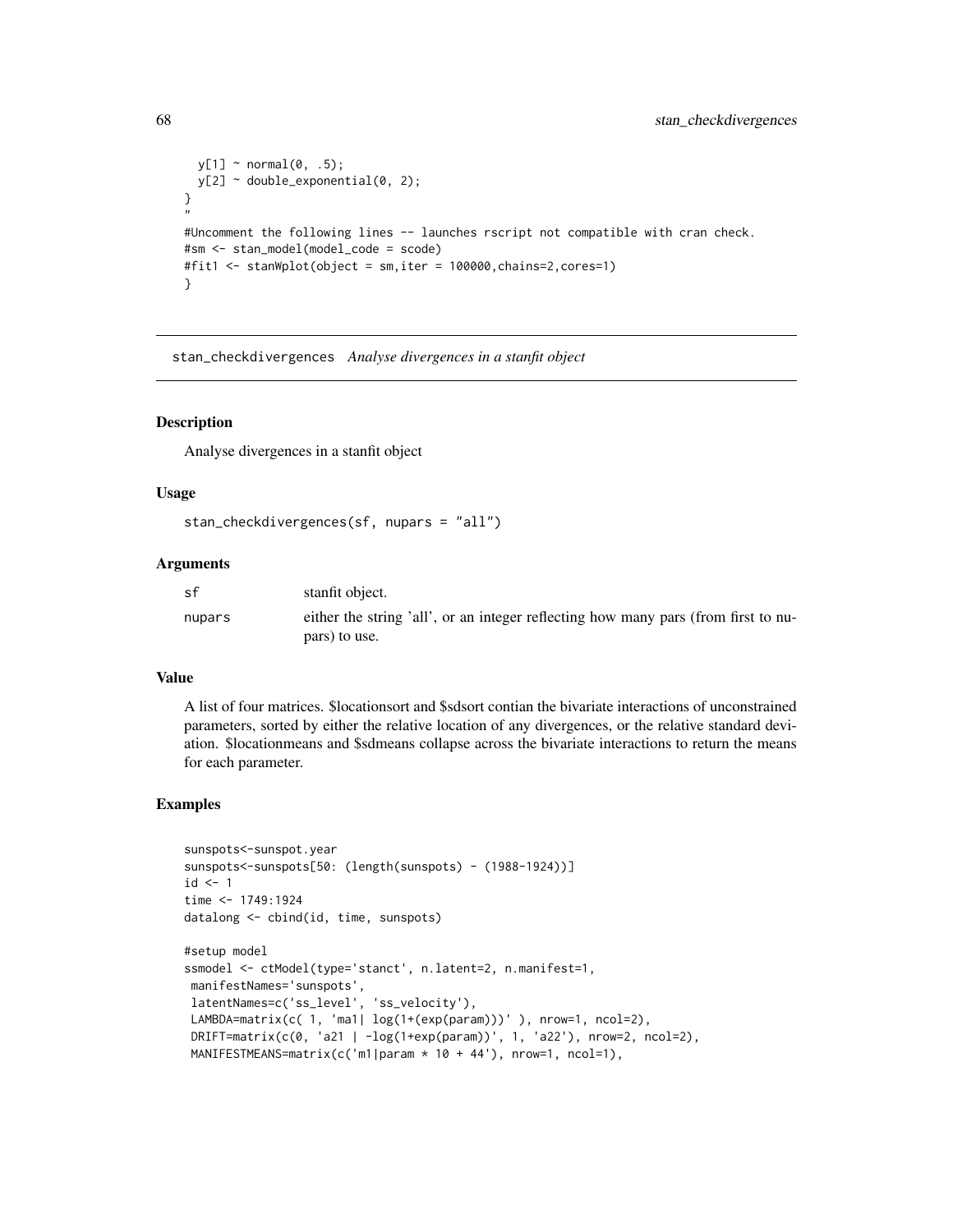```
  y[1] ~ normal(0, .5);
  y[2] ~ double_exponential(0, 2);
}
"
#Uncomment the following lines -- launches rscript not compatible with cran check.
#sm <- stan_model(model_code = scode)
#fit1 <- stanWplot(object = sm,iter = 100000,chains=2,cores=1)
}
```

## stan_checkdivergences *Analyse divergences in a stanfit object*

### Description

Analyse divergences in a stanfit object

### Usage

```
stan_checkdivergences(sf, nupars = "all")
```

### Arguments

| | |
|---|---|
| sf | stanfit object. |
| nupars | either the string 'all', or an integer reflecting how many pars (from first to nupars) to use. |

### Value

A list of four matrices. $locationsort and $sdsort contian the bivariate interactions of unconstrained parameters, sorted by either the relative location of any divergences, or the relative standard deviation. $locationmeans and $sdmeans collapse across the bivariate interactions to return the means for each parameter.

### Examples

```
sunspots<-sunspot.year
sunspots<-sunspots[50: (length(sunspots) - (1988-1924))]
id <- 1
time <- 1749:1924
datalong <- cbind(id, time, sunspots)

#setup model
ssmodel <- ctModel(type='stanct', n.latent=2, n.manifest=1,
 manifestNames='sunspots',
 latentNames=c('ss_level', 'ss_velocity'),
 LAMBDA=matrix(c( 1, 'ma1| log(1+(exp(param)))' ), nrow=1, ncol=2),
 DRIFT=matrix(c(0, 'a21 | -log(1+exp(param))', 1, 'a22'), nrow=2, ncol=2),
 MANIFESTMEANS=matrix(c('m1|param * 10 + 44'), nrow=1, ncol=1),
```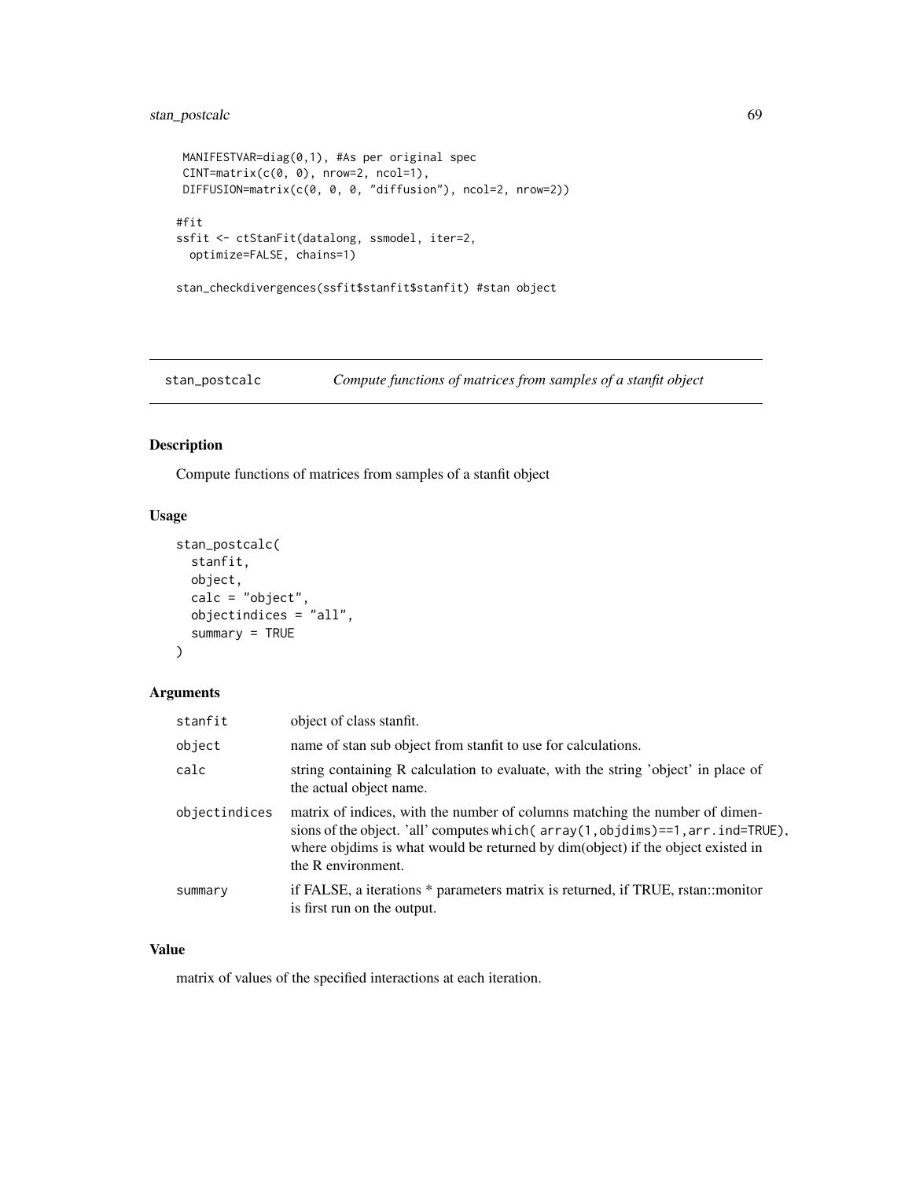```
 MANIFESTVAR=diag(0,1), #As per original spec
 CINT=matrix(c(0, 0), nrow=2, ncol=1),
 DIFFUSION=matrix(c(0, 0, 0, "diffusion"), ncol=2, nrow=2))

#fit
ssfit <- ctStanFit(datalong, ssmodel, iter=2,
  optimize=FALSE, chains=1)

stan_checkdivergences(ssfit$stanfit$stanfit) #stan object
```

## stan_postcalc *Compute functions of matrices from samples of a stanfit object*

### Description

Compute functions of matrices from samples of a stanfit object

### Usage

```
stan_postcalc(
  stanfit,
  object,
  calc = "object",
  objectindices = "all",
  summary = TRUE
)
```

### Arguments

| | |
|---|---|
| stanfit | object of class stanfit. |
| object | name of stan sub object from stanfit to use for calculations. |
| calc | string containing R calculation to evaluate, with the string 'object' in place of the actual object name. |
| objectindices | matrix of indices, with the number of columns matching the number of dimensions of the object. 'all' computes `which( array(1,objdims)==1,arr.ind=TRUE)`, where objdims is what would be returned by dim(object) if the object existed in the R environment. |
| summary | if FALSE, a iterations * parameters matrix is returned, if TRUE, rstan::monitor is first run on the output. |

### Value

matrix of values of the specified interactions at each iteration.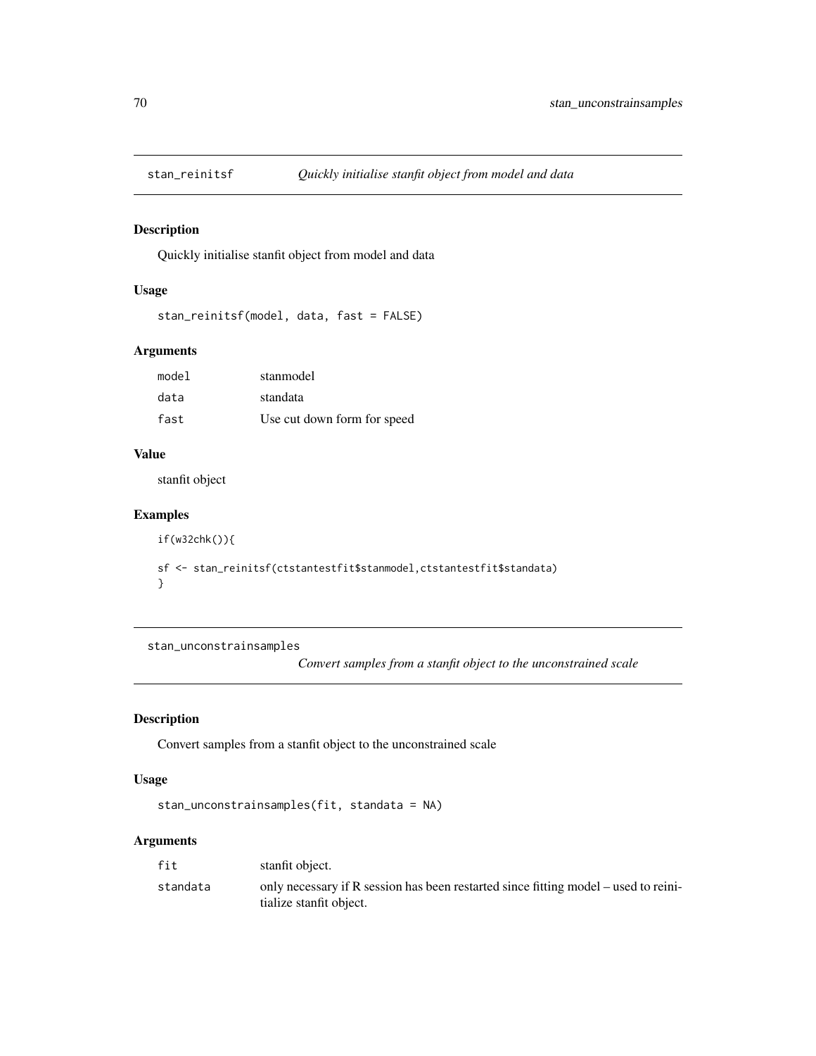## stan_reinitsf — *Quickly initialise stanfit object from model and data*

### Description

Quickly initialise stanfit object from model and data

### Usage

```
stan_reinitsf(model, data, fast = FALSE)
```

### Arguments

| | |
|---|---|
| `model` | stanmodel |
| `data` | standata |
| `fast` | Use cut down form for speed |

### Value

stanfit object

### Examples

```
if(w32chk()){

sf <- stan_reinitsf(ctstantestfit$stanmodel,ctstantestfit$standata)
}
```

## stan_unconstrainsamples — *Convert samples from a stanfit object to the unconstrained scale*

### Description

Convert samples from a stanfit object to the unconstrained scale

### Usage

```
stan_unconstrainsamples(fit, standata = NA)
```

### Arguments

| | |
|---|---|
| `fit` | stanfit object. |
| `standata` | only necessary if R session has been restarted since fitting model – used to reinitialize stanfit object. |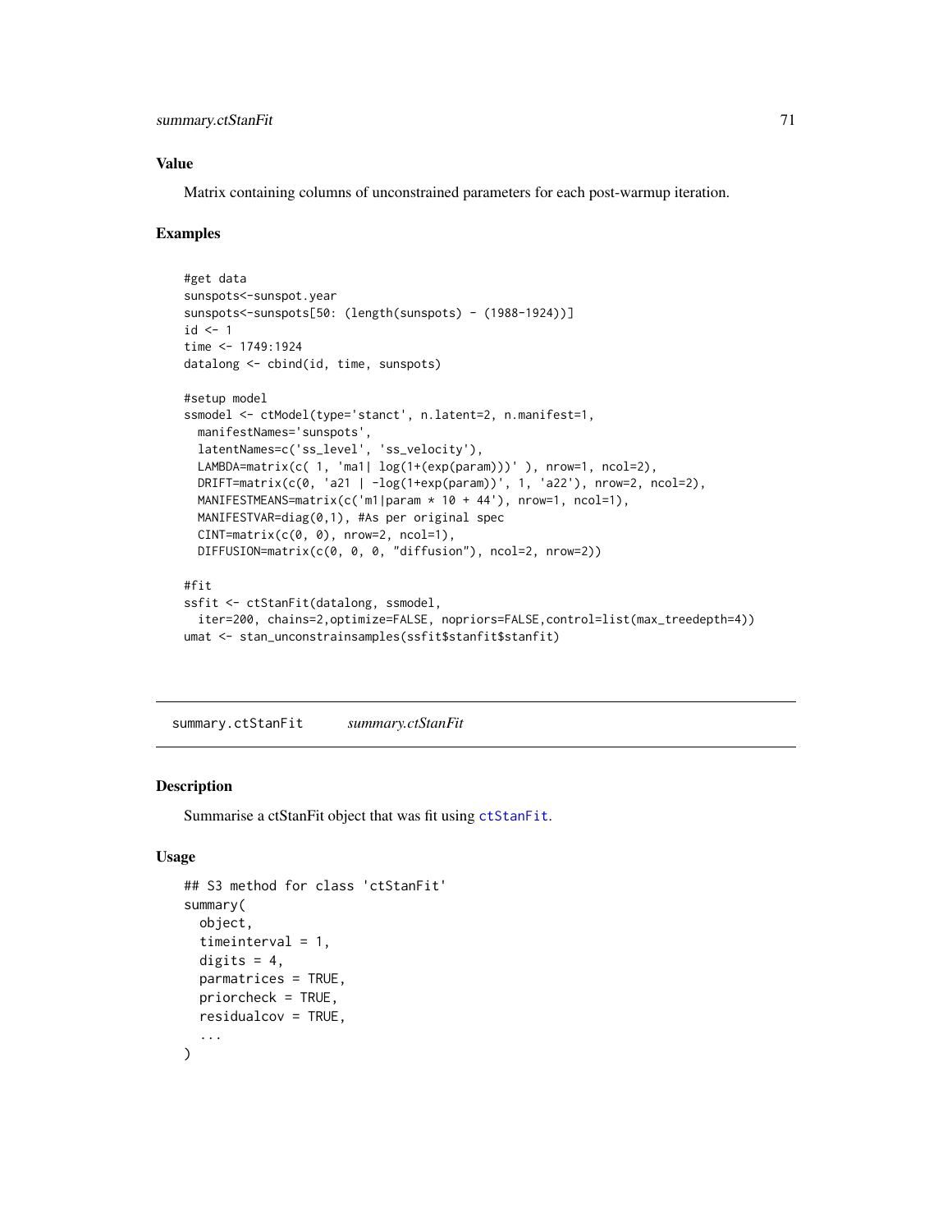## Value

Matrix containing columns of unconstrained parameters for each post-warmup iteration.

## Examples

```
#get data
sunspots<-sunspot.year
sunspots<-sunspots[50: (length(sunspots) - (1988-1924))]
id <- 1
time <- 1749:1924
datalong <- cbind(id, time, sunspots)

#setup model
ssmodel <- ctModel(type='stanct', n.latent=2, n.manifest=1,
  manifestNames='sunspots',
  latentNames=c('ss_level', 'ss_velocity'),
  LAMBDA=matrix(c( 1, 'ma1| log(1+(exp(param)))' ), nrow=1, ncol=2),
  DRIFT=matrix(c(0, 'a21 | -log(1+exp(param))', 1, 'a22'), nrow=2, ncol=2),
  MANIFESTMEANS=matrix(c('m1|param * 10 + 44'), nrow=1, ncol=1),
  MANIFESTVAR=diag(0,1), #As per original spec
  CINT=matrix(c(0, 0), nrow=2, ncol=1),
  DIFFUSION=matrix(c(0, 0, 0, "diffusion"), ncol=2, nrow=2))

#fit
ssfit <- ctStanFit(datalong, ssmodel,
  iter=200, chains=2,optimize=FALSE, nopriors=FALSE,control=list(max_treedepth=4))
umat <- stan_unconstrainsamples(ssfit$stanfit$stanfit)
```

---

# summary.ctStanFit *summary.ctStanFit*

## Description

Summarise a ctStanFit object that was fit using ctStanFit.

## Usage

```
## S3 method for class 'ctStanFit'
summary(
  object,
  timeinterval = 1,
  digits = 4,
  parmatrices = TRUE,
  priorcheck = TRUE,
  residualcov = TRUE,
  ...
)
```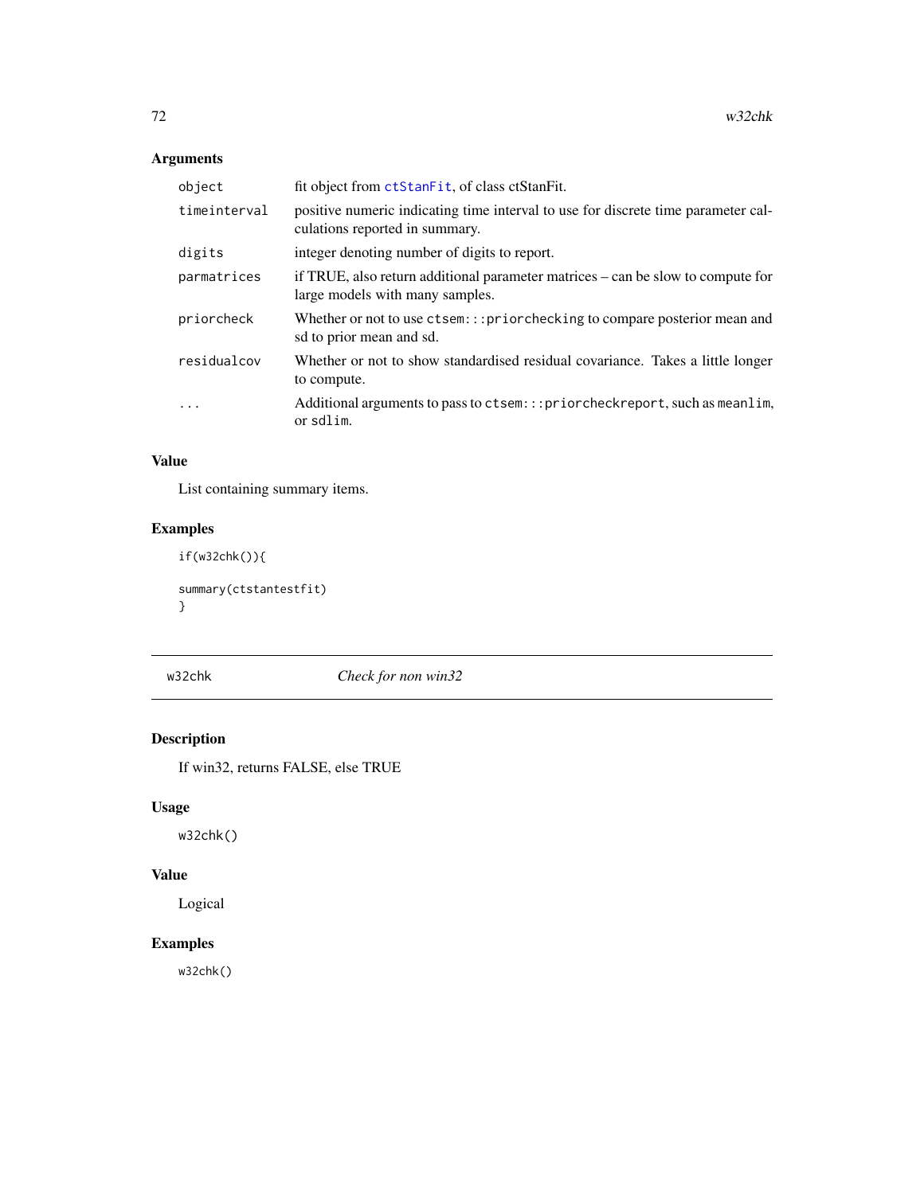## Arguments

| | |
|---|---|
| object | fit object from ctStanFit, of class ctStanFit. |
| timeinterval | positive numeric indicating time interval to use for discrete time parameter calculations reported in summary. |
| digits | integer denoting number of digits to report. |
| parmatrices | if TRUE, also return additional parameter matrices – can be slow to compute for large models with many samples. |
| priorcheck | Whether or not to use `ctsem:::priorchecking` to compare posterior mean and sd to prior mean and sd. |
| residualcov | Whether or not to show standardised residual covariance. Takes a little longer to compute. |
| ... | Additional arguments to pass to `ctsem:::priorcheckreport`, such as `meanlim`, or `sdlim`. |

## Value

List containing summary items.

## Examples

```
if(w32chk()){

summary(ctstantestfit)
}
```

---

# w32chk — *Check for non win32*

## Description

If win32, returns FALSE, else TRUE

## Usage

```
w32chk()
```

## Value

Logical

## Examples

```
w32chk()
```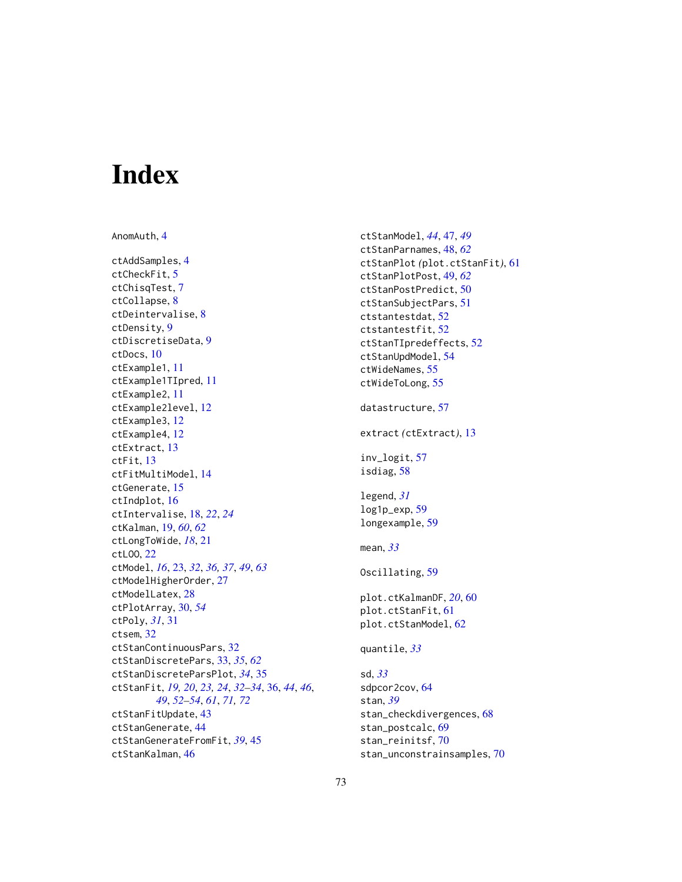# Index

AnomAuth, 4

ctAddSamples, 4
ctCheckFit, 5
ctChisqTest, 7
ctCollapse, 8
ctDeintervalise, 8
ctDensity, 9
ctDiscretiseData, 9
ctDocs, 10
ctExample1, 11
ctExample1TIpred, 11
ctExample2, 11
ctExample2level, 12
ctExample3, 12
ctExample4, 12
ctExtract, 13
ctFit, 13
ctFitMultiModel, 14
ctGenerate, 15
ctIndplot, 16
ctIntervalise, 18, *22*, *24*
ctKalman, 19, *60*, *62*
ctLongToWide, *18*, 21
ctLOO, 22
ctModel, *16*, 23, *32*, *36, 37*, *49*, *63*
ctModelHigherOrder, 27
ctModelLatex, 28
ctPlotArray, 30, *54*
ctPoly, *31*, 31
ctsem, 32
ctStanContinuousPars, 32
ctStanDiscretePars, 33, *35*, *62*
ctStanDiscreteParsPlot, *34*, 35
ctStanFit, *19, 20*, *23, 24*, *32–34*, 36, *44*, *46*, *49*, *52–54*, *61*, *71, 72*
ctStanFitUpdate, 43
ctStanGenerate, 44
ctStanGenerateFromFit, *39*, 45
ctStanKalman, 46
ctStanModel, *44*, 47, *49*
ctStanParnames, 48, *62*
ctStanPlot *(*plot.ctStanFit*)*, 61
ctStanPlotPost, 49, *62*
ctStanPostPredict, 50
ctStanSubjectPars, 51
ctstantestdat, 52
ctstantestfit, 52
ctStanTIpredeffects, 52
ctStanUpdModel, 54
ctWideNames, 55
ctWideToLong, 55

datastructure, 57

extract *(*ctExtract*)*, 13

inv_logit, 57
isdiag, 58

legend, *31*
log1p_exp, 59
longexample, 59

mean, *33*

Oscillating, 59

plot.ctKalmanDF, *20*, 60
plot.ctStanFit, 61
plot.ctStanModel, 62

quantile, *33*

sd, *33*
sdpcor2cov, 64
stan, *39*
stan_checkdivergences, 68
stan_postcalc, 69
stan_reinitsf, 70
stan_unconstrainsamples, 70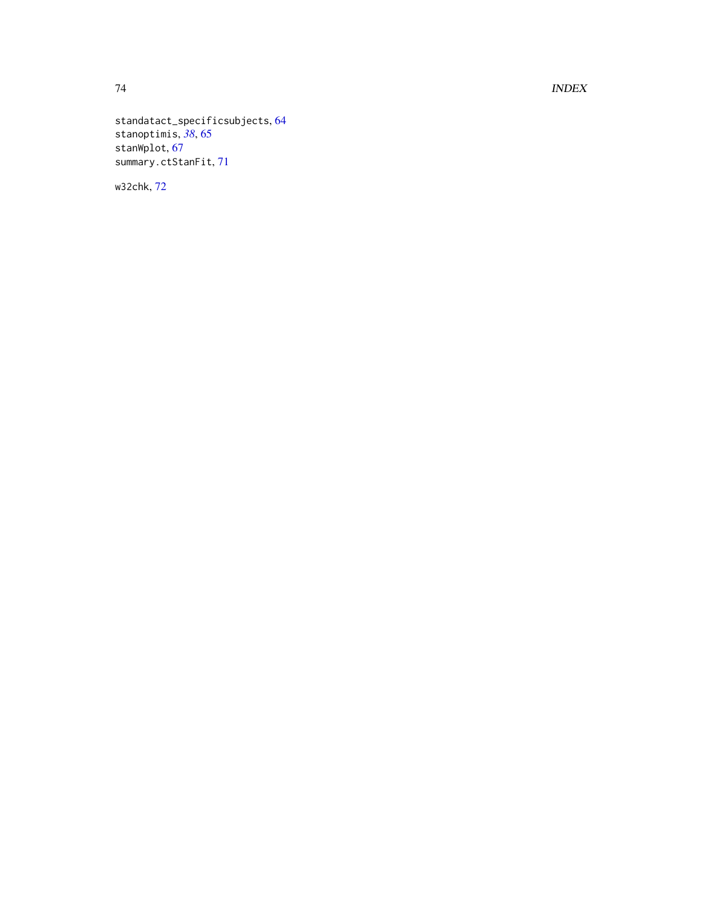standatact_specificsubjects, 64
stanoptimis, *38*, 65
stanWplot, 67
summary.ctStanFit, 71

w32chk, 72